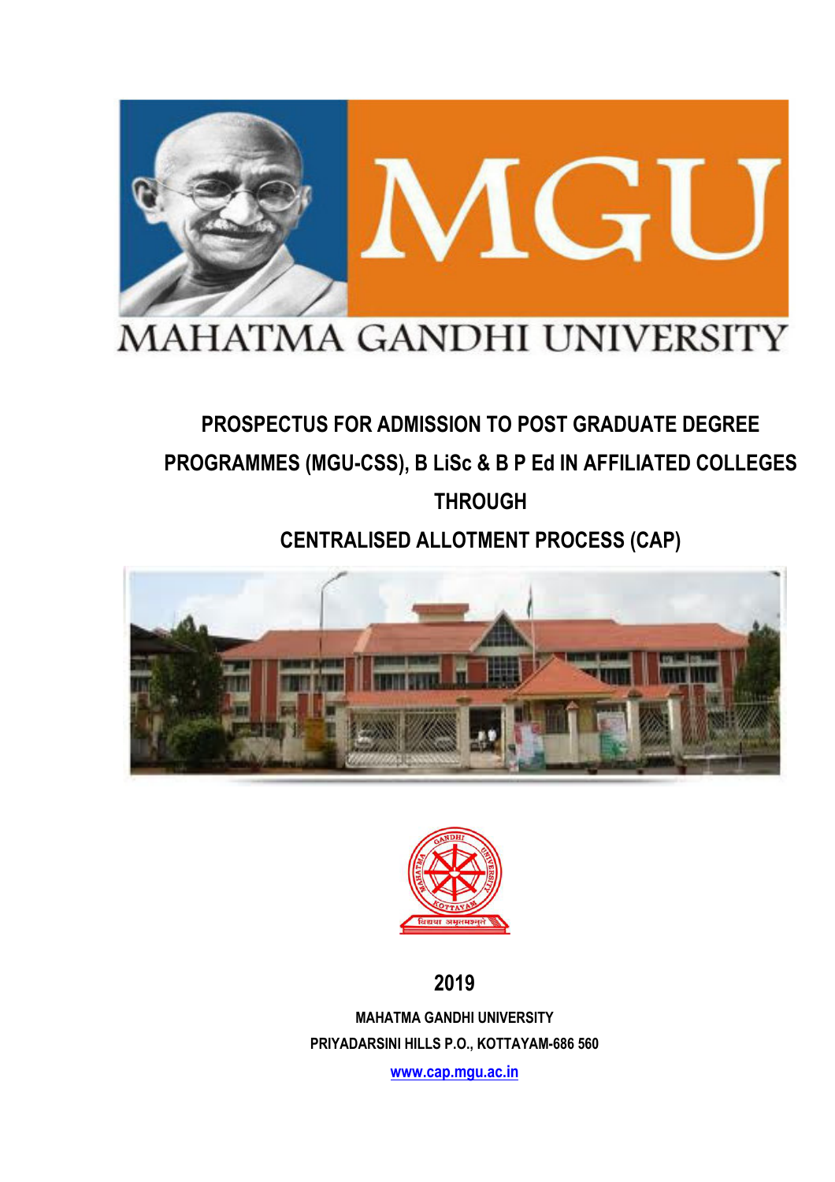MGU

MAHATMA GANDHI UNIVERSITY

# PROSPECTUS FOR ADMISSION TO POST GRADUATE DEGREE PROGRAMMES (MGU-CSS), B LiSc & B P Ed IN AFFILIATED COLLEGES THROUGH CENTRALISED ALLOTMENT PROCESS (CAP)

## 2019

**MAHATMA GANDHI UNIVERSITY**

**PRIYADARSINI HILLS P.O., KOTTAYAM-686 560**

**www.cap.mgu.ac.in**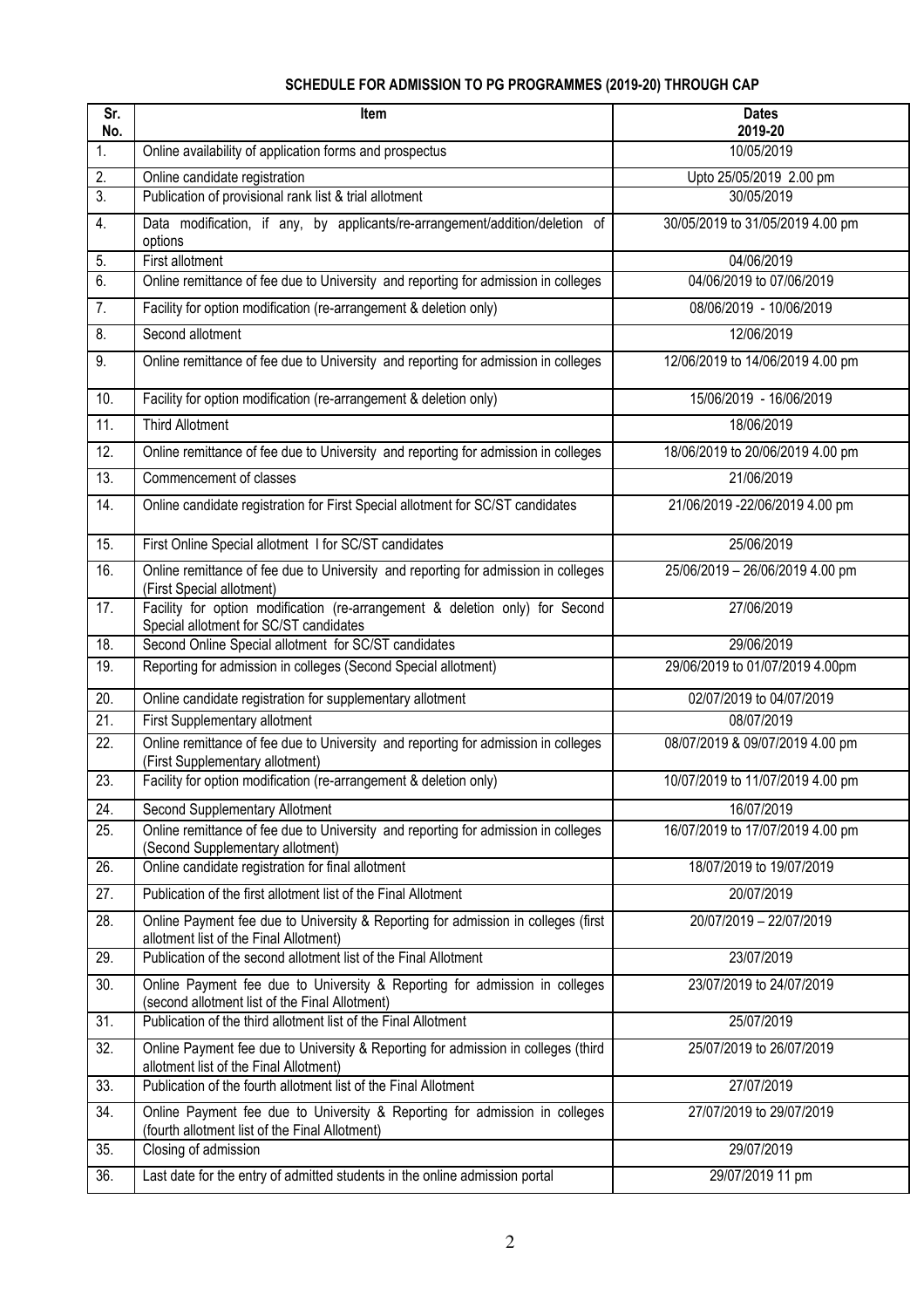**SCHEDULE FOR ADMISSION TO PG PROGRAMMES (2019-20) THROUGH CAP**

| Sr. No. | Item | Dates 2019-20 |
|---|---|---|
| 1. | Online availability of application forms and prospectus | 10/05/2019 |
| 2. | Online candidate registration | Upto 25/05/2019 2.00 pm |
| 3. | Publication of provisional rank list & trial allotment | 30/05/2019 |
| 4. | Data modification, if any, by applicants/re-arrangement/addition/deletion of options | 30/05/2019 to 31/05/2019 4.00 pm |
| 5. | First allotment | 04/06/2019 |
| 6. | Online remittance of fee due to University and reporting for admission in colleges | 04/06/2019 to 07/06/2019 |
| 7. | Facility for option modification (re-arrangement & deletion only) | 08/06/2019 - 10/06/2019 |
| 8. | Second allotment | 12/06/2019 |
| 9. | Online remittance of fee due to University and reporting for admission in colleges | 12/06/2019 to 14/06/2019 4.00 pm |
| 10. | Facility for option modification (re-arrangement & deletion only) | 15/06/2019 - 16/06/2019 |
| 11. | Third Allotment | 18/06/2019 |
| 12. | Online remittance of fee due to University and reporting for admission in colleges | 18/06/2019 to 20/06/2019 4.00 pm |
| 13. | Commencement of classes | 21/06/2019 |
| 14. | Online candidate registration for First Special allotment for SC/ST candidates | 21/06/2019 -22/06/2019 4.00 pm |
| 15. | First Online Special allotment I for SC/ST candidates | 25/06/2019 |
| 16. | Online remittance of fee due to University and reporting for admission in colleges (First Special allotment) | 25/06/2019 – 26/06/2019 4.00 pm |
| 17. | Facility for option modification (re-arrangement & deletion only) for Second Special allotment for SC/ST candidates | 27/06/2019 |
| 18. | Second Online Special allotment for SC/ST candidates | 29/06/2019 |
| 19. | Reporting for admission in colleges (Second Special allotment) | 29/06/2019 to 01/07/2019 4.00pm |
| 20. | Online candidate registration for supplementary allotment | 02/07/2019 to 04/07/2019 |
| 21. | First Supplementary allotment | 08/07/2019 |
| 22. | Online remittance of fee due to University and reporting for admission in colleges (First Supplementary allotment) | 08/07/2019 & 09/07/2019 4.00 pm |
| 23. | Facility for option modification (re-arrangement & deletion only) | 10/07/2019 to 11/07/2019 4.00 pm |
| 24. | Second Supplementary Allotment | 16/07/2019 |
| 25. | Online remittance of fee due to University and reporting for admission in colleges (Second Supplementary allotment) | 16/07/2019 to 17/07/2019 4.00 pm |
| 26. | Online candidate registration for final allotment | 18/07/2019 to 19/07/2019 |
| 27. | Publication of the first allotment list of the Final Allotment | 20/07/2019 |
| 28. | Online Payment fee due to University & Reporting for admission in colleges (first allotment list of the Final Allotment) | 20/07/2019 – 22/07/2019 |
| 29. | Publication of the second allotment list of the Final Allotment | 23/07/2019 |
| 30. | Online Payment fee due to University & Reporting for admission in colleges (second allotment list of the Final Allotment) | 23/07/2019 to 24/07/2019 |
| 31. | Publication of the third allotment list of the Final Allotment | 25/07/2019 |
| 32. | Online Payment fee due to University & Reporting for admission in colleges (third allotment list of the Final Allotment) | 25/07/2019 to 26/07/2019 |
| 33. | Publication of the fourth allotment list of the Final Allotment | 27/07/2019 |
| 34. | Online Payment fee due to University & Reporting for admission in colleges (fourth allotment list of the Final Allotment) | 27/07/2019 to 29/07/2019 |
| 35. | Closing of admission | 29/07/2019 |
| 36. | Last date for the entry of admitted students in the online admission portal | 29/07/2019 11 pm |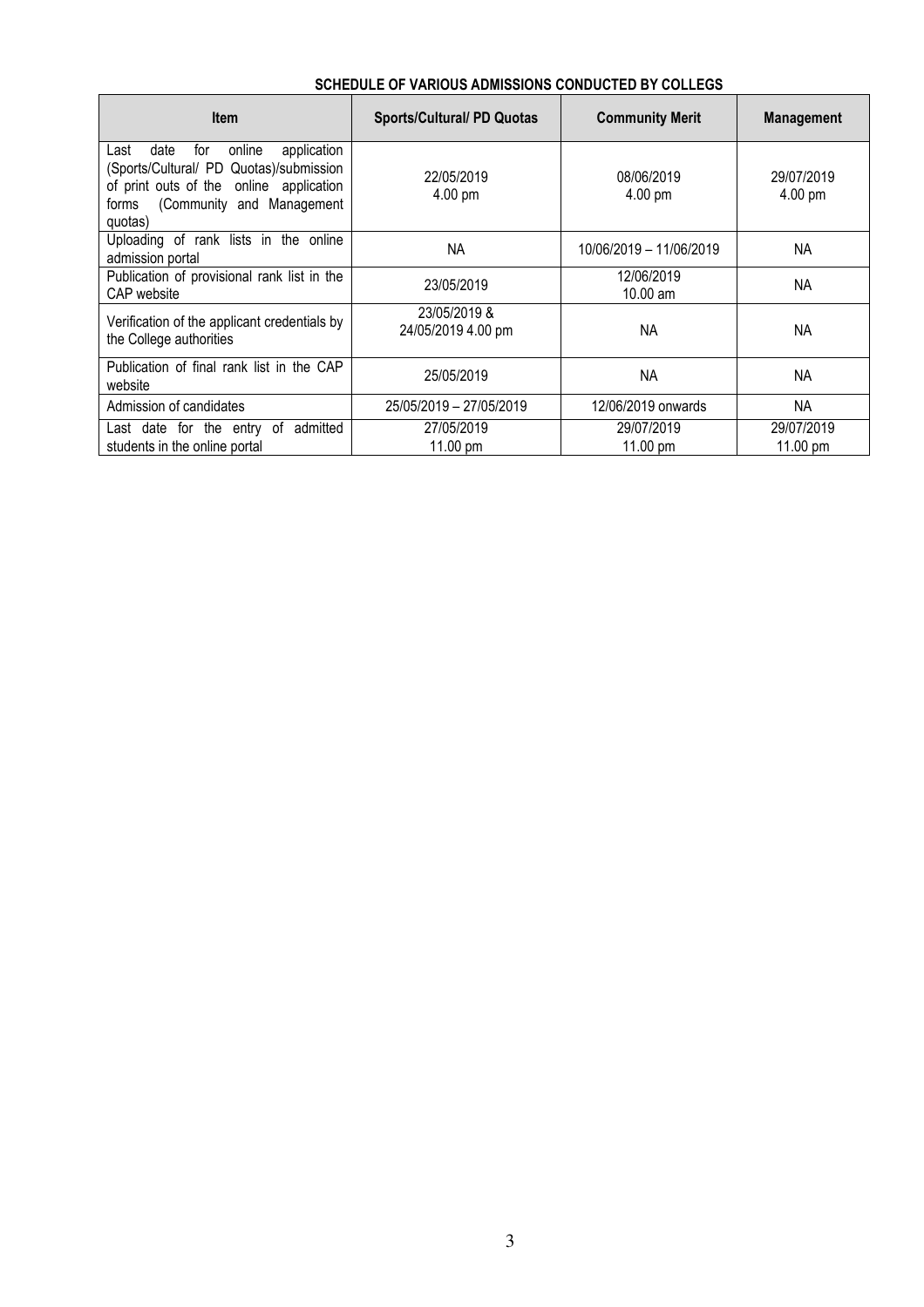**SCHEDULE OF VARIOUS ADMISSIONS CONDUCTED BY COLLEGS**

| Item | Sports/Cultural/ PD Quotas | Community Merit | Management |
|---|---|---|---|
| Last date for online application (Sports/Cultural/ PD Quotas)/submission of print outs of the online application forms (Community and Management quotas) | 22/05/2019 4.00 pm | 08/06/2019 4.00 pm | 29/07/2019 4.00 pm |
| Uploading of rank lists in the online admission portal | NA | 10/06/2019 – 11/06/2019 | NA |
| Publication of provisional rank list in the CAP website | 23/05/2019 | 12/06/2019 10.00 am | NA |
| Verification of the applicant credentials by the College authorities | 23/05/2019 & 24/05/2019 4.00 pm | NA | NA |
| Publication of final rank list in the CAP website | 25/05/2019 | NA | NA |
| Admission of candidates | 25/05/2019 – 27/05/2019 | 12/06/2019 onwards | NA |
| Last date for the entry of admitted students in the online portal | 27/05/2019 11.00 pm | 29/07/2019 11.00 pm | 29/07/2019 11.00 pm |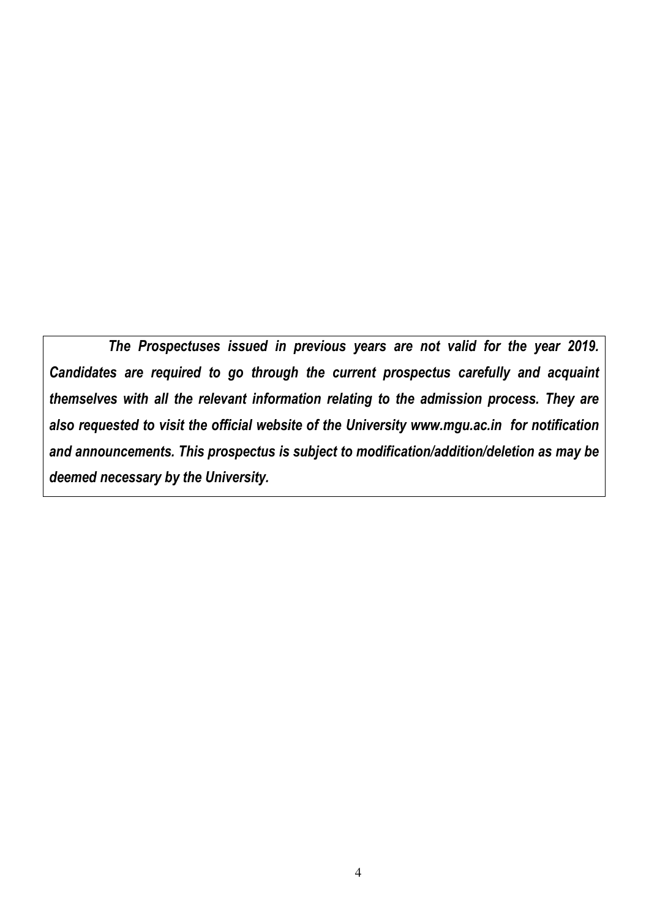***The Prospectuses issued in previous years are not valid for the year 2019. Candidates are required to go through the current prospectus carefully and acquaint themselves with all the relevant information relating to the admission process. They are also requested to visit the official website of the University www.mgu.ac.in for notification and announcements. This prospectus is subject to modification/addition/deletion as may be deemed necessary by the University.***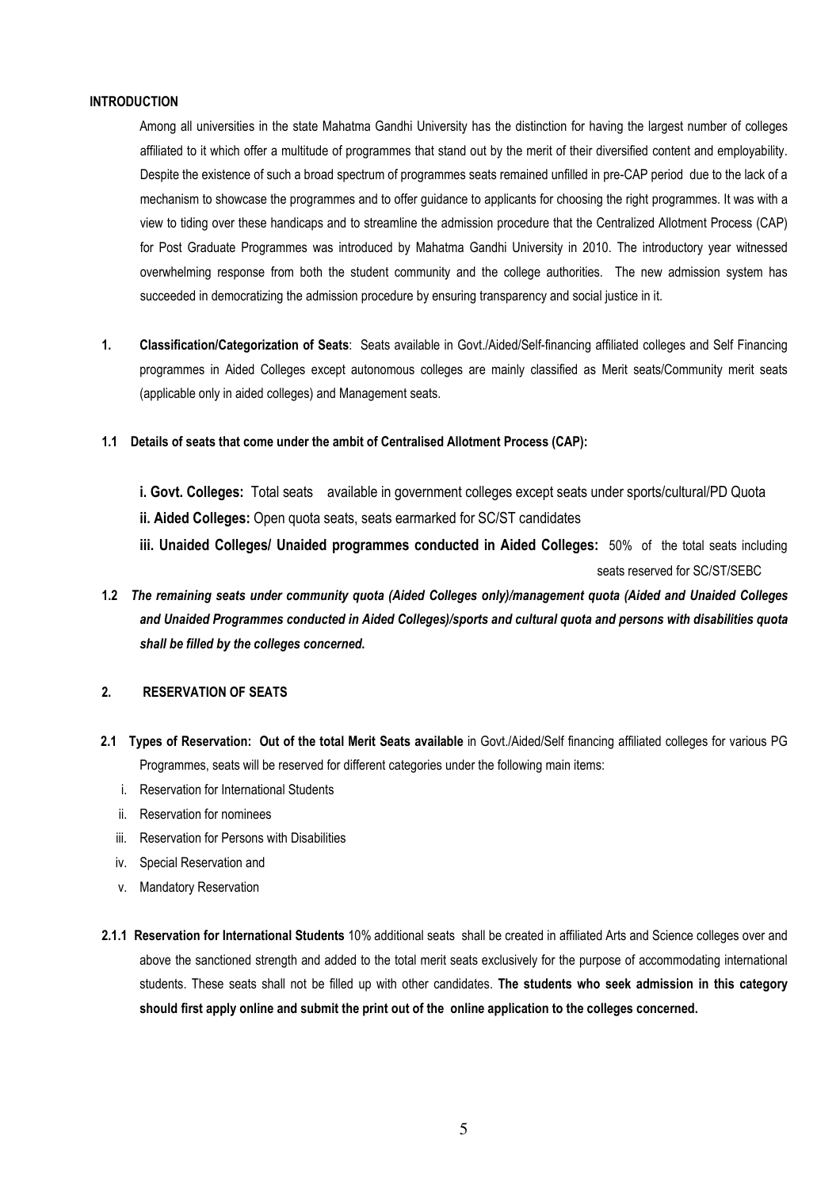## INTRODUCTION

Among all universities in the state Mahatma Gandhi University has the distinction for having the largest number of colleges affiliated to it which offer a multitude of programmes that stand out by the merit of their diversified content and employability. Despite the existence of such a broad spectrum of programmes seats remained unfilled in pre-CAP period due to the lack of a mechanism to showcase the programmes and to offer guidance to applicants for choosing the right programmes. It was with a view to tiding over these handicaps and to streamline the admission procedure that the Centralized Allotment Process (CAP) for Post Graduate Programmes was introduced by Mahatma Gandhi University in 2010. The introductory year witnessed overwhelming response from both the student community and the college authorities. The new admission system has succeeded in democratizing the admission procedure by ensuring transparency and social justice in it.

**1. Classification/Categorization of Seats**: Seats available in Govt./Aided/Self-financing affiliated colleges and Self Financing programmes in Aided Colleges except autonomous colleges are mainly classified as Merit seats/Community merit seats (applicable only in aided colleges) and Management seats.

**1.1 Details of seats that come under the ambit of Centralised Allotment Process (CAP):**

**i. Govt. Colleges:** Total seats available in government colleges except seats under sports/cultural/PD Quota

**ii. Aided Colleges:** Open quota seats, seats earmarked for SC/ST candidates

**iii. Unaided Colleges/ Unaided programmes conducted in Aided Colleges:** 50% of the total seats including seats reserved for SC/ST/SEBC

**1.2** ***The remaining seats under community quota (Aided Colleges only)/management quota (Aided and Unaided Colleges and Unaided Programmes conducted in Aided Colleges)/sports and cultural quota and persons with disabilities quota shall be filled by the colleges concerned.***

**2. RESERVATION OF SEATS**

**2.1 Types of Reservation: Out of the total Merit Seats available** in Govt./Aided/Self financing affiliated colleges for various PG Programmes, seats will be reserved for different categories under the following main items:

i. Reservation for International Students
ii. Reservation for nominees
iii. Reservation for Persons with Disabilities
iv. Special Reservation and
v. Mandatory Reservation

**2.1.1 Reservation for International Students** 10% additional seats shall be created in affiliated Arts and Science colleges over and above the sanctioned strength and added to the total merit seats exclusively for the purpose of accommodating international students. These seats shall not be filled up with other candidates. **The students who seek admission in this category should first apply online and submit the print out of the online application to the colleges concerned.**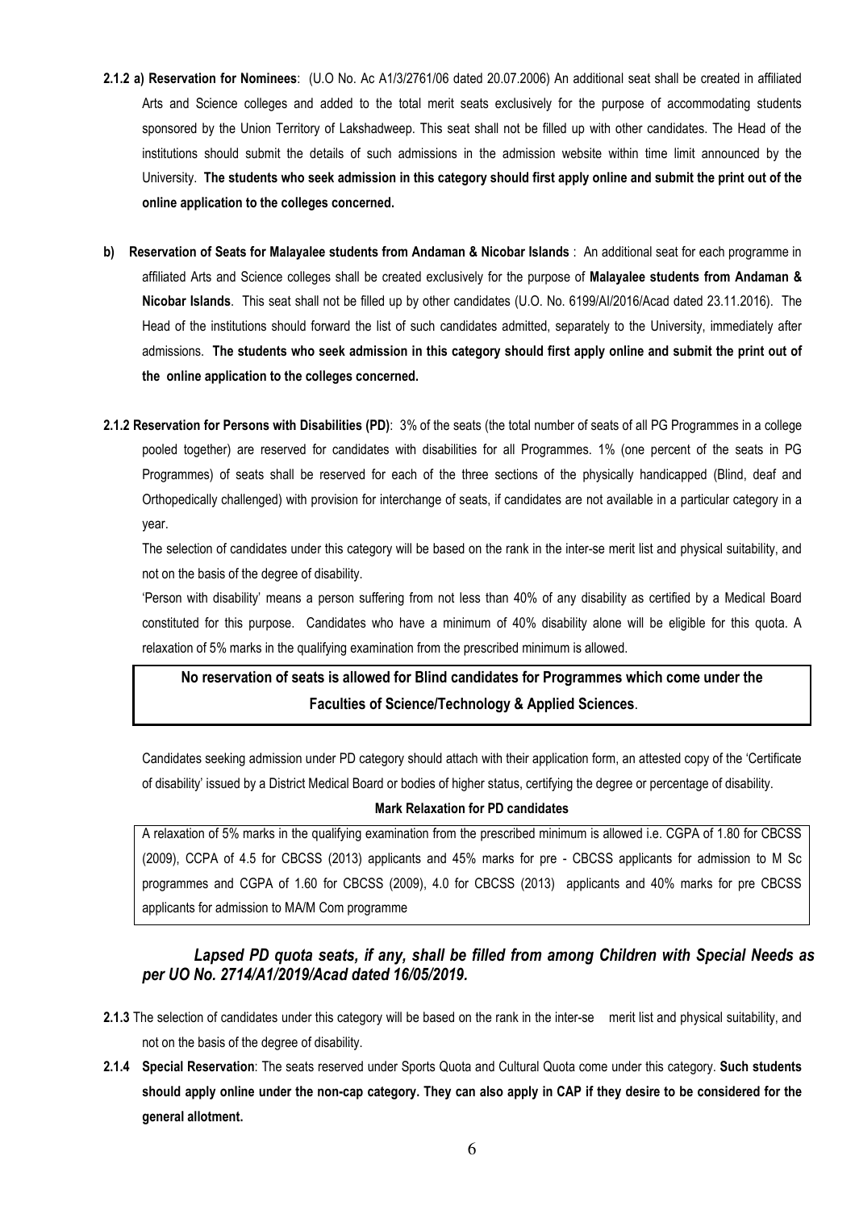**2.1.2 a) Reservation for Nominees**: (U.O No. Ac A1/3/2761/06 dated 20.07.2006) An additional seat shall be created in affiliated Arts and Science colleges and added to the total merit seats exclusively for the purpose of accommodating students sponsored by the Union Territory of Lakshadweep. This seat shall not be filled up with other candidates. The Head of the institutions should submit the details of such admissions in the admission website within time limit announced by the University. **The students who seek admission in this category should first apply online and submit the print out of the online application to the colleges concerned.**

**b) Reservation of Seats for Malayalee students from Andaman & Nicobar Islands** : An additional seat for each programme in affiliated Arts and Science colleges shall be created exclusively for the purpose of **Malayalee students from Andaman & Nicobar Islands**. This seat shall not be filled up by other candidates (U.O. No. 6199/AI/2016/Acad dated 23.11.2016). The Head of the institutions should forward the list of such candidates admitted, separately to the University, immediately after admissions. **The students who seek admission in this category should first apply online and submit the print out of the online application to the colleges concerned.**

**2.1.2 Reservation for Persons with Disabilities (PD)**: 3% of the seats (the total number of seats of all PG Programmes in a college pooled together) are reserved for candidates with disabilities for all Programmes. 1% (one percent of the seats in PG Programmes) of seats shall be reserved for each of the three sections of the physically handicapped (Blind, deaf and Orthopedically challenged) with provision for interchange of seats, if candidates are not available in a particular category in a year.

The selection of candidates under this category will be based on the rank in the inter-se merit list and physical suitability, and not on the basis of the degree of disability.

'Person with disability' means a person suffering from not less than 40% of any disability as certified by a Medical Board constituted for this purpose. Candidates who have a minimum of 40% disability alone will be eligible for this quota. A relaxation of 5% marks in the qualifying examination from the prescribed minimum is allowed.

**No reservation of seats is allowed for Blind candidates for Programmes which come under the Faculties of Science/Technology & Applied Sciences**.

Candidates seeking admission under PD category should attach with their application form, an attested copy of the 'Certificate of disability' issued by a District Medical Board or bodies of higher status, certifying the degree or percentage of disability.

**Mark Relaxation for PD candidates**

A relaxation of 5% marks in the qualifying examination from the prescribed minimum is allowed i.e. CGPA of 1.80 for CBCSS (2009), CCPA of 4.5 for CBCSS (2013) applicants and 45% marks for pre - CBCSS applicants for admission to M Sc programmes and CGPA of 1.60 for CBCSS (2009), 4.0 for CBCSS (2013) applicants and 40% marks for pre CBCSS applicants for admission to MA/M Com programme

***Lapsed PD quota seats, if any, shall be filled from among Children with Special Needs as per UO No. 2714/A1/2019/Acad dated 16/05/2019.***

**2.1.3** The selection of candidates under this category will be based on the rank in the inter-se merit list and physical suitability, and not on the basis of the degree of disability.

**2.1.4 Special Reservation**: The seats reserved under Sports Quota and Cultural Quota come under this category. **Such students should apply online under the non-cap category. They can also apply in CAP if they desire to be considered for the general allotment.**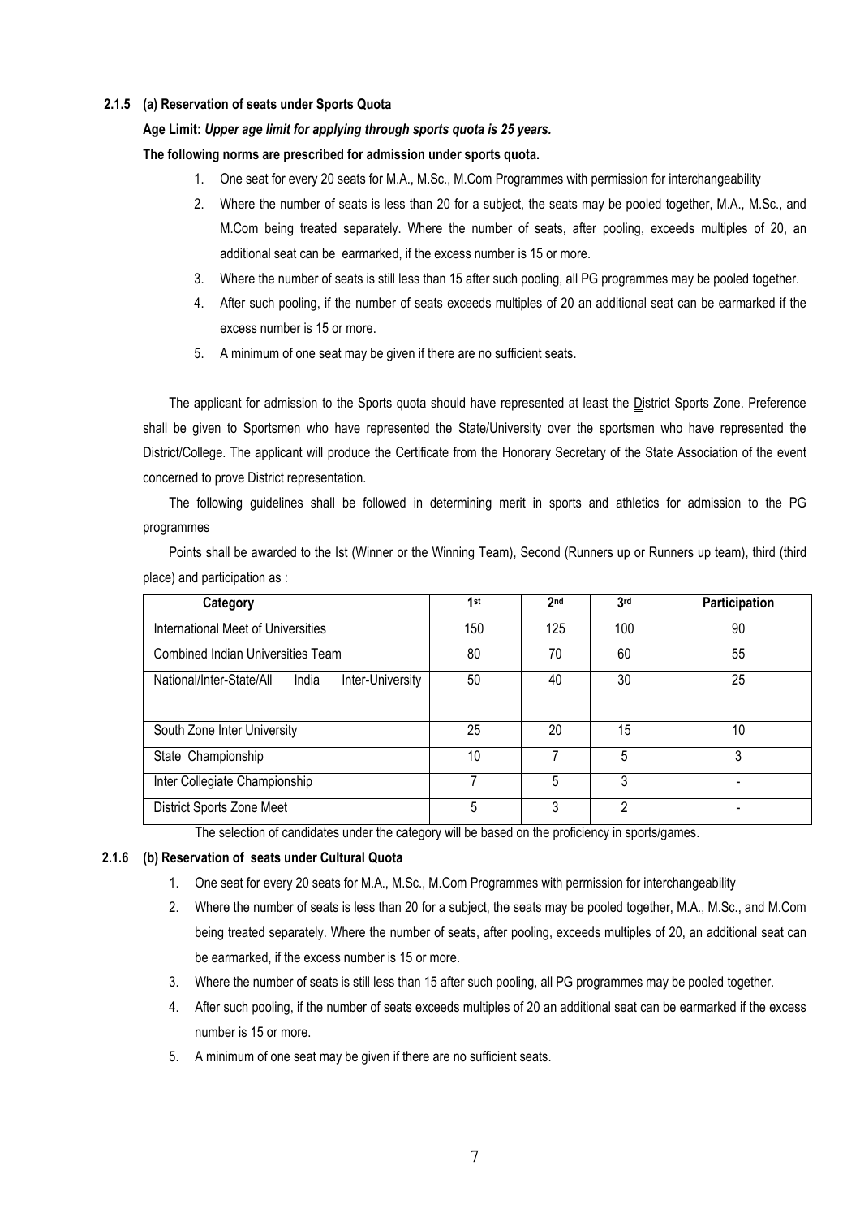**2.1.5 (a) Reservation of seats under Sports Quota**

**Age Limit:** ***Upper age limit for applying through sports quota is 25 years.***

**The following norms are prescribed for admission under sports quota.**

1. One seat for every 20 seats for M.A., M.Sc., M.Com Programmes with permission for interchangeability
2. Where the number of seats is less than 20 for a subject, the seats may be pooled together, M.A., M.Sc., and M.Com being treated separately. Where the number of seats, after pooling, exceeds multiples of 20, an additional seat can be earmarked, if the excess number is 15 or more.
3. Where the number of seats is still less than 15 after such pooling, all PG programmes may be pooled together.
4. After such pooling, if the number of seats exceeds multiples of 20 an additional seat can be earmarked if the excess number is 15 or more.
5. A minimum of one seat may be given if there are no sufficient seats.

The applicant for admission to the Sports quota should have represented at least the District Sports Zone. Preference shall be given to Sportsmen who have represented the State/University over the sportsmen who have represented the District/College. The applicant will produce the Certificate from the Honorary Secretary of the State Association of the event concerned to prove District representation.

The following guidelines shall be followed in determining merit in sports and athletics for admission to the PG programmes

Points shall be awarded to the Ist (Winner or the Winning Team), Second (Runners up or Runners up team), third (third place) and participation as :

| Category | 1st | 2nd | 3rd | Participation |
|---|---|---|---|---|
| International Meet of Universities | 150 | 125 | 100 | 90 |
| Combined Indian Universities Team | 80 | 70 | 60 | 55 |
| National/Inter-State/All India Inter-University | 50 | 40 | 30 | 25 |
| South Zone Inter University | 25 | 20 | 15 | 10 |
| State Championship | 10 | 7 | 5 | 3 |
| Inter Collegiate Championship | 7 | 5 | 3 | - |
| District Sports Zone Meet | 5 | 3 | 2 | - |

The selection of candidates under the category will be based on the proficiency in sports/games.

**2.1.6 (b) Reservation of seats under Cultural Quota**

1. One seat for every 20 seats for M.A., M.Sc., M.Com Programmes with permission for interchangeability
2. Where the number of seats is less than 20 for a subject, the seats may be pooled together, M.A., M.Sc., and M.Com being treated separately. Where the number of seats, after pooling, exceeds multiples of 20, an additional seat can be earmarked, if the excess number is 15 or more.
3. Where the number of seats is still less than 15 after such pooling, all PG programmes may be pooled together.
4. After such pooling, if the number of seats exceeds multiples of 20 an additional seat can be earmarked if the excess number is 15 or more.
5. A minimum of one seat may be given if there are no sufficient seats.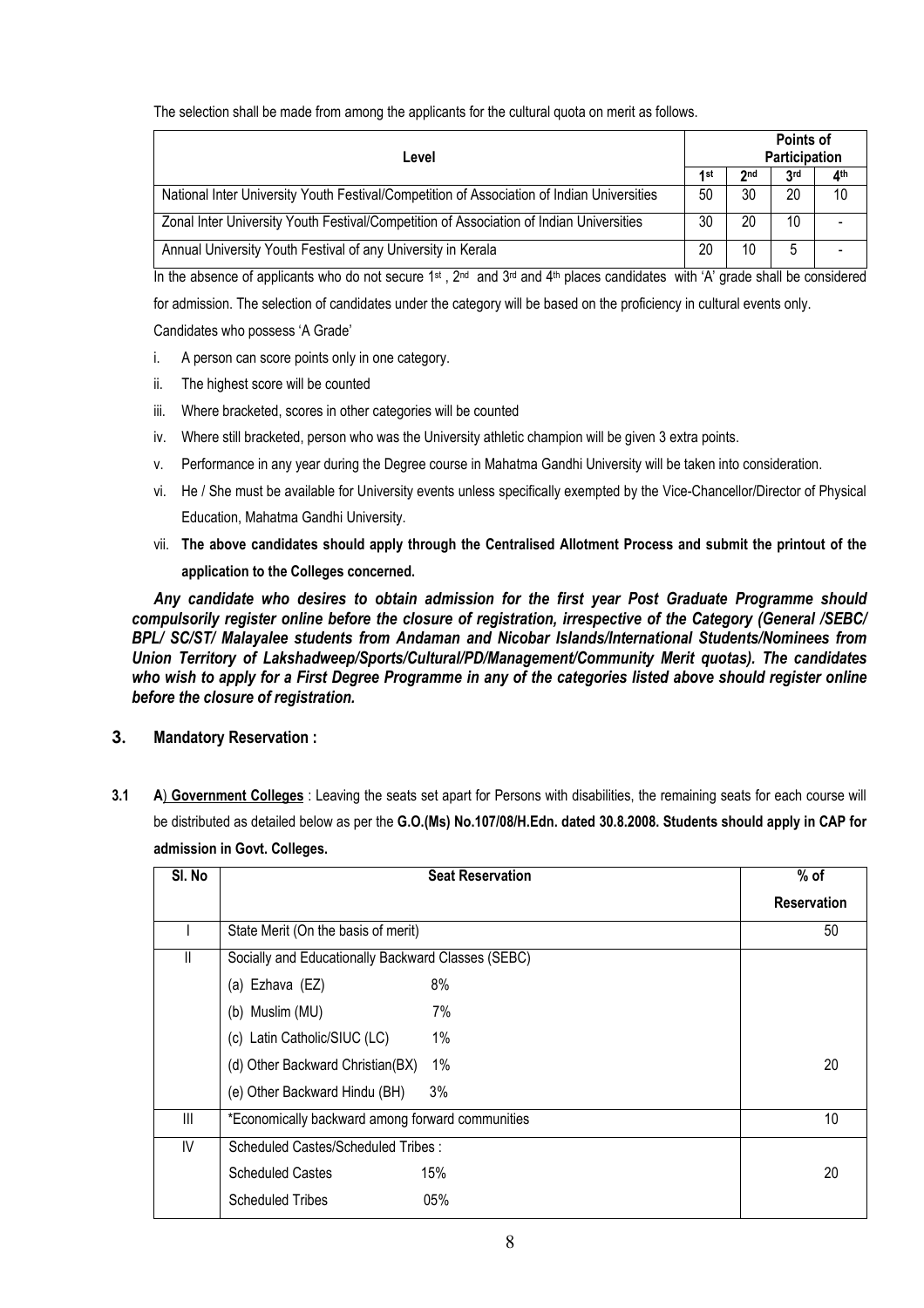The selection shall be made from among the applicants for the cultural quota on merit as follows.

| Level | Points of Participation | | | |
|---|---|---|---|---|
| | 1st | 2nd | 3rd | 4th |
| National Inter University Youth Festival/Competition of Association of Indian Universities | 50 | 30 | 20 | 10 |
| Zonal Inter University Youth Festival/Competition of Association of Indian Universities | 30 | 20 | 10 | - |
| Annual University Youth Festival of any University in Kerala | 20 | 10 | 5 | - |

In the absence of applicants who do not secure 1st , 2nd and 3rd and 4th places candidates with 'A' grade shall be considered for admission. The selection of candidates under the category will be based on the proficiency in cultural events only.

Candidates who possess 'A Grade'

i. A person can score points only in one category.

ii. The highest score will be counted

iii. Where bracketed, scores in other categories will be counted

iv. Where still bracketed, person who was the University athletic champion will be given 3 extra points.

v. Performance in any year during the Degree course in Mahatma Gandhi University will be taken into consideration.

vi. He / She must be available for University events unless specifically exempted by the Vice-Chancellor/Director of Physical Education, Mahatma Gandhi University.

vii. **The above candidates should apply through the Centralised Allotment Process and submit the printout of the application to the Colleges concerned.**

***Any candidate who desires to obtain admission for the first year Post Graduate Programme should compulsorily register online before the closure of registration, irrespective of the Category (General /SEBC/ BPL/ SC/ST/ Malayalee students from Andaman and Nicobar Islands/International Students/Nominees from Union Territory of Lakshadweep/Sports/Cultural/PD/Management/Community Merit quotas). The candidates who wish to apply for a First Degree Programme in any of the categories listed above should register online before the closure of registration.***

## 3. Mandatory Reservation :

**3.1** **A**) **Government Colleges** : Leaving the seats set apart for Persons with disabilities, the remaining seats for each course will be distributed as detailed below as per the **G.O.(Ms) No.107/08/H.Edn. dated 30.8.2008. Students should apply in CAP for admission in Govt. Colleges.**

| Sl. No | Seat Reservation | % of Reservation |
|---|---|---|
| I | State Merit (On the basis of merit) | 50 |
| II | Socially and Educationally Backward Classes (SEBC)<br>(a) Ezhava (EZ) 8%<br>(b) Muslim (MU) 7%<br>(c) Latin Catholic/SIUC (LC) 1%<br>(d) Other Backward Christian(BX) 1%<br>(e) Other Backward Hindu (BH) 3% | 20 |
| III | *Economically backward among forward communities | 10 |
| IV | Scheduled Castes/Scheduled Tribes :<br>Scheduled Castes 15%<br>Scheduled Tribes 05% | 20 |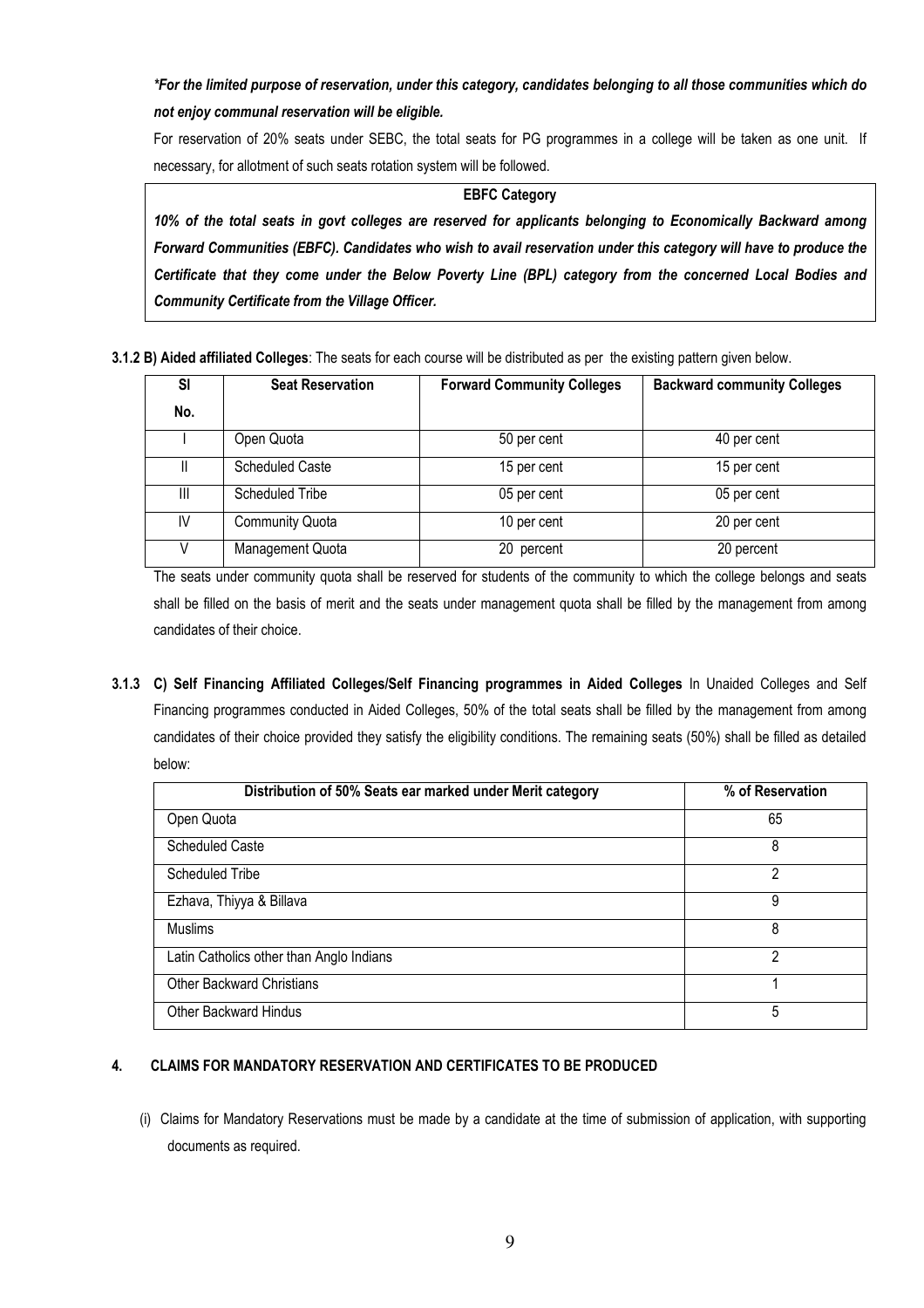***For the limited purpose of reservation, under this category, candidates belonging to all those communities which do not enjoy communal reservation will be eligible.***

For reservation of 20% seats under SEBC, the total seats for PG programmes in a college will be taken as one unit. If necessary, for allotment of such seats rotation system will be followed.

**EBFC Category**

***10% of the total seats in govt colleges are reserved for applicants belonging to Economically Backward among Forward Communities (EBFC). Candidates who wish to avail reservation under this category will have to produce the Certificate that they come under the Below Poverty Line (BPL) category from the concerned Local Bodies and Community Certificate from the Village Officer.***

**3.1.2 B) Aided affiliated Colleges**: The seats for each course will be distributed as per the existing pattern given below.

| Sl No. | Seat Reservation | Forward Community Colleges | Backward community Colleges |
|---|---|---|---|
| I | Open Quota | 50 per cent | 40 per cent |
| II | Scheduled Caste | 15 per cent | 15 per cent |
| III | Scheduled Tribe | 05 per cent | 05 per cent |
| IV | Community Quota | 10 per cent | 20 per cent |
| V | Management Quota | 20 percent | 20 percent |

The seats under community quota shall be reserved for students of the community to which the college belongs and seats shall be filled on the basis of merit and the seats under management quota shall be filled by the management from among candidates of their choice.

**3.1.3 C) Self Financing Affiliated Colleges/Self Financing programmes in Aided Colleges** In Unaided Colleges and Self Financing programmes conducted in Aided Colleges, 50% of the total seats shall be filled by the management from among candidates of their choice provided they satisfy the eligibility conditions. The remaining seats (50%) shall be filled as detailed below:

| Distribution of 50% Seats ear marked under Merit category | % of Reservation |
|---|---|
| Open Quota | 65 |
| Scheduled Caste | 8 |
| Scheduled Tribe | 2 |
| Ezhava, Thiyya & Billava | 9 |
| Muslims | 8 |
| Latin Catholics other than Anglo Indians | 2 |
| Other Backward Christians | 1 |
| Other Backward Hindus | 5 |

## 4. CLAIMS FOR MANDATORY RESERVATION AND CERTIFICATES TO BE PRODUCED

(i) Claims for Mandatory Reservations must be made by a candidate at the time of submission of application, with supporting documents as required.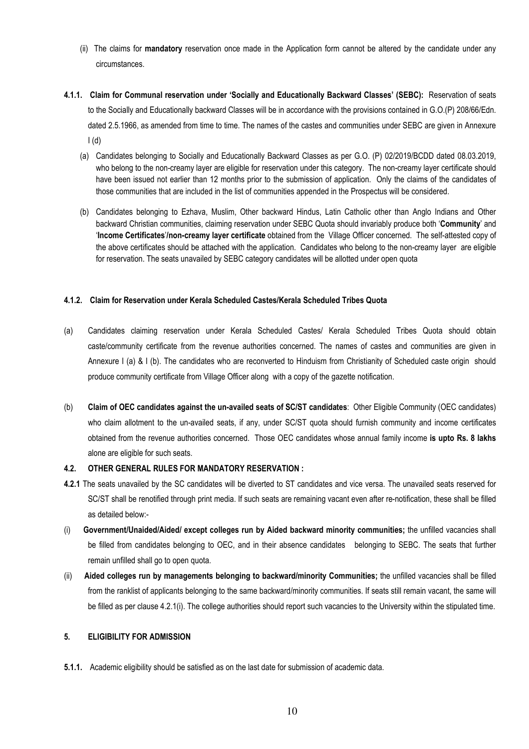(ii) The claims for **mandatory** reservation once made in the Application form cannot be altered by the candidate under any circumstances.

**4.1.1. Claim for Communal reservation under 'Socially and Educationally Backward Classes' (SEBC):** Reservation of seats to the Socially and Educationally backward Classes will be in accordance with the provisions contained in G.O.(P) 208/66/Edn. dated 2.5.1966, as amended from time to time. The names of the castes and communities under SEBC are given in Annexure I (d)

(a) Candidates belonging to Socially and Educationally Backward Classes as per G.O. (P) 02/2019/BCDD dated 08.03.2019, who belong to the non-creamy layer are eligible for reservation under this category. The non-creamy layer certificate should have been issued not earlier than 12 months prior to the submission of application. Only the claims of the candidates of those communities that are included in the list of communities appended in the Prospectus will be considered.

(b) Candidates belonging to Ezhava, Muslim, Other backward Hindus, Latin Catholic other than Anglo Indians and Other backward Christian communities, claiming reservation under SEBC Quota should invariably produce both '**Community**' and '**Income Certificates**'/**non-creamy layer certificate** obtained from the Village Officer concerned. The self-attested copy of the above certificates should be attached with the application. Candidates who belong to the non-creamy layer are eligible for reservation. The seats unavailed by SEBC category candidates will be allotted under open quota

**4.1.2. Claim for Reservation under Kerala Scheduled Castes/Kerala Scheduled Tribes Quota**

(a) Candidates claiming reservation under Kerala Scheduled Castes/ Kerala Scheduled Tribes Quota should obtain caste/community certificate from the revenue authorities concerned. The names of castes and communities are given in Annexure I (a) & I (b). The candidates who are reconverted to Hinduism from Christianity of Scheduled caste origin should produce community certificate from Village Officer along with a copy of the gazette notification.

(b) **Claim of OEC candidates against the un-availed seats of SC/ST candidates**: Other Eligible Community (OEC candidates) who claim allotment to the un-availed seats, if any, under SC/ST quota should furnish community and income certificates obtained from the revenue authorities concerned. Those OEC candidates whose annual family income **is upto Rs. 8 lakhs** alone are eligible for such seats.

**4.2. OTHER GENERAL RULES FOR MANDATORY RESERVATION :**

**4.2.1** The seats unavailed by the SC candidates will be diverted to ST candidates and vice versa. The unavailed seats reserved for SC/ST shall be renotified through print media. If such seats are remaining vacant even after re-notification, these shall be filled as detailed below:-

(i) **Government/Unaided/Aided/ except colleges run by Aided backward minority communities;** the unfilled vacancies shall be filled from candidates belonging to OEC, and in their absence candidates belonging to SEBC. The seats that further remain unfilled shall go to open quota.

(ii) **Aided colleges run by managements belonging to backward/minority Communities;** the unfilled vacancies shall be filled from the ranklist of applicants belonging to the same backward/minority communities. If seats still remain vacant, the same will be filled as per clause 4.2.1(i). The college authorities should report such vacancies to the University within the stipulated time.

**5. ELIGIBILITY FOR ADMISSION**

**5.1.1.** Academic eligibility should be satisfied as on the last date for submission of academic data.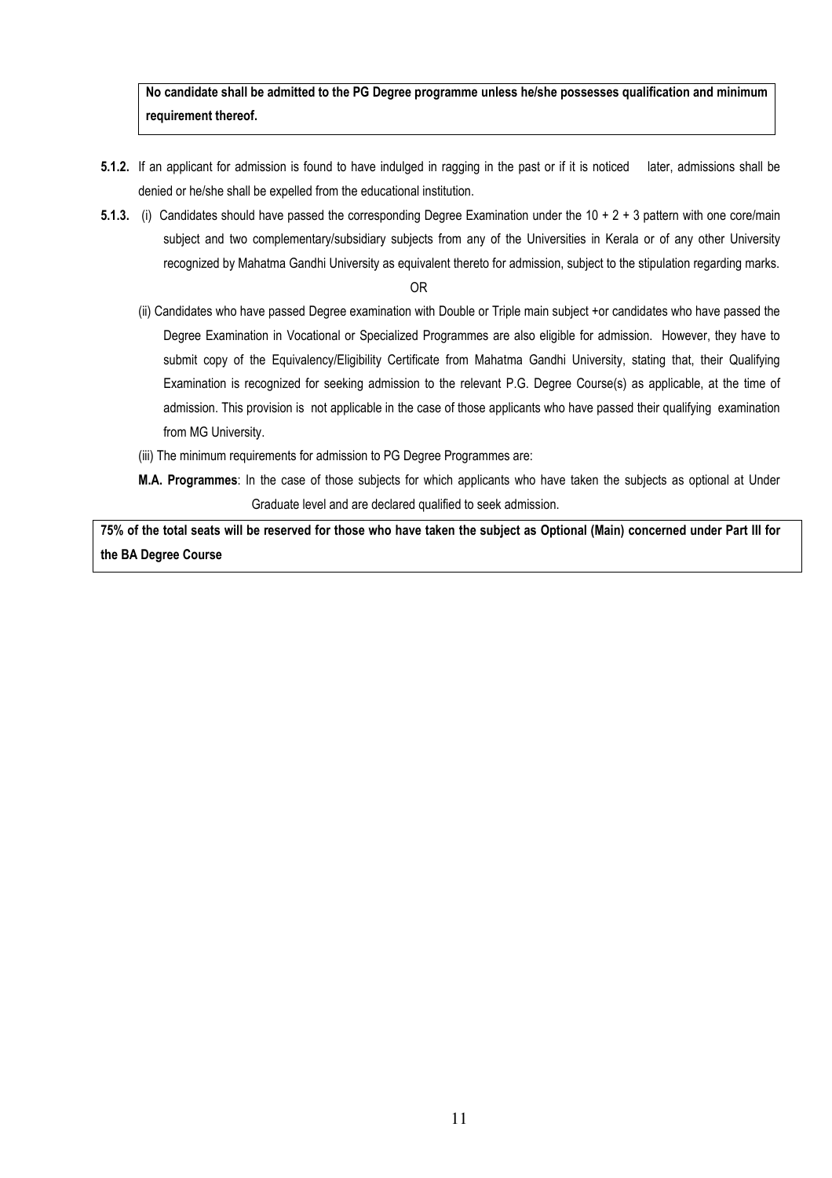**No candidate shall be admitted to the PG Degree programme unless he/she possesses qualification and minimum requirement thereof.**

**5.1.2.** If an applicant for admission is found to have indulged in ragging in the past or if it is noticed later, admissions shall be denied or he/she shall be expelled from the educational institution.

**5.1.3.** (i) Candidates should have passed the corresponding Degree Examination under the 10 + 2 + 3 pattern with one core/main subject and two complementary/subsidiary subjects from any of the Universities in Kerala or of any other University recognized by Mahatma Gandhi University as equivalent thereto for admission, subject to the stipulation regarding marks.

OR

(ii) Candidates who have passed Degree examination with Double or Triple main subject +or candidates who have passed the Degree Examination in Vocational or Specialized Programmes are also eligible for admission. However, they have to submit copy of the Equivalency/Eligibility Certificate from Mahatma Gandhi University, stating that, their Qualifying Examination is recognized for seeking admission to the relevant P.G. Degree Course(s) as applicable, at the time of admission. This provision is not applicable in the case of those applicants who have passed their qualifying examination from MG University.

(iii) The minimum requirements for admission to PG Degree Programmes are:

**M.A. Programmes**: In the case of those subjects for which applicants who have taken the subjects as optional at Under Graduate level and are declared qualified to seek admission.

**75% of the total seats will be reserved for those who have taken the subject as Optional (Main) concerned under Part III for the BA Degree Course**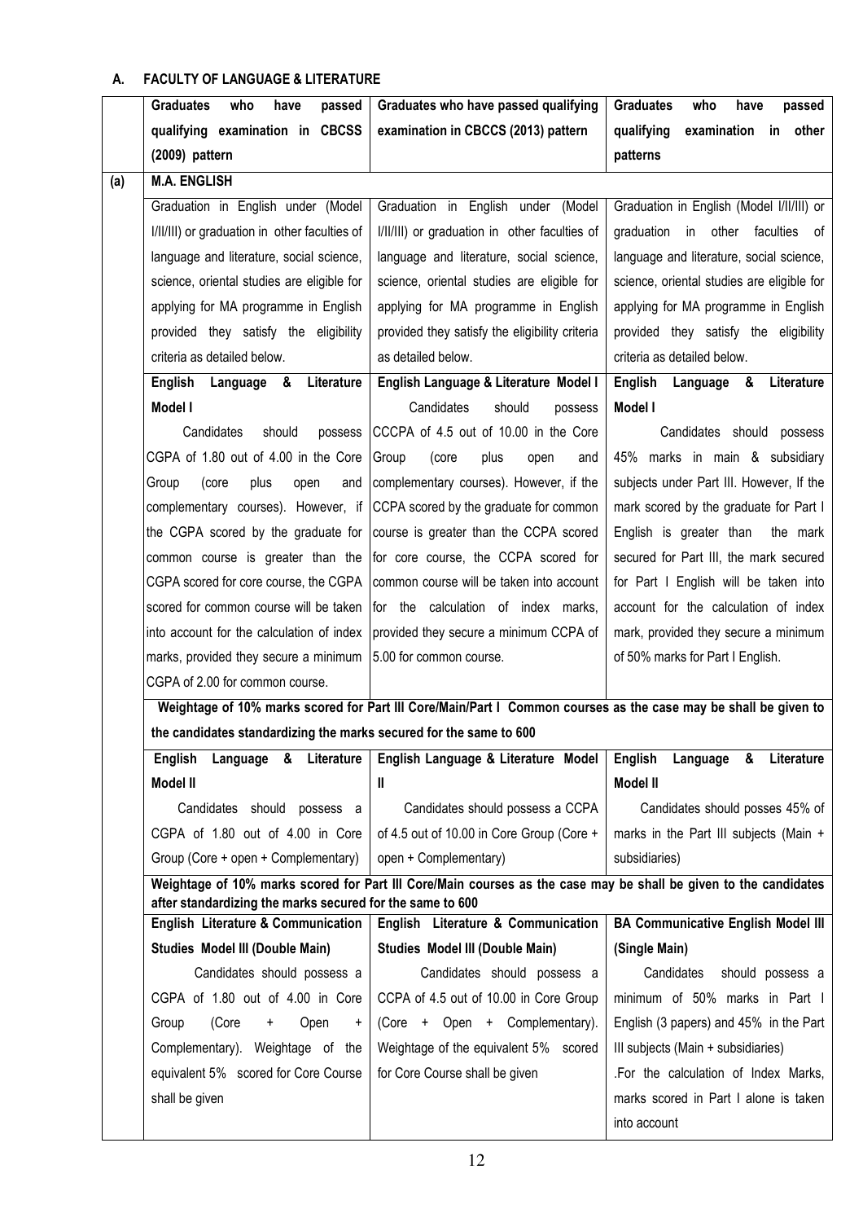## A. FACULTY OF LANGUAGE & LITERATURE

| | Graduates who have passed qualifying examination in CBCSS (2009) pattern | Graduates who have passed qualifying examination in CBCCS (2013) pattern | Graduates who have passed qualifying examination in other patterns |
|---|---|---|---|
| (a) | **M.A. ENGLISH** | | |
| | Graduation in English under (Model I/II/III) or graduation in other faculties of language and literature, social science, science, oriental studies are eligible for applying for MA programme in English provided they satisfy the eligibility criteria as detailed below. | Graduation in English under (Model I/II/III) or graduation in other faculties of language and literature, social science, science, oriental studies are eligible for applying for MA programme in English provided they satisfy the eligibility criteria as detailed below. | Graduation in English (Model I/II/III) or graduation in other faculties of language and literature, social science, science, oriental studies are eligible for applying for MA programme in English provided they satisfy the eligibility criteria as detailed below. |
| | **English Language & Literature Model I** Candidates should possess CGPA of 1.80 out of 4.00 in the Core Group (core plus open and complementary courses). However, if the CGPA scored by the graduate for common course is greater than the CGPA scored for core course, the CGPA scored for common course will be taken into account for the calculation of index marks, provided they secure a minimum CGPA of 2.00 for common course. | **English Language & Literature Model I** Candidates should possess CCCPA of 4.5 out of 10.00 in the Core Group (core plus open and complementary courses). However, if the CCPA scored by the graduate for common course is greater than the CCPA scored for core course, the CCPA scored for common course will be taken into account for the calculation of index marks, provided they secure a minimum CCPA of 5.00 for common course. | **English Language & Literature Model I** Candidates should possess 45% marks in main & subsidiary subjects under Part III. However, If the mark scored by the graduate for Part I English is greater than the mark secured for Part III, the mark secured for Part I English will be taken into account for the calculation of index mark, provided they secure a minimum of 50% marks for Part I English. |
| | **Weightage of 10% marks scored for Part III Core/Main/Part I Common courses as the case may be shall be given to the candidates standardizing the marks secured for the same to 600** | | |
| | **English Language & Literature Model II** Candidates should possess a CGPA of 1.80 out of 4.00 in Core Group (Core + open + Complementary) | **English Language & Literature Model II** Candidates should possess a CCPA of 4.5 out of 10.00 in Core Group (Core + open + Complementary) | **English Language & Literature Model II** Candidates should posses 45% of marks in the Part III subjects (Main + subsidiaries) |
| | **Weightage of 10% marks scored for Part III Core/Main courses as the case may be shall be given to the candidates after standardizing the marks secured for the same to 600** | | |
| | **English Literature & Communication Studies Model III (Double Main)** Candidates should possess a CGPA of 1.80 out of 4.00 in Core Group (Core + Open + Complementary). Weightage of the equivalent 5% scored for Core Course shall be given | **English Literature & Communication Studies Model III (Double Main)** Candidates should possess a CCPA of 4.5 out of 10.00 in Core Group (Core + Open + Complementary). Weightage of the equivalent 5% scored for Core Course shall be given | **BA Communicative English Model III (Single Main)** Candidates should possess a minimum of 50% marks in Part I English (3 papers) and 45% in the Part III subjects (Main + subsidiaries) .For the calculation of Index Marks, marks scored in Part I alone is taken into account |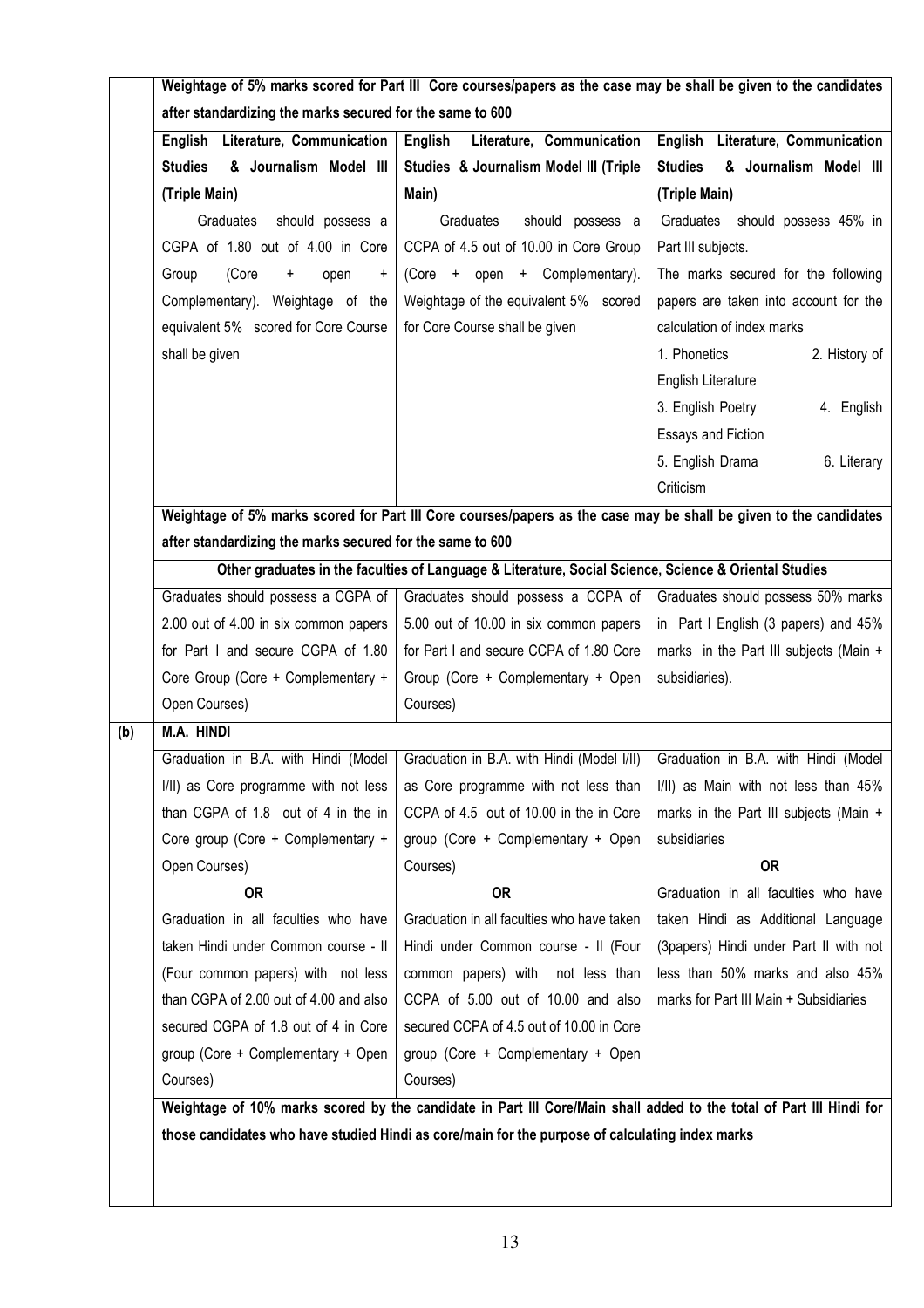| | | | |
|---|---|---|---|
| | **Weightage of 5% marks scored for Part III Core courses/papers as the case may be shall be given to the candidates after standardizing the marks secured for the same to 600** | | |
| | **English Literature, Communication Studies & Journalism Model III (Triple Main)** | **English Literature, Communication Studies & Journalism Model III (Triple Main)** | **English Literature, Communication Studies & Journalism Model III (Triple Main)** |
| | Graduates should possess a CGPA of 1.80 out of 4.00 in Core Group (Core + open + Complementary). Weightage of the equivalent 5% scored for Core Course shall be given | Graduates should possess a CCPA of 4.5 out of 10.00 in Core Group (Core + open + Complementary). Weightage of the equivalent 5% scored for Core Course shall be given | Graduates should possess 45% in Part III subjects.<br>The marks secured for the following papers are taken into account for the calculation of index marks<br>1. Phonetics 2. History of English Literature<br>3. English Poetry 4. English Essays and Fiction<br>5. English Drama 6. Literary Criticism |
| | **Weightage of 5% marks scored for Part III Core courses/papers as the case may be shall be given to the candidates after standardizing the marks secured for the same to 600** | | |
| | **Other graduates in the faculties of Language & Literature, Social Science, Science & Oriental Studies** | | |
| | Graduates should possess a CGPA of 2.00 out of 4.00 in six common papers for Part I and secure CGPA of 1.80 Core Group (Core + Complementary + Open Courses) | Graduates should possess a CCPA of 5.00 out of 10.00 in six common papers for Part I and secure CCPA of 1.80 Core Group (Core + Complementary + Open Courses) | Graduates should possess 50% marks in Part I English (3 papers) and 45% marks in the Part III subjects (Main + subsidiaries). |
| **(b)** | **M.A. HINDI** | | |
| | Graduation in B.A. with Hindi (Model I/II) as Core programme with not less than CGPA of 1.8 out of 4 in the in Core group (Core + Complementary + Open Courses)<br>**OR**<br>Graduation in all faculties who have taken Hindi under Common course - II (Four common papers) with not less than CGPA of 2.00 out of 4.00 and also secured CGPA of 1.8 out of 4 in Core group (Core + Complementary + Open Courses) | Graduation in B.A. with Hindi (Model I/II) as Core programme with not less than CCPA of 4.5 out of 10.00 in the in Core group (Core + Complementary + Open Courses)<br>**OR**<br>Graduation in all faculties who have taken Hindi under Common course - II (Four common papers) with not less than CCPA of 5.00 out of 10.00 and also secured CCPA of 4.5 out of 10.00 in Core group (Core + Complementary + Open Courses) | Graduation in B.A. with Hindi (Model I/II) as Main with not less than 45% marks in the Part III subjects (Main + subsidiaries<br>**OR**<br>Graduation in all faculties who have taken Hindi as Additional Language (3papers) Hindi under Part II with not less than 50% marks and also 45% marks for Part III Main + Subsidiaries |
| | **Weightage of 10% marks scored by the candidate in Part III Core/Main shall added to the total of Part III Hindi for those candidates who have studied Hindi as core/main for the purpose of calculating index marks** | | |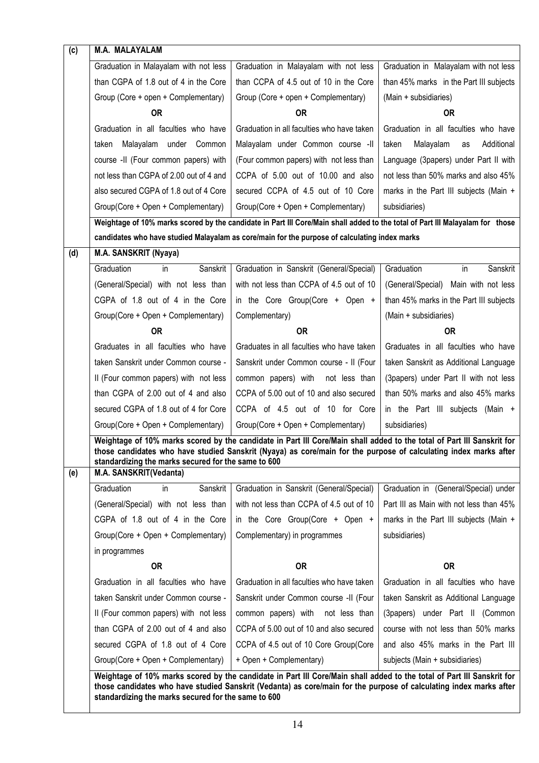| | | | |
|---|---|---|---|
| (c) | **M.A. MALAYALAM** | | |
| | Graduation in Malayalam with not less than CGPA of 1.8 out of 4 in the Core Group (Core + open + Complementary)<br>**OR**<br>Graduation in all faculties who have taken Malayalam under Common course -II (Four common papers) with not less than CGPA of 2.00 out of 4 and also secured CGPA of 1.8 out of 4 Core Group(Core + Open + Complementary) | Graduation in Malayalam with not less than CCPA of 4.5 out of 10 in the Core Group (Core + open + Complementary)<br>**OR**<br>Graduation in all faculties who have taken Malayalam under Common course -II (Four common papers) with not less than CCPA of 5.00 out of 10.00 and also secured CCPA of 4.5 out of 10 Core Group(Core + Open + Complementary) | Graduation in Malayalam with not less than 45% marks in the Part III subjects (Main + subsidiaries)<br>**OR**<br>Graduation in all faculties who have taken Malayalam as Additional Language (3papers) under Part II with not less than 50% marks and also 45% marks in the Part III subjects (Main + subsidiaries) |
| | **Weightage of 10% marks scored by the candidate in Part III Core/Main shall added to the total of Part III Malayalam for those candidates who have studied Malayalam as core/main for the purpose of calculating index marks** | | |
| (d) | **M.A. SANSKRIT (Nyaya)** | | |
| | Graduation in Sanskrit (General/Special) with not less than CGPA of 1.8 out of 4 in the Core Group(Core + Open + Complementary)<br>**OR**<br>Graduates in all faculties who have taken Sanskrit under Common course - II (Four common papers) with not less than CGPA of 2.00 out of 4 and also secured CGPA of 1.8 out of 4 for Core Group(Core + Open + Complementary) | Graduation in Sanskrit (General/Special) with not less than CCPA of 4.5 out of 10 in the Core Group(Core + Open + Complementary)<br>**OR**<br>Graduates in all faculties who have taken Sanskrit under Common course - II (Four common papers) with not less than CCPA of 5.00 out of 10 and also secured CCPA of 4.5 out of 10 for Core Group(Core + Open + Complementary) | Graduation in Sanskrit (General/Special) Main with not less than 45% marks in the Part III subjects (Main + subsidiaries)<br>**OR**<br>Graduates in all faculties who have taken Sanskrit as Additional Language (3papers) under Part II with not less than 50% marks and also 45% marks in the Part III subjects (Main + subsidiaries) |
| | **Weightage of 10% marks scored by the candidate in Part III Core/Main shall added to the total of Part III Sanskrit for those candidates who have studied Sanskrit (Nyaya) as core/main for the purpose of calculating index marks after standardizing the marks secured for the same to 600** | | |
| (e) | **M.A. SANSKRIT(Vedanta)** | | |
| | Graduation in Sanskrit (General/Special) with not less than CGPA of 1.8 out of 4 in the Core Group(Core + Open + Complementary) in programmes<br>**OR**<br>Graduation in all faculties who have taken Sanskrit under Common course - II (Four common papers) with not less than CGPA of 2.00 out of 4 and also secured CGPA of 1.8 out of 4 Core Group(Core + Open + Complementary) | Graduation in Sanskrit (General/Special) with not less than CCPA of 4.5 out of 10 in the Core Group(Core + Open + Complementary) in programmes<br>**OR**<br>Graduation in all faculties who have taken Sanskrit under Common course -II (Four common papers) with not less than CCPA of 5.00 out of 10 and also secured CCPA of 4.5 out of 10 Core Group(Core + Open + Complementary) | Graduation in (General/Special) under Part III as Main with not less than 45% marks in the Part III subjects (Main + subsidiaries)<br>**OR**<br>Graduation in all faculties who have taken Sanskrit as Additional Language (3papers) under Part II (Common course with not less than 50% marks and also 45% marks in the Part III subjects (Main + subsidiaries) |
| | **Weightage of 10% marks scored by the candidate in Part III Core/Main shall added to the total of Part III Sanskrit for those candidates who have studied Sanskrit (Vedanta) as core/main for the purpose of calculating index marks after standardizing the marks secured for the same to 600** | | |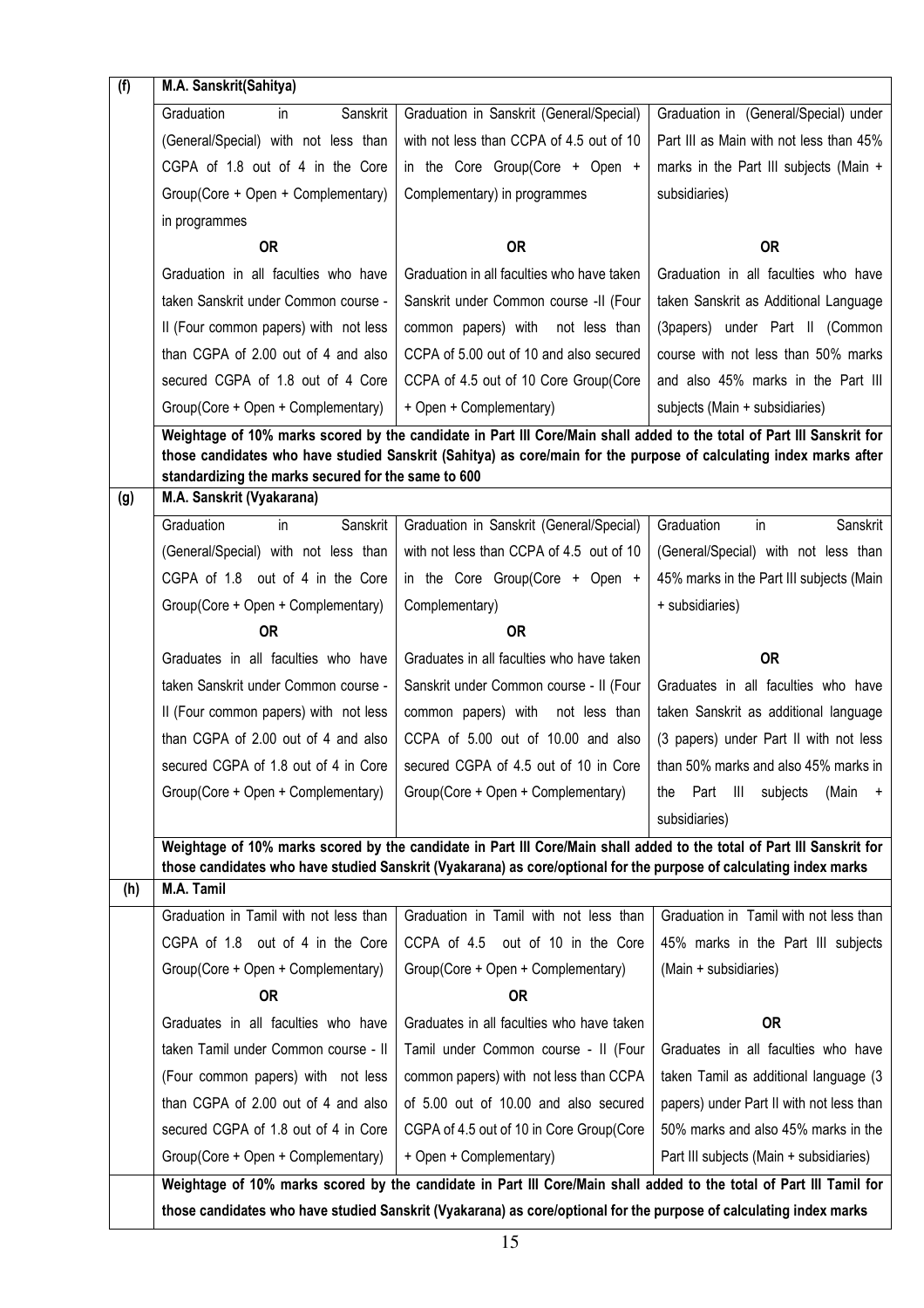| | | | |
|---|---|---|---|
| (f) | **M.A. Sanskrit(Sahitya)** | | |
| | Graduation in Sanskrit (General/Special) with not less than CGPA of 1.8 out of 4 in the Core Group(Core + Open + Complementary) in programmes<br>**OR**<br>Graduation in all faculties who have taken Sanskrit under Common course - II (Four common papers) with not less than CGPA of 2.00 out of 4 and also secured CGPA of 1.8 out of 4 Core Group(Core + Open + Complementary) | Graduation in Sanskrit (General/Special) with not less than CCPA of 4.5 out of 10 in the Core Group(Core + Open + Complementary) in programmes<br>**OR**<br>Graduation in all faculties who have taken Sanskrit under Common course -II (Four common papers) with not less than CCPA of 5.00 out of 10 and also secured CCPA of 4.5 out of 10 Core Group(Core + Open + Complementary) | Graduation in (General/Special) under Part III as Main with not less than 45% marks in the Part III subjects (Main + subsidiaries)<br>**OR**<br>Graduation in all faculties who have taken Sanskrit as Additional Language (3papers) under Part II (Common course with not less than 50% marks and also 45% marks in the Part III subjects (Main + subsidiaries) |
| | **Weightage of 10% marks scored by the candidate in Part III Core/Main shall added to the total of Part III Sanskrit for those candidates who have studied Sanskrit (Sahitya) as core/main for the purpose of calculating index marks after standardizing the marks secured for the same to 600** | | |
| (g) | **M.A. Sanskrit (Vyakarana)** | | |
| | Graduation in Sanskrit (General/Special) with not less than CGPA of 1.8 out of 4 in the Core Group(Core + Open + Complementary)<br>**OR**<br>Graduates in all faculties who have taken Sanskrit under Common course - II (Four common papers) with not less than CGPA of 2.00 out of 4 and also secured CGPA of 1.8 out of 4 in Core Group(Core + Open + Complementary) | Graduation in Sanskrit (General/Special) with not less than CCPA of 4.5 out of 10 in the Core Group(Core + Open + Complementary)<br>**OR**<br>Graduates in all faculties who have taken Sanskrit under Common course - II (Four common papers) with not less than CCPA of 5.00 out of 10.00 and also secured CGPA of 4.5 out of 10 in Core Group(Core + Open + Complementary) | Graduation in Sanskrit (General/Special) with not less than 45% marks in the Part III subjects (Main + subsidiaries)<br>**OR**<br>Graduates in all faculties who have taken Sanskrit as additional language (3 papers) under Part II with not less than 50% marks and also 45% marks in the Part III subjects (Main + subsidiaries) |
| | **Weightage of 10% marks scored by the candidate in Part III Core/Main shall added to the total of Part III Sanskrit for those candidates who have studied Sanskrit (Vyakarana) as core/optional for the purpose of calculating index marks** | | |
| (h) | **M.A. Tamil** | | |
| | Graduation in Tamil with not less than CGPA of 1.8 out of 4 in the Core Group(Core + Open + Complementary)<br>**OR**<br>Graduates in all faculties who have taken Tamil under Common course - II (Four common papers) with not less than CGPA of 2.00 out of 4 and also secured CGPA of 1.8 out of 4 in Core Group(Core + Open + Complementary) | Graduation in Tamil with not less than CCPA of 4.5 out of 10 in the Core Group(Core + Open + Complementary)<br>**OR**<br>Graduates in all faculties who have taken Tamil under Common course - II (Four common papers) with not less than CCPA of 5.00 out of 10.00 and also secured CGPA of 4.5 out of 10 in Core Group(Core + Open + Complementary) | Graduation in Tamil with not less than 45% marks in the Part III subjects (Main + subsidiaries)<br>**OR**<br>Graduates in all faculties who have taken Tamil as additional language (3 papers) under Part II with not less than 50% marks and also 45% marks in the Part III subjects (Main + subsidiaries) |
| | **Weightage of 10% marks scored by the candidate in Part III Core/Main shall added to the total of Part III Tamil for those candidates who have studied Sanskrit (Vyakarana) as core/optional for the purpose of calculating index marks** | | |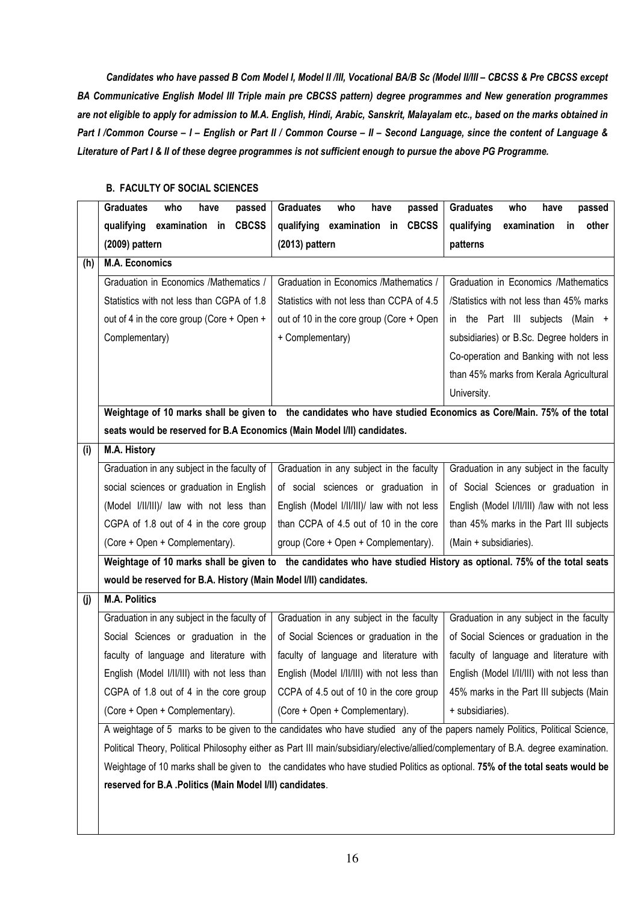***Candidates who have passed B Com Model I, Model II /III, Vocational BA/B Sc (Model II/III – CBCSS & Pre CBCSS except BA Communicative English Model III Triple main pre CBCSS pattern) degree programmes and New generation programmes are not eligible to apply for admission to M.A. English, Hindi, Arabic, Sanskrit, Malayalam etc., based on the marks obtained in Part I /Common Course – I – English or Part II / Common Course – II – Second Language, since the content of Language & Literature of Part I & II of these degree programmes is not sufficient enough to pursue the above PG Programme.***

**B. FACULTY OF SOCIAL SCIENCES**

| | **Graduates who have passed qualifying examination in CBCSS (2009) pattern** | **Graduates who have passed qualifying examination in CBCSS (2013) pattern** | **Graduates who have passed qualifying examination in other patterns** |
|---|---|---|---|
| **(h)** | **M.A. Economics** | | |
| | Graduation in Economics /Mathematics / Statistics with not less than CGPA of 1.8 out of 4 in the core group (Core + Open + Complementary) | Graduation in Economics /Mathematics / Statistics with not less than CCPA of 4.5 out of 10 in the core group (Core + Open + Complementary) | Graduation in Economics /Mathematics /Statistics with not less than 45% marks in the Part III subjects (Main + subsidiaries) or B.Sc. Degree holders in Co-operation and Banking with not less than 45% marks from Kerala Agricultural University. |
| | **Weightage of 10 marks shall be given to the candidates who have studied Economics as Core/Main. 75% of the total seats would be reserved for B.A Economics (Main Model I/II) candidates.** | | |
| **(i)** | **M.A. History** | | |
| | Graduation in any subject in the faculty of social sciences or graduation in English (Model I/II/III)/ law with not less than CGPA of 1.8 out of 4 in the core group (Core + Open + Complementary). | Graduation in any subject in the faculty of social sciences or graduation in English (Model I/II/III)/ law with not less than CCPA of 4.5 out of 10 in the core group (Core + Open + Complementary). | Graduation in any subject in the faculty of Social Sciences or graduation in English (Model I/II/III) /law with not less than 45% marks in the Part III subjects (Main + subsidiaries). |
| | **Weightage of 10 marks shall be given to the candidates who have studied History as optional. 75% of the total seats would be reserved for B.A. History (Main Model I/II) candidates.** | | |
| **(j)** | **M.A. Politics** | | |
| | Graduation in any subject in the faculty of Social Sciences or graduation in the faculty of language and literature with English (Model I/II/III) with not less than CGPA of 1.8 out of 4 in the core group (Core + Open + Complementary). | Graduation in any subject in the faculty of Social Sciences or graduation in the faculty of language and literature with English (Model I/II/III) with not less than CCPA of 4.5 out of 10 in the core group (Core + Open + Complementary). | Graduation in any subject in the faculty of Social Sciences or graduation in the faculty of language and literature with English (Model I/II/III) with not less than 45% marks in the Part III subjects (Main + subsidiaries). |
| | A weightage of 5 marks to be given to the candidates who have studied any of the papers namely Politics, Political Science, Political Theory, Political Philosophy either as Part III main/subsidiary/elective/allied/complementary of B.A. degree examination. Weightage of 10 marks shall be given to the candidates who have studied Politics as optional. **75% of the total seats would be reserved for B.A .Politics (Main Model I/II) candidates**. | | |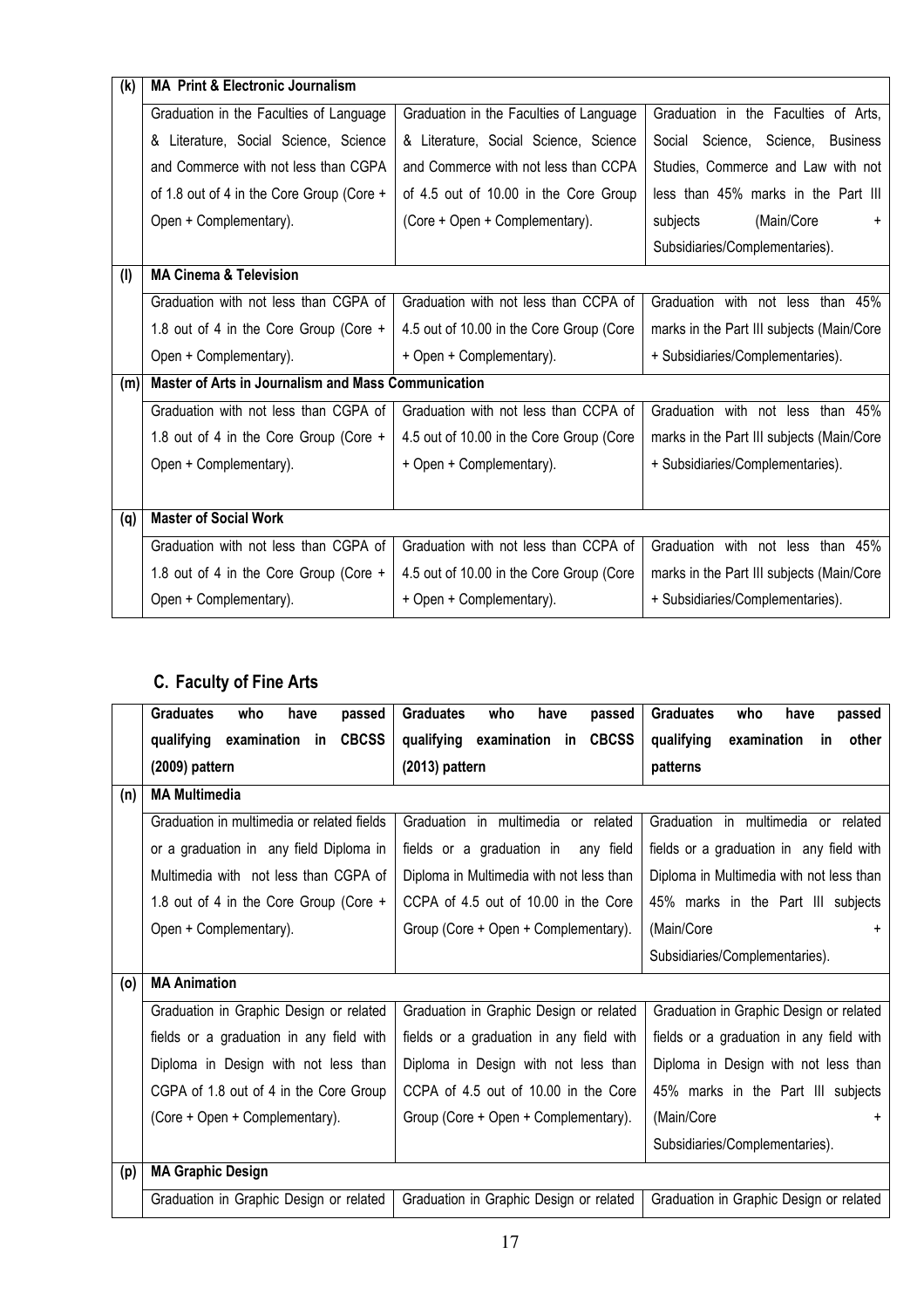| | | | |
|---|---|---|---|
| (k) | **MA Print & Electronic Journalism** | | |
| | Graduation in the Faculties of Language & Literature, Social Science, Science and Commerce with not less than CGPA of 1.8 out of 4 in the Core Group (Core + Open + Complementary). | Graduation in the Faculties of Language & Literature, Social Science, Science and Commerce with not less than CCPA of 4.5 out of 10.00 in the Core Group (Core + Open + Complementary). | Graduation in the Faculties of Arts, Social Science, Science, Business Studies, Commerce and Law with not less than 45% marks in the Part III subjects (Main/Core + Subsidiaries/Complementaries). |
| (l) | **MA Cinema & Television** | | |
| | Graduation with not less than CGPA of 1.8 out of 4 in the Core Group (Core + Open + Complementary). | Graduation with not less than CCPA of 4.5 out of 10.00 in the Core Group (Core + Open + Complementary). | Graduation with not less than 45% marks in the Part III subjects (Main/Core + Subsidiaries/Complementaries). |
| (m) | **Master of Arts in Journalism and Mass Communication** | | |
| | Graduation with not less than CGPA of 1.8 out of 4 in the Core Group (Core + Open + Complementary). | Graduation with not less than CCPA of 4.5 out of 10.00 in the Core Group (Core + Open + Complementary). | Graduation with not less than 45% marks in the Part III subjects (Main/Core + Subsidiaries/Complementaries). |
| (q) | **Master of Social Work** | | |
| | Graduation with not less than CGPA of 1.8 out of 4 in the Core Group (Core + Open + Complementary). | Graduation with not less than CCPA of 4.5 out of 10.00 in the Core Group (Core + Open + Complementary). | Graduation with not less than 45% marks in the Part III subjects (Main/Core + Subsidiaries/Complementaries). |

## C. Faculty of Fine Arts

| | **Graduates who have passed qualifying examination in CBCSS (2009) pattern** | **Graduates who have passed qualifying examination in CBCSS (2013) pattern** | **Graduates who have passed qualifying examination in other patterns** |
|---|---|---|---|
| (n) | **MA Multimedia** | | |
| | Graduation in multimedia or related fields or a graduation in any field Diploma in Multimedia with not less than CGPA of 1.8 out of 4 in the Core Group (Core + Open + Complementary). | Graduation in multimedia or related fields or a graduation in any field Diploma in Multimedia with not less than CCPA of 4.5 out of 10.00 in the Core Group (Core + Open + Complementary). | Graduation in multimedia or related fields or a graduation in any field with Diploma in Multimedia with not less than 45% marks in the Part III subjects (Main/Core + Subsidiaries/Complementaries). |
| (o) | **MA Animation** | | |
| | Graduation in Graphic Design or related fields or a graduation in any field with Diploma in Design with not less than CGPA of 1.8 out of 4 in the Core Group (Core + Open + Complementary). | Graduation in Graphic Design or related fields or a graduation in any field with Diploma in Design with not less than CCPA of 4.5 out of 10.00 in the Core Group (Core + Open + Complementary). | Graduation in Graphic Design or related fields or a graduation in any field with Diploma in Design with not less than 45% marks in the Part III subjects (Main/Core + Subsidiaries/Complementaries). |
| (p) | **MA Graphic Design** | | |
| | Graduation in Graphic Design or related | Graduation in Graphic Design or related | Graduation in Graphic Design or related |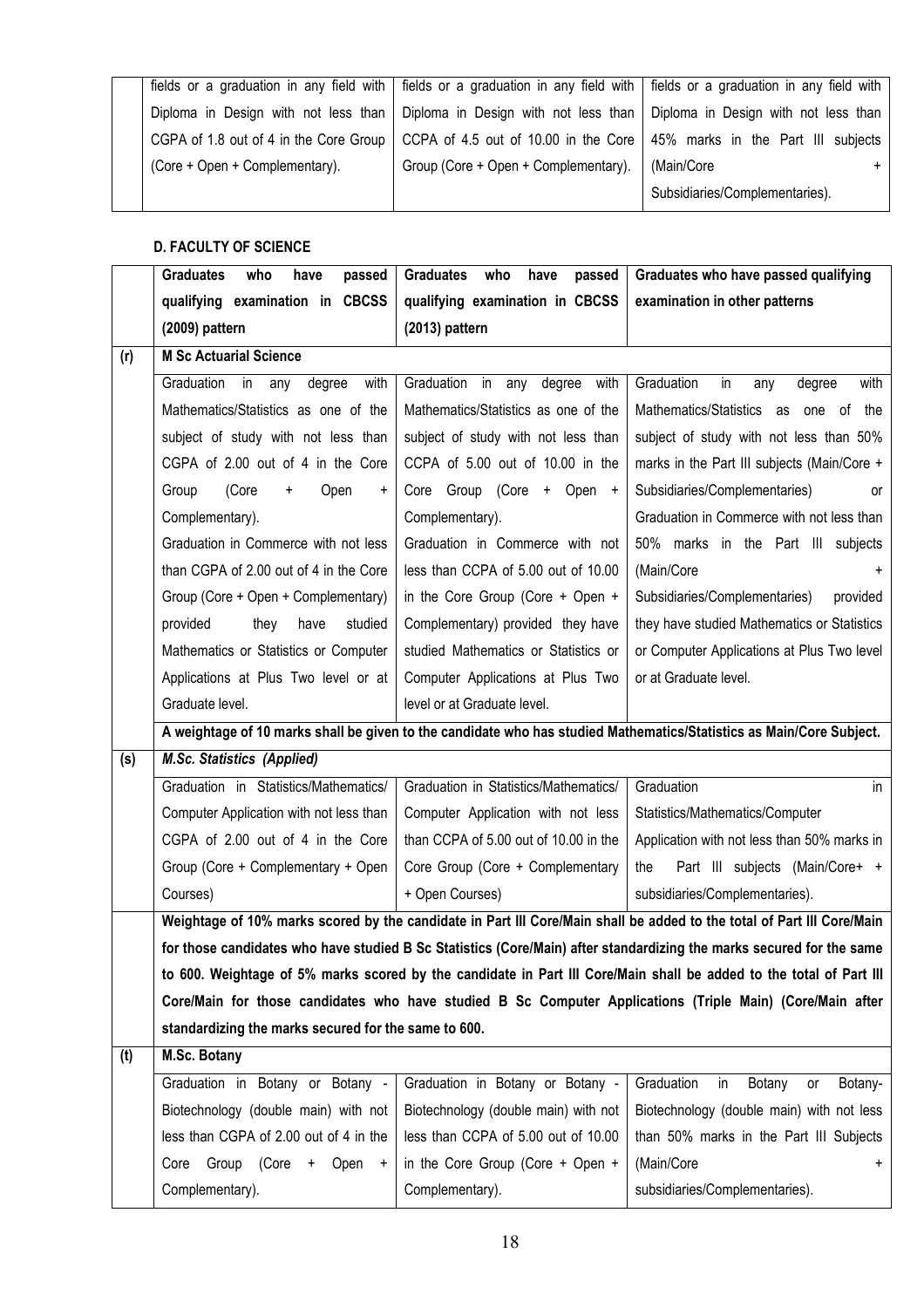| | | | |
|---|---|---|---|
| | fields or a graduation in any field with Diploma in Design with not less than CGPA of 1.8 out of 4 in the Core Group (Core + Open + Complementary). | fields or a graduation in any field with Diploma in Design with not less than CCPA of 4.5 out of 10.00 in the Core Group (Core + Open + Complementary). | fields or a graduation in any field with Diploma in Design with not less than 45% marks in the Part III subjects (Main/Core + Subsidiaries/Complementaries). |

**D. FACULTY OF SCIENCE**

| | Graduates who have passed qualifying examination in CBCSS (2009) pattern | Graduates who have passed qualifying examination in CBCSS (2013) pattern | Graduates who have passed qualifying examination in other patterns |
|---|---|---|---|
| (r) | **M Sc Actuarial Science** | | |
| | Graduation in any degree with Mathematics/Statistics as one of the subject of study with not less than CGPA of 2.00 out of 4 in the Core Group (Core + Open + Complementary).<br>Graduation in Commerce with not less than CGPA of 2.00 out of 4 in the Core Group (Core + Open + Complementary) provided they have studied Mathematics or Statistics or Computer Applications at Plus Two level or at Graduate level. | Graduation in any degree with Mathematics/Statistics as one of the subject of study with not less than CCPA of 5.00 out of 10.00 in the Core Group (Core + Open + Complementary).<br>Graduation in Commerce with not less than CCPA of 5.00 out of 10.00 in the Core Group (Core + Open + Complementary) provided they have studied Mathematics or Statistics or Computer Applications at Plus Two level or at Graduate level. | Graduation in any degree with Mathematics/Statistics as one of the subject of study with not less than 50% marks in the Part III subjects (Main/Core + Subsidiaries/Complementaries) or Graduation in Commerce with not less than 50% marks in the Part III subjects (Main/Core + Subsidiaries/Complementaries) provided they have studied Mathematics or Statistics or Computer Applications at Plus Two level or at Graduate level. |
| | **A weightage of 10 marks shall be given to the candidate who has studied Mathematics/Statistics as Main/Core Subject.** | | |
| (s) | ***M.Sc. Statistics (Applied)*** | | |
| | Graduation in Statistics/Mathematics/ Computer Application with not less than CGPA of 2.00 out of 4 in the Core Group (Core + Complementary + Open Courses) | Graduation in Statistics/Mathematics/ Computer Application with not less than CCPA of 5.00 out of 10.00 in the Core Group (Core + Complementary + Open Courses) | Graduation in Statistics/Mathematics/Computer Application with not less than 50% marks in the Part III subjects (Main/Core+ + subsidiaries/Complementaries). |
| | **Weightage of 10% marks scored by the candidate in Part III Core/Main shall be added to the total of Part III Core/Main for those candidates who have studied B Sc Statistics (Core/Main) after standardizing the marks secured for the same to 600. Weightage of 5% marks scored by the candidate in Part III Core/Main shall be added to the total of Part III Core/Main for those candidates who have studied B Sc Computer Applications (Triple Main) (Core/Main after standardizing the marks secured for the same to 600.** | | |
| (t) | **M.Sc. Botany** | | |
| | Graduation in Botany or Botany - Biotechnology (double main) with not less than CGPA of 2.00 out of 4 in the Core Group (Core + Open + Complementary). | Graduation in Botany or Botany - Biotechnology (double main) with not less than CCPA of 5.00 out of 10.00 in the Core Group (Core + Open + Complementary). | Graduation in Botany or Botany-Biotechnology (double main) with not less than 50% marks in the Part III Subjects (Main/Core + subsidiaries/Complementaries). |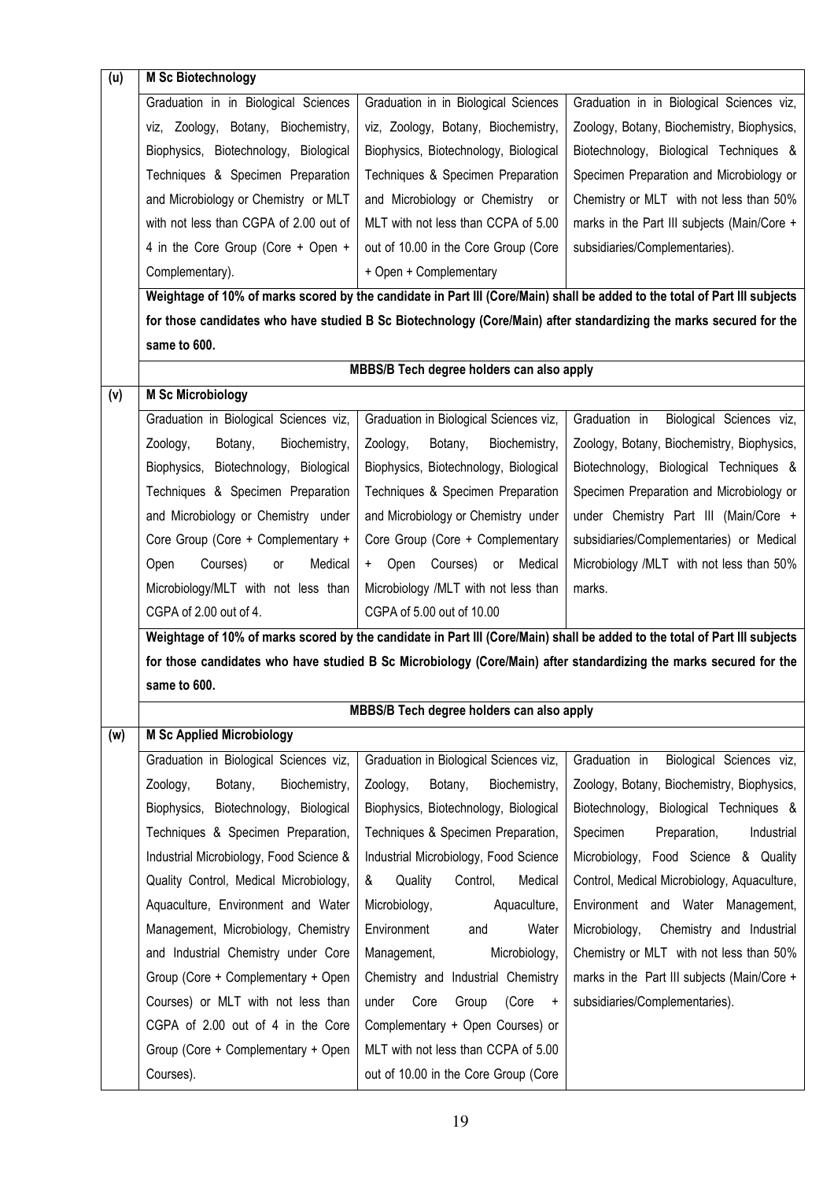| | | | |
|---|---|---|---|
| (u) | **M Sc Biotechnology** | | |
| | Graduation in in Biological Sciences viz, Zoology, Botany, Biochemistry, Biophysics, Biotechnology, Biological Techniques & Specimen Preparation and Microbiology or Chemistry or MLT with not less than CGPA of 2.00 out of 4 in the Core Group (Core + Open + Complementary). | Graduation in in Biological Sciences viz, Zoology, Botany, Biochemistry, Biophysics, Biotechnology, Biological Techniques & Specimen Preparation and Microbiology or Chemistry or MLT with not less than CCPA of 5.00 out of 10.00 in the Core Group (Core + Open + Complementary | Graduation in in Biological Sciences viz, Zoology, Botany, Biochemistry, Biophysics, Biotechnology, Biological Techniques & Specimen Preparation and Microbiology or Chemistry or MLT with not less than 50% marks in the Part III subjects (Main/Core + subsidiaries/Complementaries). |
| | **Weightage of 10% of marks scored by the candidate in Part III (Core/Main) shall be added to the total of Part III subjects for those candidates who have studied B Sc Biotechnology (Core/Main) after standardizing the marks secured for the same to 600.** | | |
| | **MBBS/B Tech degree holders can also apply** | | |
| (v) | **M Sc Microbiology** | | |
| | Graduation in Biological Sciences viz, Zoology, Botany, Biochemistry, Biophysics, Biotechnology, Biological Techniques & Specimen Preparation and Microbiology or Chemistry under Core Group (Core + Complementary + Open Courses) or Medical Microbiology/MLT with not less than CGPA of 2.00 out of 4. | Graduation in Biological Sciences viz, Zoology, Botany, Biochemistry, Biophysics, Biotechnology, Biological Techniques & Specimen Preparation and Microbiology or Chemistry under Core Group (Core + Complementary + Open Courses) or Medical Microbiology /MLT with not less than CGPA of 5.00 out of 10.00 | Graduation in Biological Sciences viz, Zoology, Botany, Biochemistry, Biophysics, Biotechnology, Biological Techniques & Specimen Preparation and Microbiology or under Chemistry Part III (Main/Core + subsidiaries/Complementaries) or Medical Microbiology /MLT with not less than 50% marks. |
| | **Weightage of 10% of marks scored by the candidate in Part III (Core/Main) shall be added to the total of Part III subjects for those candidates who have studied B Sc Microbiology (Core/Main) after standardizing the marks secured for the same to 600.** | | |
| | **MBBS/B Tech degree holders can also apply** | | |
| (w) | **M Sc Applied Microbiology** | | |
| | Graduation in Biological Sciences viz, Zoology, Botany, Biochemistry, Biophysics, Biotechnology, Biological Techniques & Specimen Preparation, Industrial Microbiology, Food Science & Quality Control, Medical Microbiology, Aquaculture, Environment and Water Management, Microbiology, Chemistry and Industrial Chemistry under Core Group (Core + Complementary + Open Courses) or MLT with not less than CGPA of 2.00 out of 4 in the Core Group (Core + Complementary + Open Courses). | Graduation in Biological Sciences viz, Zoology, Botany, Biochemistry, Biophysics, Biotechnology, Biological Techniques & Specimen Preparation, Industrial Microbiology, Food Science & Quality Control, Medical Microbiology, Aquaculture, Environment and Water Management, Microbiology, Chemistry and Industrial Chemistry under Core Group (Core + Complementary + Open Courses) or MLT with not less than CCPA of 5.00 out of 10.00 in the Core Group (Core | Graduation in Biological Sciences viz, Zoology, Botany, Biochemistry, Biophysics, Biotechnology, Biological Techniques & Specimen Preparation, Industrial Microbiology, Food Science & Quality Control, Medical Microbiology, Aquaculture, Environment and Water Management, Microbiology, Chemistry and Industrial Chemistry or MLT with not less than 50% marks in the Part III subjects (Main/Core + subsidiaries/Complementaries). |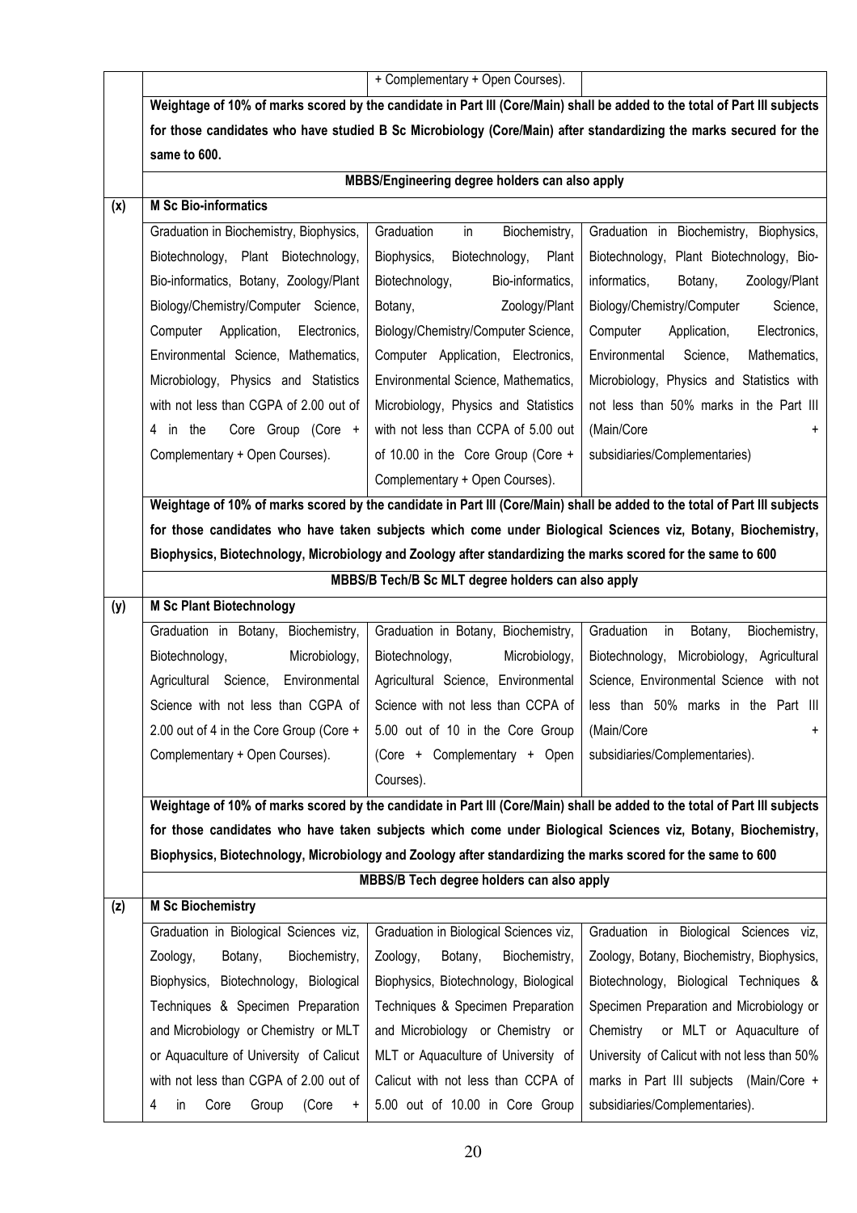| | | | |
|---|---|---|---|
| | | + Complementary + Open Courses). | |
| | **Weightage of 10% of marks scored by the candidate in Part III (Core/Main) shall be added to the total of Part III subjects for those candidates who have studied B Sc Microbiology (Core/Main) after standardizing the marks secured for the same to 600.** | | |
| | **MBBS/Engineering degree holders can also apply** | | |
| **(x)** | **M Sc Bio-informatics** | | |
| | Graduation in Biochemistry, Biophysics, Biotechnology, Plant Biotechnology, Bio-informatics, Botany, Zoology/Plant Biology/Chemistry/Computer Science, Computer Application, Electronics, Environmental Science, Mathematics, Microbiology, Physics and Statistics with not less than CGPA of 2.00 out of 4 in the Core Group (Core + Complementary + Open Courses). | Graduation in Biochemistry, Biophysics, Biotechnology, Plant Biotechnology, Bio-informatics, Botany, Zoology/Plant Biology/Chemistry/Computer Science, Computer Application, Electronics, Environmental Science, Mathematics, Microbiology, Physics and Statistics with not less than CCPA of 5.00 out of 10.00 in the Core Group (Core + Complementary + Open Courses). | Graduation in Biochemistry, Biophysics, Biotechnology, Plant Biotechnology, Bio-informatics, Botany, Zoology/Plant Biology/Chemistry/Computer Science, Computer Application, Electronics, Environmental Science, Mathematics, Microbiology, Physics and Statistics with not less than 50% marks in the Part III (Main/Core + subsidiaries/Complementaries) |
| | **Weightage of 10% of marks scored by the candidate in Part III (Core/Main) shall be added to the total of Part III subjects for those candidates who have taken subjects which come under Biological Sciences viz, Botany, Biochemistry, Biophysics, Biotechnology, Microbiology and Zoology after standardizing the marks scored for the same to 600** | | |
| | **MBBS/B Tech/B Sc MLT degree holders can also apply** | | |
| **(y)** | **M Sc Plant Biotechnology** | | |
| | Graduation in Botany, Biochemistry, Biotechnology, Microbiology, Agricultural Science, Environmental Science with not less than CGPA of 2.00 out of 4 in the Core Group (Core + Complementary + Open Courses). | Graduation in Botany, Biochemistry, Biotechnology, Microbiology, Agricultural Science, Environmental Science with not less than CCPA of 5.00 out of 10 in the Core Group (Core + Complementary + Open Courses). | Graduation in Botany, Biochemistry, Biotechnology, Microbiology, Agricultural Science, Environmental Science with not less than 50% marks in the Part III (Main/Core + subsidiaries/Complementaries). |
| | **Weightage of 10% of marks scored by the candidate in Part III (Core/Main) shall be added to the total of Part III subjects for those candidates who have taken subjects which come under Biological Sciences viz, Botany, Biochemistry, Biophysics, Biotechnology, Microbiology and Zoology after standardizing the marks scored for the same to 600** | | |
| | **MBBS/B Tech degree holders can also apply** | | |
| **(z)** | **M Sc Biochemistry** | | |
| | Graduation in Biological Sciences viz, Zoology, Botany, Biochemistry, Biophysics, Biotechnology, Biological Techniques & Specimen Preparation and Microbiology or Chemistry or MLT or Aquaculture of University of Calicut with not less than CGPA of 2.00 out of 4 in Core Group (Core + | Graduation in Biological Sciences viz, Zoology, Botany, Biochemistry, Biophysics, Biotechnology, Biological Techniques & Specimen Preparation and Microbiology or Chemistry or MLT or Aquaculture of University of Calicut with not less than CCPA of 5.00 out of 10.00 in Core Group | Graduation in Biological Sciences viz, Zoology, Botany, Biochemistry, Biophysics, Biotechnology, Biological Techniques & Specimen Preparation and Microbiology or Chemistry or MLT or Aquaculture of University of Calicut with not less than 50% marks in Part III subjects (Main/Core + subsidiaries/Complementaries). |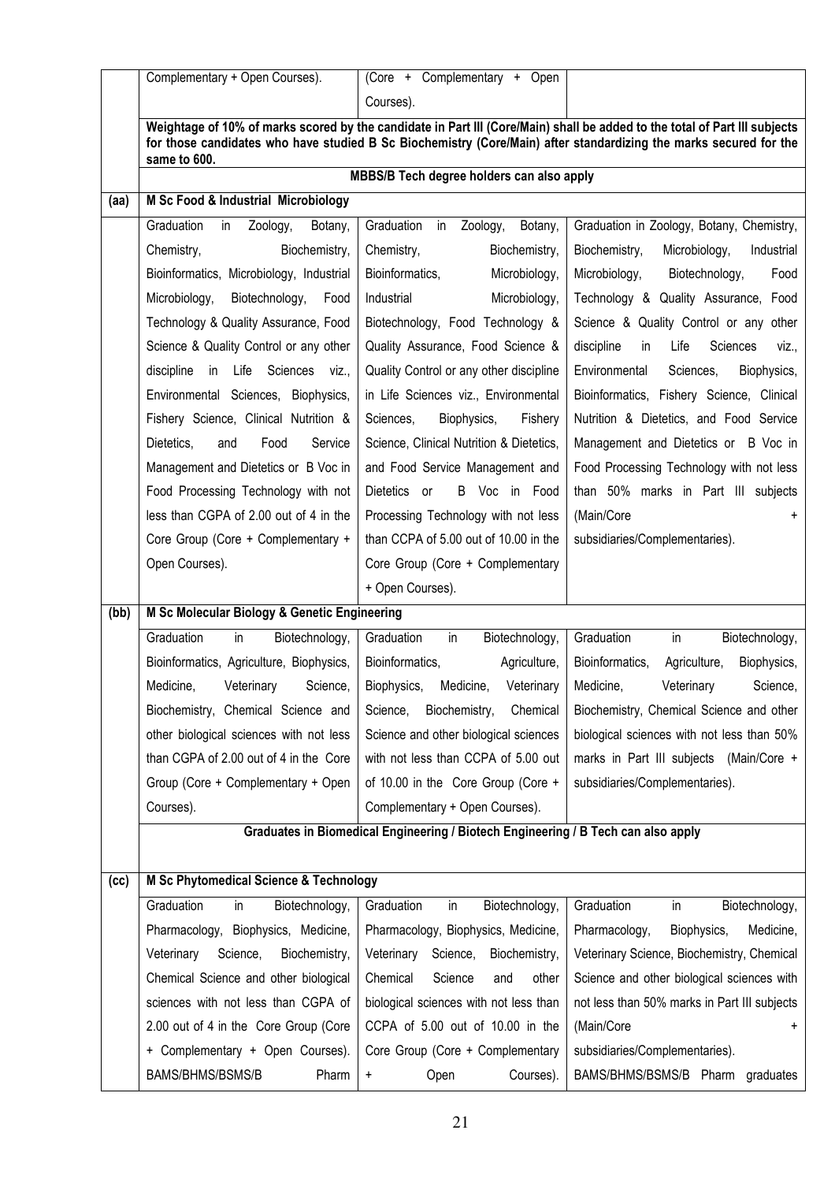| | | | |
|---|---|---|---|
| | Complementary + Open Courses). | (Core + Complementary + Open Courses). | |
| | **Weightage of 10% of marks scored by the candidate in Part III (Core/Main) shall be added to the total of Part III subjects for those candidates who have studied B Sc Biochemistry (Core/Main) after standardizing the marks secured for the same to 600.** | | |
| | **MBBS/B Tech degree holders can also apply** | | |
| **(aa)** | **M Sc Food & Industrial Microbiology** | | |
| | Graduation in Zoology, Botany, Chemistry, Biochemistry, Bioinformatics, Microbiology, Industrial Microbiology, Biotechnology, Food Technology & Quality Assurance, Food Science & Quality Control or any other discipline in Life Sciences viz., Environmental Sciences, Biophysics, Fishery Science, Clinical Nutrition & Dietetics, and Food Service Management and Dietetics or B Voc in Food Processing Technology with not less than CGPA of 2.00 out of 4 in the Core Group (Core + Complementary + Open Courses). | Graduation in Zoology, Botany, Chemistry, Biochemistry, Bioinformatics, Microbiology, Industrial Microbiology, Biotechnology, Food Technology & Quality Assurance, Food Science & Quality Control or any other discipline in Life Sciences viz., Environmental Sciences, Biophysics, Fishery Science, Clinical Nutrition & Dietetics, and Food Service Management and Dietetics or B Voc in Food Processing Technology with not less than CCPA of 5.00 out of 10.00 in the Core Group (Core + Complementary + Open Courses). | Graduation in Zoology, Botany, Chemistry, Biochemistry, Microbiology, Industrial Microbiology, Biotechnology, Food Technology & Quality Assurance, Food Science & Quality Control or any other discipline in Life Sciences viz., Environmental Sciences, Biophysics, Bioinformatics, Fishery Science, Clinical Nutrition & Dietetics, and Food Service Management and Dietetics or B Voc in Food Processing Technology with not less than 50% marks in Part III subjects (Main/Core + subsidiaries/Complementaries). |
| **(bb)** | **M Sc Molecular Biology & Genetic Engineering** | | |
| | Graduation in Biotechnology, Bioinformatics, Agriculture, Biophysics, Medicine, Veterinary Science, Biochemistry, Chemical Science and other biological sciences with not less than CGPA of 2.00 out of 4 in the Core Group (Core + Complementary + Open Courses). | Graduation in Biotechnology, Bioinformatics, Agriculture, Biophysics, Medicine, Veterinary Science, Biochemistry, Chemical Science and other biological sciences with not less than CCPA of 5.00 out of 10.00 in the Core Group (Core + Complementary + Open Courses). | Graduation in Biotechnology, Bioinformatics, Agriculture, Biophysics, Medicine, Veterinary Science, Biochemistry, Chemical Science and other biological sciences with not less than 50% marks in Part III subjects (Main/Core + subsidiaries/Complementaries). |
| | **Graduates in Biomedical Engineering / Biotech Engineering / B Tech can also apply** | | |
| **(cc)** | **M Sc Phytomedical Science & Technology** | | |
| | Graduation in Biotechnology, Pharmacology, Biophysics, Medicine, Veterinary Science, Biochemistry, Chemical Science and other biological sciences with not less than CGPA of 2.00 out of 4 in the Core Group (Core + Complementary + Open Courses). BAMS/BHMS/BSMS/B Pharm | Graduation in Biotechnology, Pharmacology, Biophysics, Medicine, Veterinary Science, Biochemistry, Chemical Science and other biological sciences with not less than CCPA of 5.00 out of 10.00 in the Core Group (Core + Complementary + Open Courses). | Graduation in Biotechnology, Pharmacology, Biophysics, Medicine, Veterinary Science, Biochemistry, Chemical Science and other biological sciences with not less than 50% marks in Part III subjects (Main/Core + subsidiaries/Complementaries). BAMS/BHMS/BSMS/B Pharm graduates |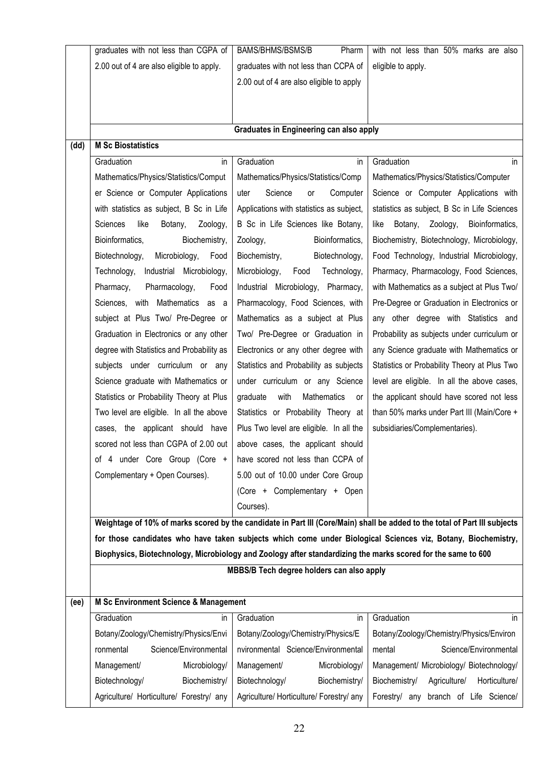| | | | |
|---|---|---|---|
| | graduates with not less than CGPA of 2.00 out of 4 are also eligible to apply. | BAMS/BHMS/BSMS/B Pharm graduates with not less than CCPA of 2.00 out of 4 are also eligible to apply | with not less than 50% marks are also eligible to apply. |
| | **Graduates in Engineering can also apply** | | |
| **(dd)** | **M Sc Biostatistics** | | |
| | Graduation in Mathematics/Physics/Statistics/Computer Science or Computer Applications with statistics as subject, B Sc in Life Sciences like Botany, Zoology, Bioinformatics, Biochemistry, Biotechnology, Microbiology, Food Technology, Industrial Microbiology, Pharmacy, Pharmacology, Food Sciences, with Mathematics as a subject at Plus Two/ Pre-Degree or Graduation in Electronics or any other degree with Statistics and Probability as subjects under curriculum or any Science graduate with Mathematics or Statistics or Probability Theory at Plus Two level are eligible. In all the above cases, the applicant should have scored not less than CGPA of 2.00 out of 4 under Core Group (Core + Complementary + Open Courses). | Graduation in Mathematics/Physics/Statistics/Computer Science or Computer Applications with statistics as subject, B Sc in Life Sciences like Botany, Zoology, Bioinformatics, Biochemistry, Biotechnology, Microbiology, Food Technology, Industrial Microbiology, Pharmacy, Pharmacology, Food Sciences, with Mathematics as a subject at Plus Two/ Pre-Degree or Graduation in Electronics or any other degree with Statistics and Probability as subjects under curriculum or any Science graduate with Mathematics or Statistics or Probability Theory at Plus Two level are eligible. In all the above cases, the applicant should have scored not less than CCPA of 5.00 out of 10.00 under Core Group (Core + Complementary + Open Courses). | Graduation in Mathematics/Physics/Statistics/Computer Science or Computer Applications with statistics as subject, B Sc in Life Sciences like Botany, Zoology, Bioinformatics, Biochemistry, Biotechnology, Microbiology, Food Technology, Industrial Microbiology, Pharmacy, Pharmacology, Food Sciences, with Mathematics as a subject at Plus Two/ Pre-Degree or Graduation in Electronics or any other degree with Statistics and Probability as subjects under curriculum or any Science graduate with Mathematics or Statistics or Probability Theory at Plus Two level are eligible. In all the above cases, the applicant should have scored not less than 50% marks under Part III (Main/Core + subsidiaries/Complementaries). |
| | **Weightage of 10% of marks scored by the candidate in Part III (Core/Main) shall be added to the total of Part III subjects for those candidates who have taken subjects which come under Biological Sciences viz, Botany, Biochemistry, Biophysics, Biotechnology, Microbiology and Zoology after standardizing the marks scored for the same to 600** | | |
| | **MBBS/B Tech degree holders can also apply** | | |
| **(ee)** | **M Sc Environment Science & Management** | | |
| | Graduation in Botany/Zoology/Chemistry/Physics/Environmental Science/Environmental Management/ Microbiology/ Biotechnology/ Biochemistry/ Agriculture/ Horticulture/ Forestry/ any | Graduation in Botany/Zoology/Chemistry/Physics/Environmental Science/Environmental Management/ Microbiology/ Biotechnology/ Biochemistry/ Agriculture/ Horticulture/ Forestry/ any | Graduation in Botany/Zoology/Chemistry/Physics/Environmental Science/Environmental Management/ Microbiology/ Biotechnology/ Biochemistry/ Agriculture/ Horticulture/ Forestry/ any branch of Life Science/ |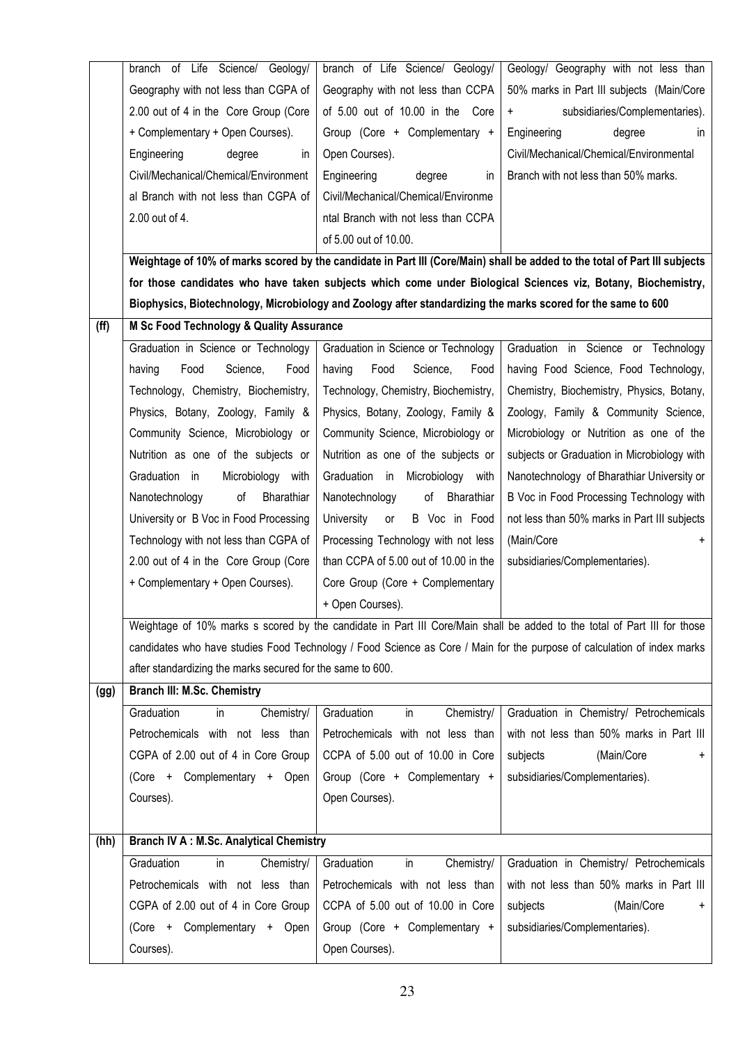| | | | |
|---|---|---|---|
| | branch of Life Science/ Geology/ Geography with not less than CGPA of 2.00 out of 4 in the Core Group (Core + Complementary + Open Courses). Engineering degree in Civil/Mechanical/Chemical/Environmental Branch with not less than CGPA of 2.00 out of 4. | branch of Life Science/ Geology/ Geography with not less than CCPA of 5.00 out of 10.00 in the Core Group (Core + Complementary + Open Courses). Engineering degree in Civil/Mechanical/Chemical/Environmental Branch with not less than CCPA of 5.00 out of 10.00. | Geology/ Geography with not less than 50% marks in Part III subjects (Main/Core + subsidiaries/Complementaries). Engineering degree in Civil/Mechanical/Chemical/Environmental Branch with not less than 50% marks. |
| | **Weightage of 10% of marks scored by the candidate in Part III (Core/Main) shall be added to the total of Part III subjects for those candidates who have taken subjects which come under Biological Sciences viz, Botany, Biochemistry, Biophysics, Biotechnology, Microbiology and Zoology after standardizing the marks scored for the same to 600** | | |
| **(ff)** | **M Sc Food Technology & Quality Assurance** | | |
| | Graduation in Science or Technology having Food Science, Food Technology, Chemistry, Biochemistry, Physics, Botany, Zoology, Family & Community Science, Microbiology or Nutrition as one of the subjects or Graduation in Microbiology with Nanotechnology of Bharathiar University or B Voc in Food Processing Technology with not less than CGPA of 2.00 out of 4 in the Core Group (Core + Complementary + Open Courses). | Graduation in Science or Technology having Food Science, Food Technology, Chemistry, Biochemistry, Physics, Botany, Zoology, Family & Community Science, Microbiology or Nutrition as one of the subjects or Graduation in Microbiology with Nanotechnology of Bharathiar University or B Voc in Food Processing Technology with not less than CCPA of 5.00 out of 10.00 in the Core Group (Core + Complementary + Open Courses). | Graduation in Science or Technology having Food Science, Food Technology, Chemistry, Biochemistry, Physics, Botany, Zoology, Family & Community Science, Microbiology or Nutrition as one of the subjects or Graduation in Microbiology with Nanotechnology of Bharathiar University or B Voc in Food Processing Technology with not less than 50% marks in Part III subjects (Main/Core + subsidiaries/Complementaries). |
| | Weightage of 10% marks s scored by the candidate in Part III Core/Main shall be added to the total of Part III for those candidates who have studies Food Technology / Food Science as Core / Main for the purpose of calculation of index marks after standardizing the marks secured for the same to 600. | | |
| **(gg)** | **Branch III: M.Sc. Chemistry** | | |
| | Graduation in Chemistry/ Petrochemicals with not less than CGPA of 2.00 out of 4 in Core Group (Core + Complementary + Open Courses). | Graduation in Chemistry/ Petrochemicals with not less than CCPA of 5.00 out of 10.00 in Core Group (Core + Complementary + Open Courses). | Graduation in Chemistry/ Petrochemicals with not less than 50% marks in Part III subjects (Main/Core + subsidiaries/Complementaries). |
| **(hh)** | **Branch IV A : M.Sc. Analytical Chemistry** | | |
| | Graduation in Chemistry/ Petrochemicals with not less than CGPA of 2.00 out of 4 in Core Group (Core + Complementary + Open Courses). | Graduation in Chemistry/ Petrochemicals with not less than CCPA of 5.00 out of 10.00 in Core Group (Core + Complementary + Open Courses). | Graduation in Chemistry/ Petrochemicals with not less than 50% marks in Part III subjects (Main/Core + subsidiaries/Complementaries). |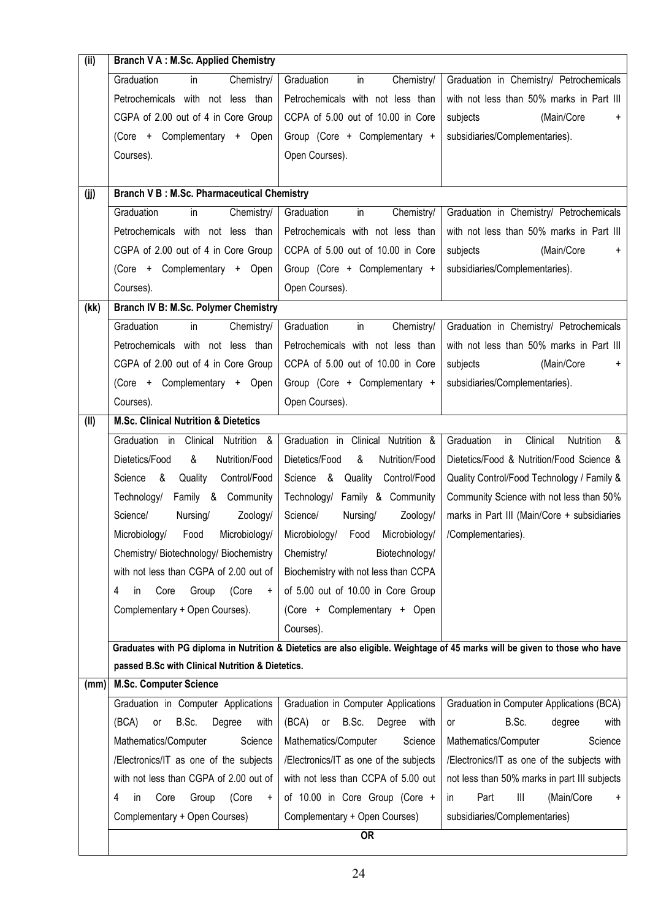| | | | |
|---|---|---|---|
| **(ii)** | **Branch V A : M.Sc. Applied Chemistry** | | |
| | Graduation in Chemistry/ Petrochemicals with not less than CGPA of 2.00 out of 4 in Core Group (Core + Complementary + Open Courses). | Graduation in Chemistry/ Petrochemicals with not less than CCPA of 5.00 out of 10.00 in Core Group (Core + Complementary + Open Courses). | Graduation in Chemistry/ Petrochemicals with not less than 50% marks in Part III subjects (Main/Core + subsidiaries/Complementaries). |
| **(jj)** | **Branch V B : M.Sc. Pharmaceutical Chemistry** | | |
| | Graduation in Chemistry/ Petrochemicals with not less than CGPA of 2.00 out of 4 in Core Group (Core + Complementary + Open Courses). | Graduation in Chemistry/ Petrochemicals with not less than CCPA of 5.00 out of 10.00 in Core Group (Core + Complementary + Open Courses). | Graduation in Chemistry/ Petrochemicals with not less than 50% marks in Part III subjects (Main/Core + subsidiaries/Complementaries). |
| **(kk)** | **Branch IV B: M.Sc. Polymer Chemistry** | | |
| | Graduation in Chemistry/ Petrochemicals with not less than CGPA of 2.00 out of 4 in Core Group (Core + Complementary + Open Courses). | Graduation in Chemistry/ Petrochemicals with not less than CCPA of 5.00 out of 10.00 in Core Group (Core + Complementary + Open Courses). | Graduation in Chemistry/ Petrochemicals with not less than 50% marks in Part III subjects (Main/Core + subsidiaries/Complementaries). |
| **(ll)** | **M.Sc. Clinical Nutrition & Dietetics** | | |
| | Graduation in Clinical Nutrition & Dietetics/Food & Nutrition/Food Science & Quality Control/Food Technology/ Family & Community Science/ Nursing/ Zoology/ Microbiology/ Food Microbiology/ Chemistry/ Biotechnology/ Biochemistry with not less than CGPA of 2.00 out of 4 in Core Group (Core + Complementary + Open Courses). | Graduation in Clinical Nutrition & Dietetics/Food & Nutrition/Food Science & Quality Control/Food Technology/ Family & Community Science/ Nursing/ Zoology/ Microbiology/ Food Microbiology/ Chemistry/ Biotechnology/ Biochemistry with not less than CCPA of 5.00 out of 10.00 in Core Group (Core + Complementary + Open Courses). | Graduation in Clinical Nutrition & Dietetics/Food & Nutrition/Food Science & Quality Control/Food Technology / Family & Community Science with not less than 50% marks in Part III (Main/Core + subsidiaries /Complementaries). |
| | **Graduates with PG diploma in Nutrition & Dietetics are also eligible. Weightage of 45 marks will be given to those who have passed B.Sc with Clinical Nutrition & Dietetics.** | | |
| **(mm)** | **M.Sc. Computer Science** | | |
| | Graduation in Computer Applications (BCA) or B.Sc. Degree with Mathematics/Computer Science /Electronics/IT as one of the subjects with not less than CGPA of 2.00 out of 4 in Core Group (Core + Complementary + Open Courses) | Graduation in Computer Applications (BCA) or B.Sc. Degree with Mathematics/Computer Science /Electronics/IT as one of the subjects with not less than CCPA of 5.00 out of 10.00 in Core Group (Core + Complementary + Open Courses) | Graduation in Computer Applications (BCA) or B.Sc. degree with Mathematics/Computer Science /Electronics/IT as one of the subjects with not less than 50% marks in part III subjects in Part III (Main/Core + subsidiaries/Complementaries) |
| | | **OR** | |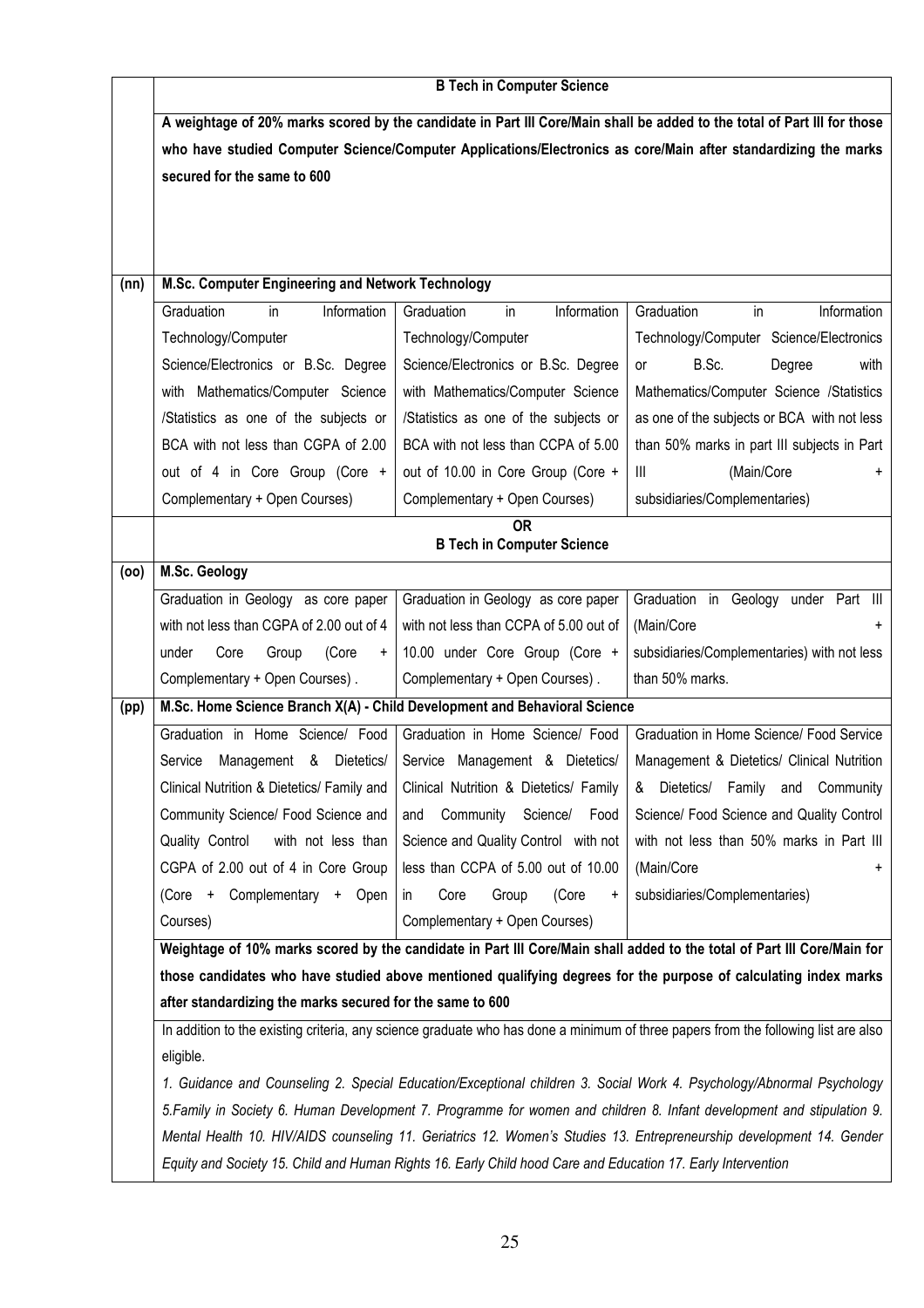| | | | |
|---|---|---|---|
| | **B Tech in Computer Science** | | |
| | **A weightage of 20% marks scored by the candidate in Part III Core/Main shall be added to the total of Part III for those who have studied Computer Science/Computer Applications/Electronics as core/Main after standardizing the marks secured for the same to 600** | | |
| **(nn)** | **M.Sc. Computer Engineering and Network Technology** | | |
| | Graduation in Information Technology/Computer Science/Electronics or B.Sc. Degree with Mathematics/Computer Science /Statistics as one of the subjects or BCA with not less than CGPA of 2.00 out of 4 in Core Group (Core + Complementary + Open Courses) | Graduation in Information Technology/Computer Science/Electronics or B.Sc. Degree with Mathematics/Computer Science /Statistics as one of the subjects or BCA with not less than CCPA of 5.00 out of 10.00 in Core Group (Core + Complementary + Open Courses) | Graduation in Information Technology/Computer Science/Electronics or B.Sc. Degree with Mathematics/Computer Science /Statistics as one of the subjects or BCA with not less than 50% marks in part III subjects in Part III (Main/Core + subsidiaries/Complementaries) |
| | **OR**<br>**B Tech in Computer Science** | | |
| **(oo)** | **M.Sc. Geology** | | |
| | Graduation in Geology as core paper with not less than CGPA of 2.00 out of 4 under Core Group (Core + Complementary + Open Courses) . | Graduation in Geology as core paper with not less than CCPA of 5.00 out of 10.00 under Core Group (Core + Complementary + Open Courses) . | Graduation in Geology under Part III (Main/Core + subsidiaries/Complementaries) with not less than 50% marks. |
| **(pp)** | **M.Sc. Home Science Branch X(A) - Child Development and Behavioral Science** | | |
| | Graduation in Home Science/ Food Service Management & Dietetics/ Clinical Nutrition & Dietetics/ Family and Community Science/ Food Science and Quality Control with not less than CGPA of 2.00 out of 4 in Core Group (Core + Complementary + Open Courses) | Graduation in Home Science/ Food Service Management & Dietetics/ Clinical Nutrition & Dietetics/ Family and Community Science/ Food Science and Quality Control with not less than CCPA of 5.00 out of 10.00 in Core Group (Core + Complementary + Open Courses) | Graduation in Home Science/ Food Service Management & Dietetics/ Clinical Nutrition & Dietetics/ Family and Community Science/ Food Science and Quality Control with not less than 50% marks in Part III (Main/Core + subsidiaries/Complementaries) |
| | **Weightage of 10% marks scored by the candidate in Part III Core/Main shall added to the total of Part III Core/Main for those candidates who have studied above mentioned qualifying degrees for the purpose of calculating index marks after standardizing the marks secured for the same to 600** | | |
| | In addition to the existing criteria, any science graduate who has done a minimum of three papers from the following list are also eligible.<br>*1. Guidance and Counseling 2. Special Education/Exceptional children 3. Social Work 4. Psychology/Abnormal Psychology 5.Family in Society 6. Human Development 7. Programme for women and children 8. Infant development and stipulation 9. Mental Health 10. HIV/AIDS counseling 11. Geriatrics 12. Women's Studies 13. Entrepreneurship development 14. Gender Equity and Society 15. Child and Human Rights 16. Early Child hood Care and Education 17. Early Intervention* | | |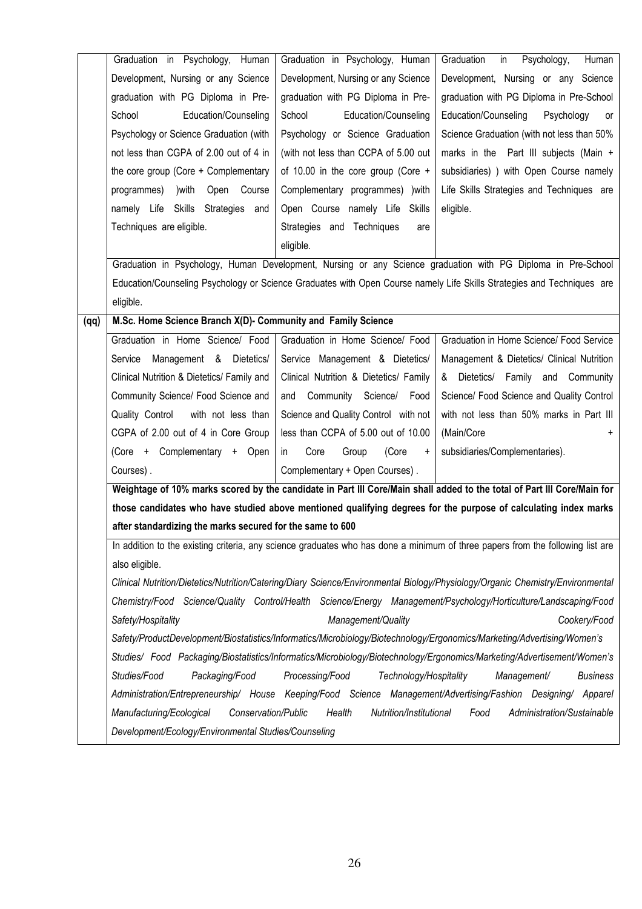| | | | |
|---|---|---|---|
| | Graduation in Psychology, Human Development, Nursing or any Science graduation with PG Diploma in Pre-School Education/Counseling Psychology or Science Graduation (with not less than CGPA of 2.00 out of 4 in the core group (Core + Complementary programmes) )with Open Course namely Life Skills Strategies and Techniques are eligible. | Graduation in Psychology, Human Development, Nursing or any Science graduation with PG Diploma in Pre-School Education/Counseling Psychology or Science Graduation (with not less than CCPA of 5.00 out of 10.00 in the core group (Core + Complementary programmes) )with Open Course namely Life Skills Strategies and Techniques are eligible. | Graduation in Psychology, Human Development, Nursing or any Science graduation with PG Diploma in Pre-School Education/Counseling Psychology or Science Graduation (with not less than 50% marks in the Part III subjects (Main + subsidiaries) ) with Open Course namely Life Skills Strategies and Techniques are eligible. |
| | Graduation in Psychology, Human Development, Nursing or any Science graduation with PG Diploma in Pre-School Education/Counseling Psychology or Science Graduates with Open Course namely Life Skills Strategies and Techniques are eligible. | | |
| **(qq)** | **M.Sc. Home Science Branch X(D)- Community and Family Science** | | |
| | Graduation in Home Science/ Food Service Management & Dietetics/ Clinical Nutrition & Dietetics/ Family and Community Science/ Food Science and Quality Control with not less than CGPA of 2.00 out of 4 in Core Group (Core + Complementary + Open Courses) . | Graduation in Home Science/ Food Service Management & Dietetics/ Clinical Nutrition & Dietetics/ Family and Community Science/ Food Science and Quality Control with not less than CCPA of 5.00 out of 10.00 in Core Group (Core + Complementary + Open Courses) . | Graduation in Home Science/ Food Service Management & Dietetics/ Clinical Nutrition & Dietetics/ Family and Community Science/ Food Science and Quality Control with not less than 50% marks in Part III (Main/Core + subsidiaries/Complementaries). |
| | **Weightage of 10% marks scored by the candidate in Part III Core/Main shall added to the total of Part III Core/Main for those candidates who have studied above mentioned qualifying degrees for the purpose of calculating index marks after standardizing the marks secured for the same to 600** | | |
| | In addition to the existing criteria, any science graduates who has done a minimum of three papers from the following list are also eligible. *Clinical Nutrition/Dietetics/Nutrition/Catering/Diary Science/Environmental Biology/Physiology/Organic Chemistry/Environmental Chemistry/Food Science/Quality Control/Health Science/Energy Management/Psychology/Horticulture/Landscaping/Food Safety/Hospitality Management/Quality Cookery/Food Safety/ProductDevelopment/Biostatistics/Informatics/Microbiology/Biotechnology/Ergonomics/Marketing/Advertising/Women's Studies/ Food Packaging/Biostatistics/Informatics/Microbiology/Biotechnology/Ergonomics/Marketing/Advertisement/Women's Studies/Food Packaging/Food Processing/Food Technology/Hospitality Management/ Business Administration/Entrepreneurship/ House Keeping/Food Science Management/Advertising/Fashion Designing/ Apparel Manufacturing/Ecological Conservation/Public Health Nutrition/Institutional Food Administration/Sustainable Development/Ecology/Environmental Studies/Counseling* | | |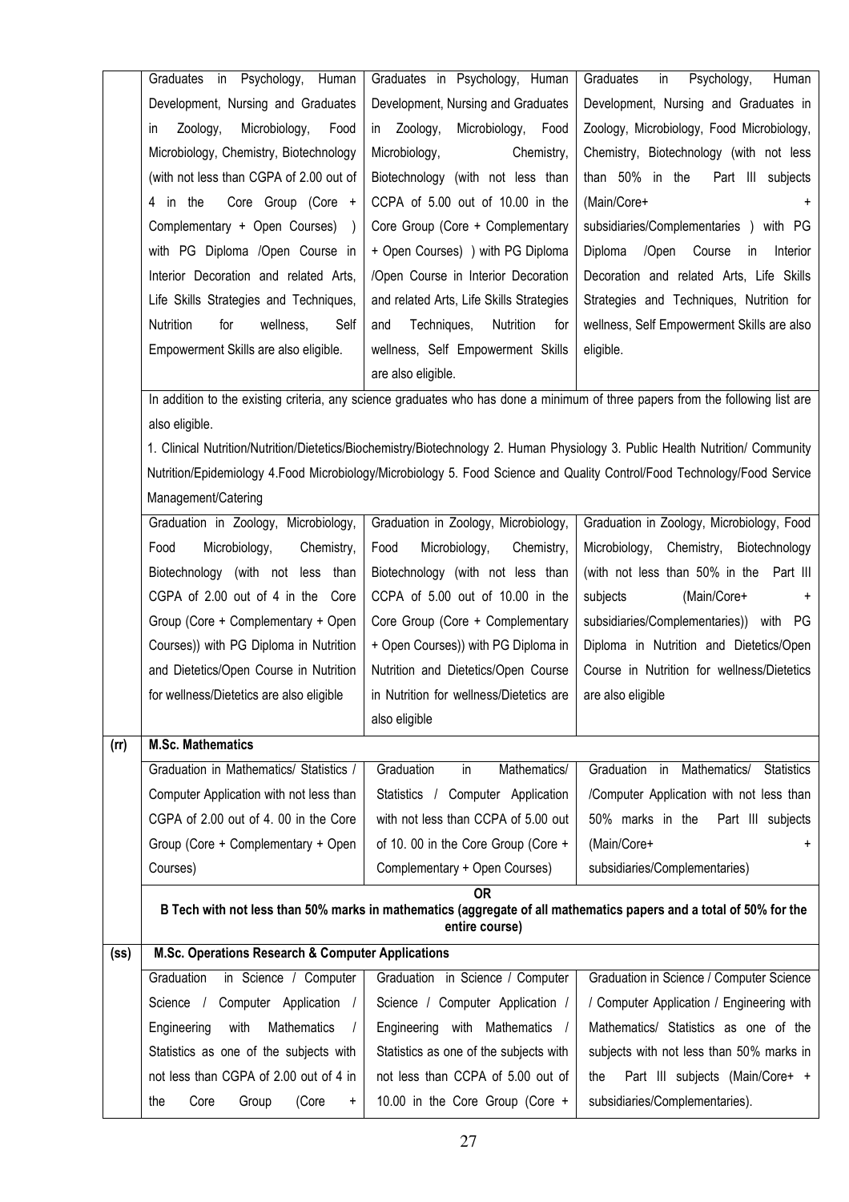| | | | |
|---|---|---|---|
| | Graduates in Psychology, Human Development, Nursing and Graduates in Zoology, Microbiology, Food Microbiology, Chemistry, Biotechnology (with not less than CGPA of 2.00 out of 4 in the Core Group (Core + Complementary + Open Courses) ) with PG Diploma /Open Course in Interior Decoration and related Arts, Life Skills Strategies and Techniques, Nutrition for wellness, Self Empowerment Skills are also eligible. | Graduates in Psychology, Human Development, Nursing and Graduates in Zoology, Microbiology, Food Microbiology, Chemistry, Biotechnology (with not less than CCPA of 5.00 out of 10.00 in the Core Group (Core + Complementary + Open Courses) ) with PG Diploma /Open Course in Interior Decoration and related Arts, Life Skills Strategies and Techniques, Nutrition for wellness, Self Empowerment Skills are also eligible. | Graduates in Psychology, Human Development, Nursing and Graduates in Zoology, Microbiology, Food Microbiology, Chemistry, Biotechnology (with not less than 50% in the Part III subjects (Main/Core+ + subsidiaries/Complementaries ) with PG Diploma /Open Course in Interior Decoration and related Arts, Life Skills Strategies and Techniques, Nutrition for wellness, Self Empowerment Skills are also eligible. |
| | In addition to the existing criteria, any science graduates who has done a minimum of three papers from the following list are also eligible. 1. Clinical Nutrition/Nutrition/Dietetics/Biochemistry/Biotechnology 2. Human Physiology 3. Public Health Nutrition/ Community Nutrition/Epidemiology 4.Food Microbiology/Microbiology 5. Food Science and Quality Control/Food Technology/Food Service Management/Catering | | |
| | Graduation in Zoology, Microbiology, Food Microbiology, Chemistry, Biotechnology (with not less than CGPA of 2.00 out of 4 in the Core Group (Core + Complementary + Open Courses)) with PG Diploma in Nutrition and Dietetics/Open Course in Nutrition for wellness/Dietetics are also eligible | Graduation in Zoology, Microbiology, Food Microbiology, Chemistry, Biotechnology (with not less than CCPA of 5.00 out of 10.00 in the Core Group (Core + Complementary + Open Courses)) with PG Diploma in Nutrition and Dietetics/Open Course in Nutrition for wellness/Dietetics are also eligible | Graduation in Zoology, Microbiology, Food Microbiology, Chemistry, Biotechnology (with not less than 50% in the Part III subjects (Main/Core+ + subsidiaries/Complementaries)) with PG Diploma in Nutrition and Dietetics/Open Course in Nutrition for wellness/Dietetics are also eligible |
| **(rr)** | **M.Sc. Mathematics** | | |
| | Graduation in Mathematics/ Statistics / Computer Application with not less than CGPA of 2.00 out of 4. 00 in the Core Group (Core + Complementary + Open Courses) | Graduation in Mathematics/ Statistics / Computer Application with not less than CCPA of 5.00 out of 10. 00 in the Core Group (Core + Complementary + Open Courses) | Graduation in Mathematics/ Statistics /Computer Application with not less than 50% marks in the Part III subjects (Main/Core+ + subsidiaries/Complementaries) |
| | **OR** **B Tech with not less than 50% marks in mathematics (aggregate of all mathematics papers and a total of 50% for the entire course)** | | |
| **(ss)** | **M.Sc. Operations Research & Computer Applications** | | |
| | Graduation in Science / Computer Science / Computer Application / Engineering with Mathematics / Statistics as one of the subjects with not less than CGPA of 2.00 out of 4 in the Core Group (Core + | Graduation in Science / Computer Science / Computer Application / Engineering with Mathematics / Statistics as one of the subjects with not less than CCPA of 5.00 out of 10.00 in the Core Group (Core + | Graduation in Science / Computer Science / Computer Application / Engineering with Mathematics/ Statistics as one of the subjects with not less than 50% marks in the Part III subjects (Main/Core+ + subsidiaries/Complementaries). |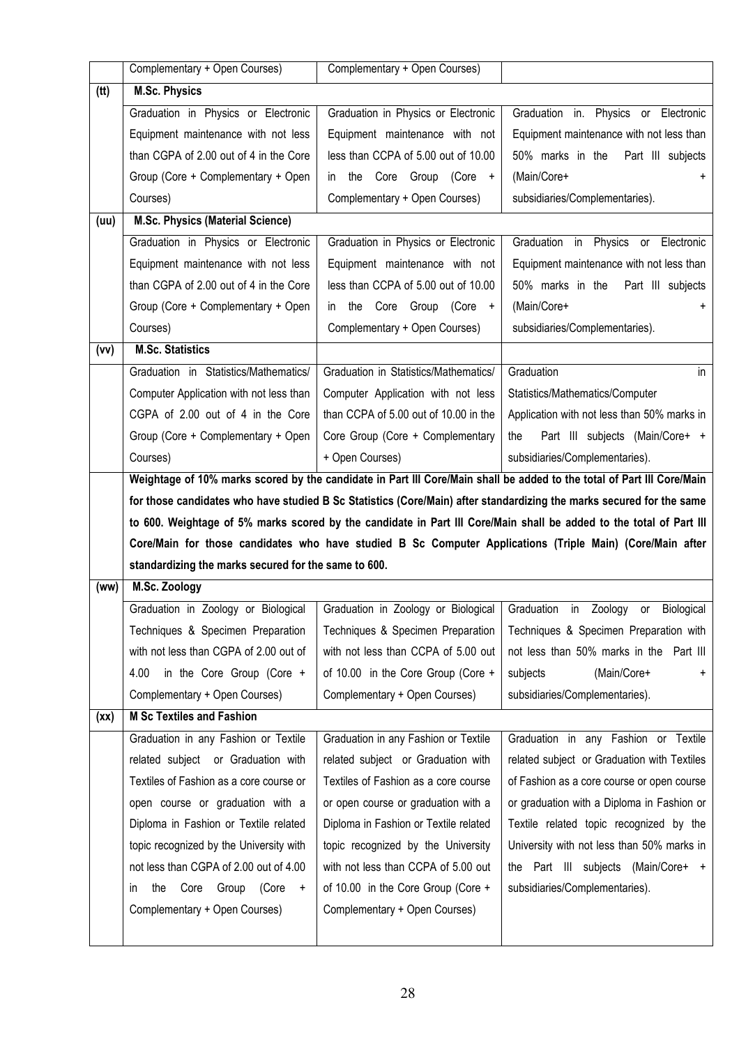| | | | |
|---|---|---|---|
| | Complementary + Open Courses) | Complementary + Open Courses) | |
| **(tt)** | **M.Sc. Physics** | | |
| | Graduation in Physics or Electronic Equipment maintenance with not less than CGPA of 2.00 out of 4 in the Core Group (Core + Complementary + Open Courses) | Graduation in Physics or Electronic Equipment maintenance with not less than CCPA of 5.00 out of 10.00 in the Core Group (Core + Complementary + Open Courses) | Graduation in. Physics or Electronic Equipment maintenance with not less than 50% marks in the Part III subjects (Main/Core+ + subsidiaries/Complementaries). |
| **(uu)** | **M.Sc. Physics (Material Science)** | | |
| | Graduation in Physics or Electronic Equipment maintenance with not less than CGPA of 2.00 out of 4 in the Core Group (Core + Complementary + Open Courses) | Graduation in Physics or Electronic Equipment maintenance with not less than CCPA of 5.00 out of 10.00 in the Core Group (Core + Complementary + Open Courses) | Graduation in Physics or Electronic Equipment maintenance with not less than 50% marks in the Part III subjects (Main/Core+ + subsidiaries/Complementaries). |
| **(vv)** | **M.Sc. Statistics** | | |
| | Graduation in Statistics/Mathematics/ Computer Application with not less than CGPA of 2.00 out of 4 in the Core Group (Core + Complementary + Open Courses) | Graduation in Statistics/Mathematics/ Computer Application with not less than CCPA of 5.00 out of 10.00 in the Core Group (Core + Complementary + Open Courses) | Graduation in Statistics/Mathematics/Computer Application with not less than 50% marks in the Part III subjects (Main/Core+ + subsidiaries/Complementaries). |
| | **Weightage of 10% marks scored by the candidate in Part III Core/Main shall be added to the total of Part III Core/Main for those candidates who have studied B Sc Statistics (Core/Main) after standardizing the marks secured for the same to 600. Weightage of 5% marks scored by the candidate in Part III Core/Main shall be added to the total of Part III Core/Main for those candidates who have studied B Sc Computer Applications (Triple Main) (Core/Main after standardizing the marks secured for the same to 600.** | | |
| **(ww)** | **M.Sc. Zoology** | | |
| | Graduation in Zoology or Biological Techniques & Specimen Preparation with not less than CGPA of 2.00 out of 4.00 in the Core Group (Core + Complementary + Open Courses) | Graduation in Zoology or Biological Techniques & Specimen Preparation with not less than CCPA of 5.00 out of 10.00 in the Core Group (Core + Complementary + Open Courses) | Graduation in Zoology or Biological Techniques & Specimen Preparation with not less than 50% marks in the Part III subjects (Main/Core+ + subsidiaries/Complementaries). |
| **(xx)** | **M Sc Textiles and Fashion** | | |
| | Graduation in any Fashion or Textile related subject or Graduation with Textiles of Fashion as a core course or open course or graduation with a Diploma in Fashion or Textile related topic recognized by the University with not less than CGPA of 2.00 out of 4.00 in the Core Group (Core + Complementary + Open Courses) | Graduation in any Fashion or Textile related subject or Graduation with Textiles of Fashion as a core course or open course or graduation with a Diploma in Fashion or Textile related topic recognized by the University with not less than CCPA of 5.00 out of 10.00 in the Core Group (Core + Complementary + Open Courses) | Graduation in any Fashion or Textile related subject or Graduation with Textiles of Fashion as a core course or open course or graduation with a Diploma in Fashion or Textile related topic recognized by the University with not less than 50% marks in the Part III subjects (Main/Core+ + subsidiaries/Complementaries). |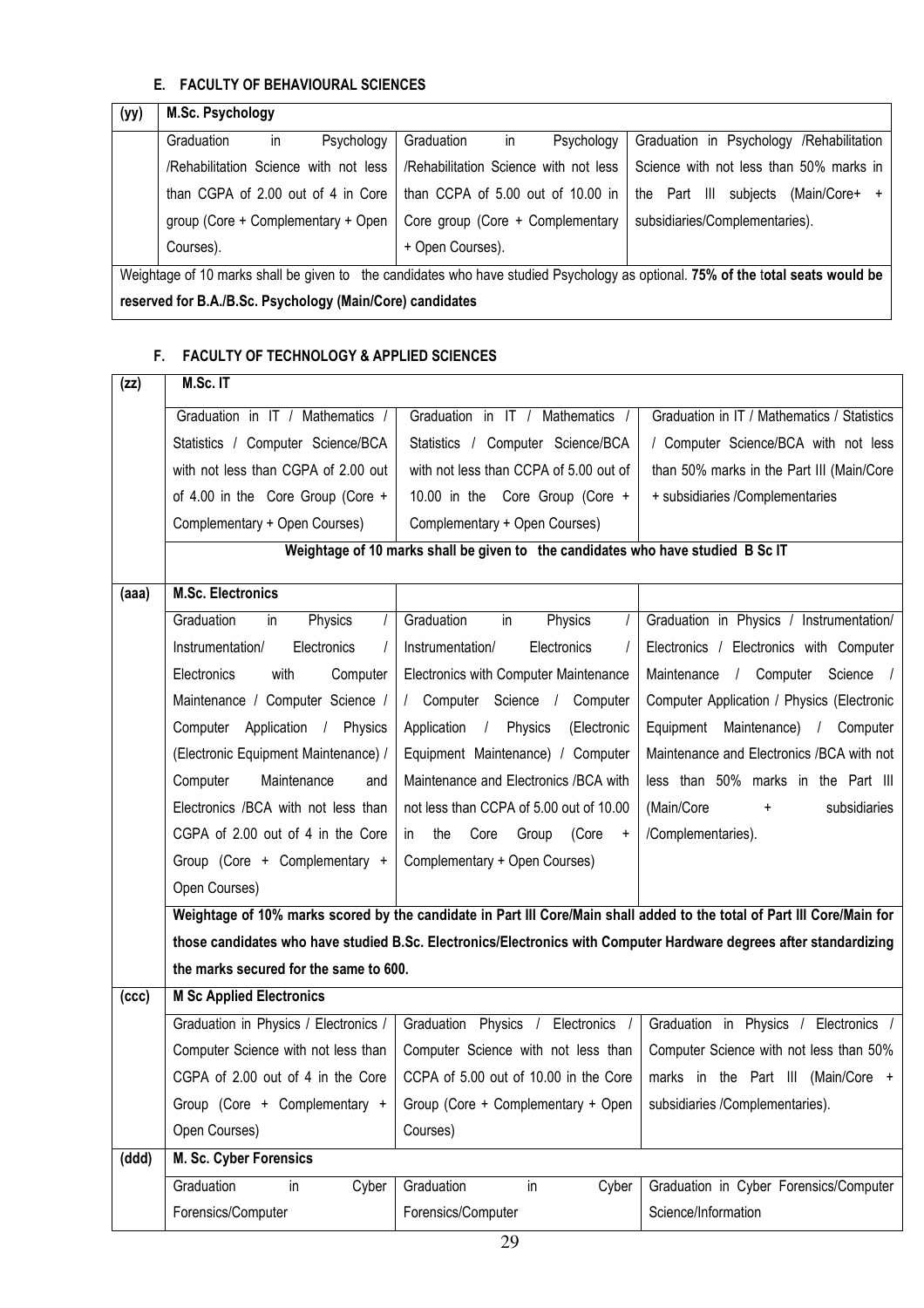### E. FACULTY OF BEHAVIOURAL SCIENCES

| | | | |
|---|---|---|---|
| (yy) | **M.Sc. Psychology** | | |
| | Graduation in Psychology /Rehabilitation Science with not less than CGPA of 2.00 out of 4 in Core group (Core + Complementary + Open Courses). | Graduation in Psychology /Rehabilitation Science with not less than CCPA of 5.00 out of 10.00 in Core group (Core + Complementary + Open Courses). | Graduation in Psychology /Rehabilitation Science with not less than 50% marks in the Part III subjects (Main/Core+ + subsidiaries/Complementaries). |
| | Weightage of 10 marks shall be given to the candidates who have studied Psychology as optional. **75% of the total seats would be reserved for B.A./B.Sc. Psychology (Main/Core) candidates** | | |

### F. FACULTY OF TECHNOLOGY & APPLIED SCIENCES

| | | | |
|---|---|---|---|
| (zz) | **M.Sc. IT** | | |
| | Graduation in IT / Mathematics / Statistics / Computer Science/BCA with not less than CGPA of 2.00 out of 4.00 in the Core Group (Core + Complementary + Open Courses) | Graduation in IT / Mathematics / Statistics / Computer Science/BCA with not less than CCPA of 5.00 out of 10.00 in the Core Group (Core + Complementary + Open Courses) | Graduation in IT / Mathematics / Statistics / Computer Science/BCA with not less than 50% marks in the Part III (Main/Core + subsidiaries /Complementaries |
| | **Weightage of 10 marks shall be given to the candidates who have studied B Sc IT** | | |
| (aaa) | **M.Sc. Electronics** | | |
| | Graduation in Physics / Instrumentation/ Electronics / Electronics with Computer Maintenance / Computer Science / Computer Application / Physics (Electronic Equipment Maintenance) / Computer Maintenance and Electronics /BCA with not less than CGPA of 2.00 out of 4 in the Core Group (Core + Complementary + Open Courses) | Graduation in Physics / Instrumentation/ Electronics / Electronics with Computer Maintenance / Computer Science / Computer Application / Physics (Electronic Equipment Maintenance) / Computer Maintenance and Electronics /BCA with not less than CCPA of 5.00 out of 10.00 in the Core Group (Core + Complementary + Open Courses) | Graduation in Physics / Instrumentation/ Electronics / Electronics with Computer Maintenance / Computer Science / Computer Application / Physics (Electronic Equipment Maintenance) / Computer Maintenance and Electronics /BCA with not less than 50% marks in the Part III (Main/Core + subsidiaries /Complementaries). |
| | **Weightage of 10% marks scored by the candidate in Part III Core/Main shall added to the total of Part III Core/Main for those candidates who have studied B.Sc. Electronics/Electronics with Computer Hardware degrees after standardizing the marks secured for the same to 600.** | | |
| (ccc) | **M Sc Applied Electronics** | | |
| | Graduation in Physics / Electronics / Computer Science with not less than CGPA of 2.00 out of 4 in the Core Group (Core + Complementary + Open Courses) | Graduation Physics / Electronics / Computer Science with not less than CCPA of 5.00 out of 10.00 in the Core Group (Core + Complementary + Open Courses) | Graduation in Physics / Electronics / Computer Science with not less than 50% marks in the Part III (Main/Core + subsidiaries /Complementaries). |
| (ddd) | **M. Sc. Cyber Forensics** | | |
| | Graduation in Cyber Forensics/Computer | Graduation in Cyber Forensics/Computer | Graduation in Cyber Forensics/Computer Science/Information |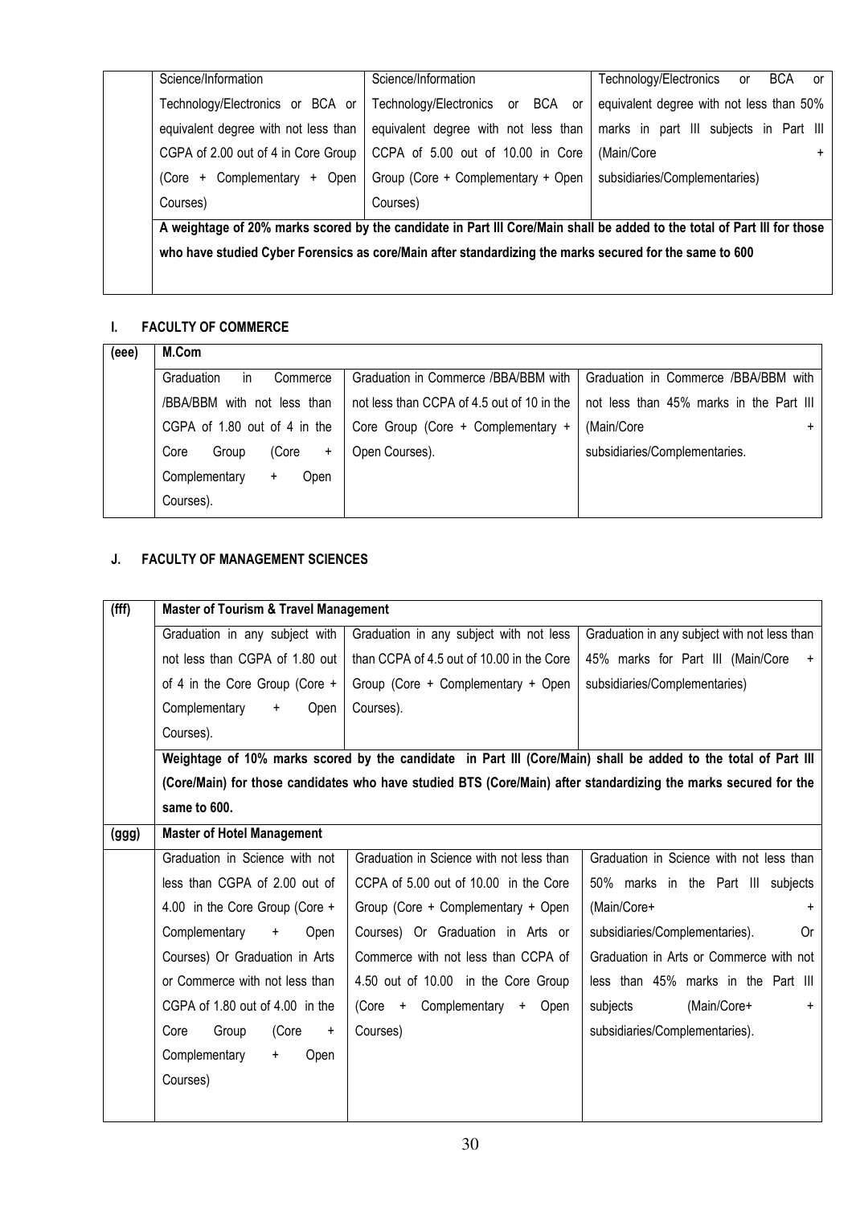| | | | |
|---|---|---|---|
| | Science/Information Technology/Electronics or BCA or equivalent degree with not less than CGPA of 2.00 out of 4 in Core Group (Core + Complementary + Open Courses) | Science/Information Technology/Electronics or BCA or equivalent degree with not less than CCPA of 5.00 out of 10.00 in Core Group (Core + Complementary + Open Courses) | Technology/Electronics or BCA or equivalent degree with not less than 50% marks in part III subjects in Part III (Main/Core + subsidiaries/Complementaries) |
| | **A weightage of 20% marks scored by the candidate in Part III Core/Main shall be added to the total of Part III for those who have studied Cyber Forensics as core/Main after standardizing the marks secured for the same to 600** | | |

## I. FACULTY OF COMMERCE

| | | | |
|---|---|---|---|
| **(eee)** | **M.Com** | | |
| | Graduation in Commerce /BBA/BBM with not less than CGPA of 1.80 out of 4 in the Core Group (Core + Complementary + Open Courses). | Graduation in Commerce /BBA/BBM with not less than CCPA of 4.5 out of 10 in the Core Group (Core + Complementary + Open Courses). | Graduation in Commerce /BBA/BBM with not less than 45% marks in the Part III (Main/Core + subsidiaries/Complementaries. |

## J. FACULTY OF MANAGEMENT SCIENCES

| | | | |
|---|---|---|---|
| **(fff)** | **Master of Tourism & Travel Management** | | |
| | Graduation in any subject with not less than CGPA of 1.80 out of 4 in the Core Group (Core + Complementary + Open Courses). | Graduation in any subject with not less than CCPA of 4.5 out of 10.00 in the Core Group (Core + Complementary + Open Courses). | Graduation in any subject with not less than 45% marks for Part III (Main/Core + subsidiaries/Complementaries) |
| | **Weightage of 10% marks scored by the candidate in Part III (Core/Main) shall be added to the total of Part III (Core/Main) for those candidates who have studied BTS (Core/Main) after standardizing the marks secured for the same to 600.** | | |
| **(ggg)** | **Master of Hotel Management** | | |
| | Graduation in Science with not less than CGPA of 2.00 out of 4.00 in the Core Group (Core + Complementary + Open Courses) Or Graduation in Arts or Commerce with not less than CGPA of 1.80 out of 4.00 in the Core Group (Core + Complementary + Open Courses) | Graduation in Science with not less than CCPA of 5.00 out of 10.00 in the Core Group (Core + Complementary + Open Courses) Or Graduation in Arts or Commerce with not less than CCPA of 4.50 out of 10.00 in the Core Group (Core + Complementary + Open Courses) | Graduation in Science with not less than 50% marks in the Part III subjects (Main/Core+ + subsidiaries/Complementaries). Or Graduation in Arts or Commerce with not less than 45% marks in the Part III subjects (Main/Core+ + subsidiaries/Complementaries). |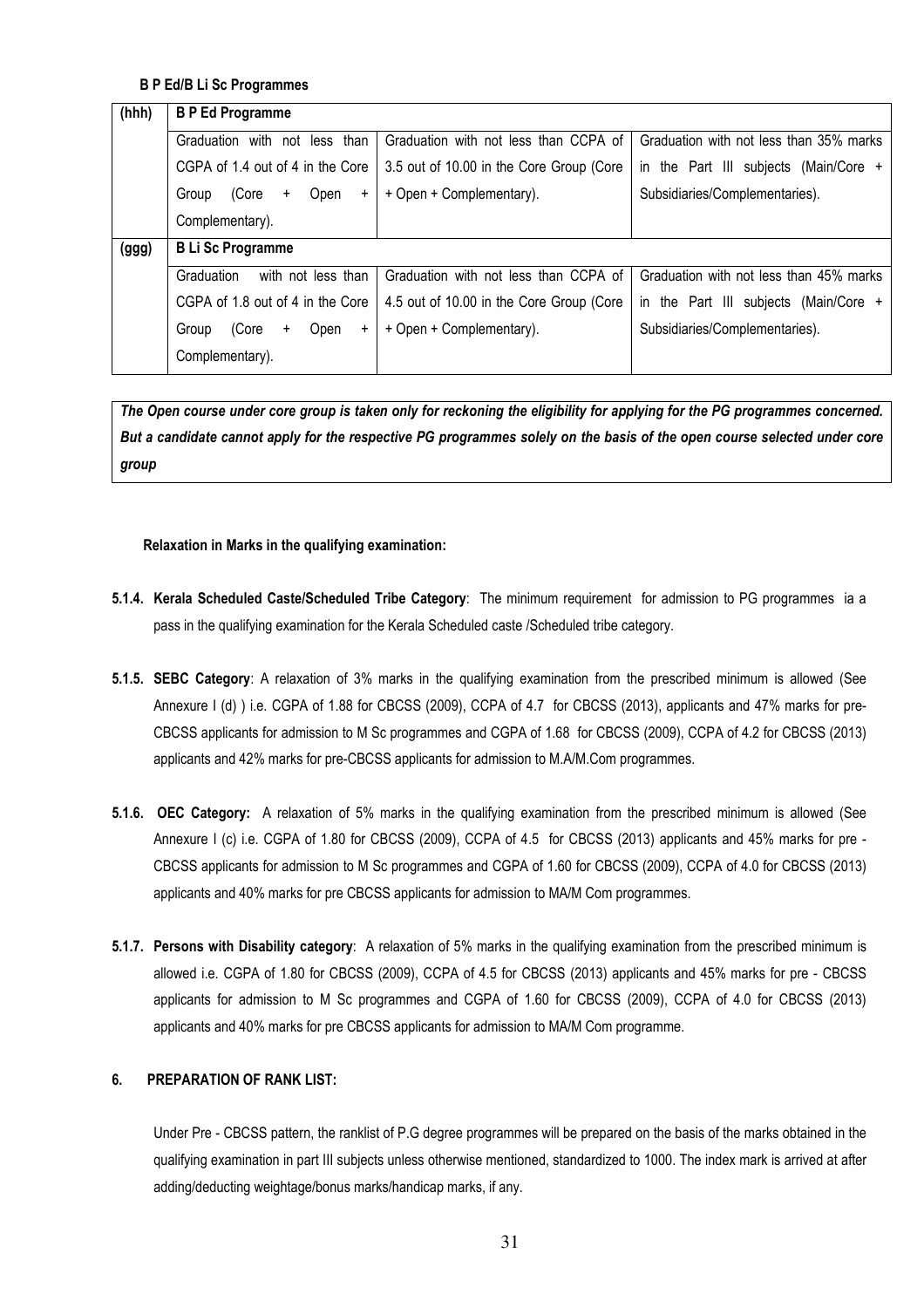**B P Ed/B Li Sc Programmes**

| | | | |
|---|---|---|---|
| (hhh) | **B P Ed Programme** | | |
| | Graduation with not less than CGPA of 1.4 out of 4 in the Core Group (Core + Open + Complementary). | Graduation with not less than CCPA of 3.5 out of 10.00 in the Core Group (Core + Open + Complementary). | Graduation with not less than 35% marks in the Part III subjects (Main/Core + Subsidiaries/Complementaries). |
| (ggg) | **B Li Sc Programme** | | |
| | Graduation with not less than CGPA of 1.8 out of 4 in the Core Group (Core + Open + Complementary). | Graduation with not less than CCPA of 4.5 out of 10.00 in the Core Group (Core + Open + Complementary). | Graduation with not less than 45% marks in the Part III subjects (Main/Core + Subsidiaries/Complementaries). |

***The Open course under core group is taken only for reckoning the eligibility for applying for the PG programmes concerned. But a candidate cannot apply for the respective PG programmes solely on the basis of the open course selected under core group***

**Relaxation in Marks in the qualifying examination:**

**5.1.4. Kerala Scheduled Caste/Scheduled Tribe Category**: The minimum requirement for admission to PG programmes ia a pass in the qualifying examination for the Kerala Scheduled caste /Scheduled tribe category.

**5.1.5. SEBC Category**: A relaxation of 3% marks in the qualifying examination from the prescribed minimum is allowed (See Annexure I (d) ) i.e. CGPA of 1.88 for CBCSS (2009), CCPA of 4.7 for CBCSS (2013), applicants and 47% marks for pre-CBCSS applicants for admission to M Sc programmes and CGPA of 1.68 for CBCSS (2009), CCPA of 4.2 for CBCSS (2013) applicants and 42% marks for pre-CBCSS applicants for admission to M.A/M.Com programmes.

**5.1.6. OEC Category:** A relaxation of 5% marks in the qualifying examination from the prescribed minimum is allowed (See Annexure I (c) i.e. CGPA of 1.80 for CBCSS (2009), CCPA of 4.5 for CBCSS (2013) applicants and 45% marks for pre - CBCSS applicants for admission to M Sc programmes and CGPA of 1.60 for CBCSS (2009), CCPA of 4.0 for CBCSS (2013) applicants and 40% marks for pre CBCSS applicants for admission to MA/M Com programmes.

**5.1.7. Persons with Disability category**: A relaxation of 5% marks in the qualifying examination from the prescribed minimum is allowed i.e. CGPA of 1.80 for CBCSS (2009), CCPA of 4.5 for CBCSS (2013) applicants and 45% marks for pre - CBCSS applicants for admission to M Sc programmes and CGPA of 1.60 for CBCSS (2009), CCPA of 4.0 for CBCSS (2013) applicants and 40% marks for pre CBCSS applicants for admission to MA/M Com programme.

## 6. PREPARATION OF RANK LIST:

Under Pre - CBCSS pattern, the ranklist of P.G degree programmes will be prepared on the basis of the marks obtained in the qualifying examination in part III subjects unless otherwise mentioned, standardized to 1000. The index mark is arrived at after adding/deducting weightage/bonus marks/handicap marks, if any.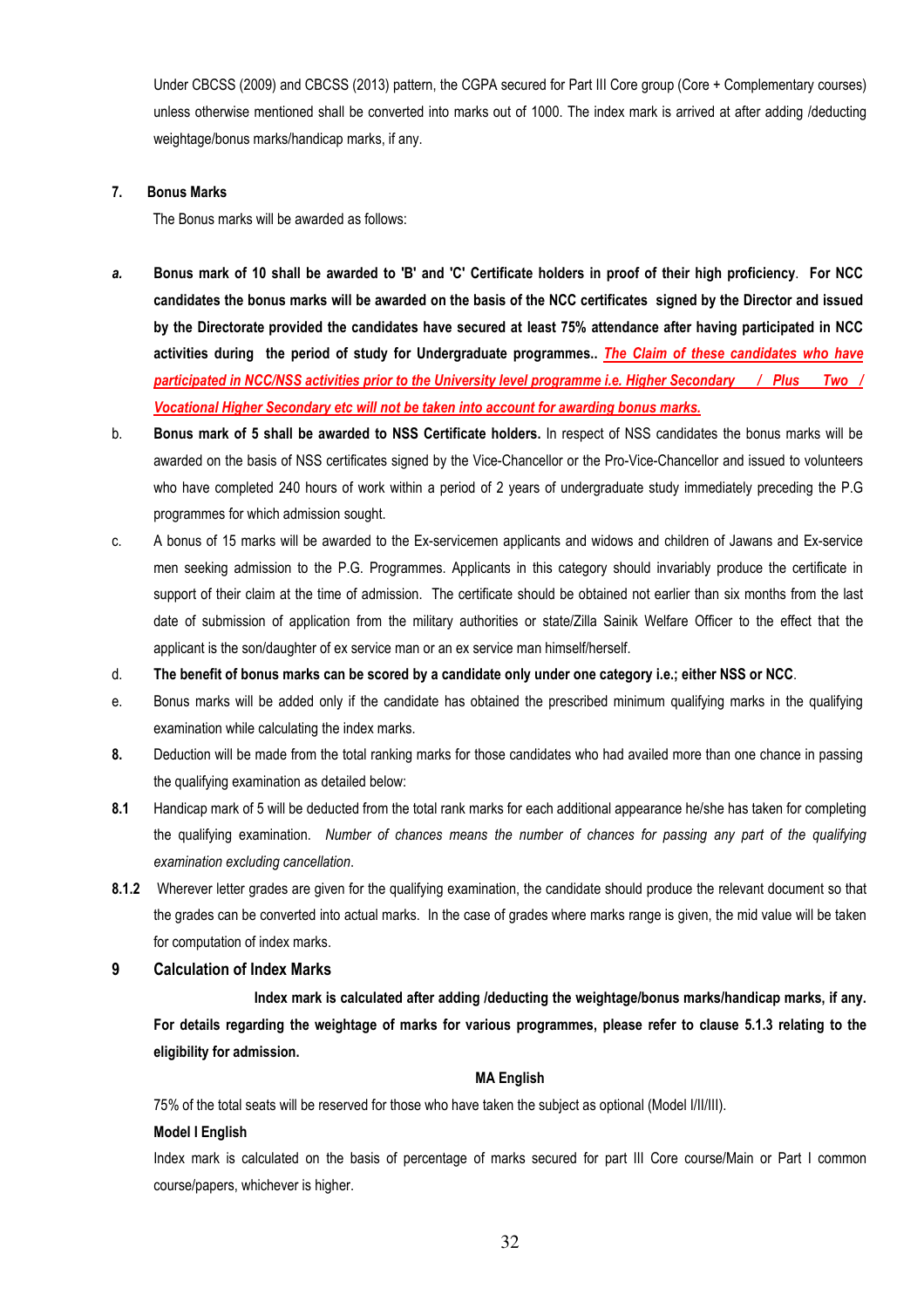Under CBCSS (2009) and CBCSS (2013) pattern, the CGPA secured for Part III Core group (Core + Complementary courses) unless otherwise mentioned shall be converted into marks out of 1000. The index mark is arrived at after adding /deducting weightage/bonus marks/handicap marks, if any.

**7. Bonus Marks**

The Bonus marks will be awarded as follows:

***a.*** **Bonus mark of 10 shall be awarded to 'B' and 'C' Certificate holders in proof of their high proficiency**. **For NCC candidates the bonus marks will be awarded on the basis of the NCC certificates signed by the Director and issued by the Directorate provided the candidates have secured at least 75% attendance after having participated in NCC activities during the period of study for Undergraduate programmes..** ***The Claim of these candidates who have participated in NCC/NSS activities prior to the University level programme i.e. Higher Secondary / Plus Two / Vocational Higher Secondary etc will not be taken into account for awarding bonus marks.***

b. **Bonus mark of 5 shall be awarded to NSS Certificate holders.** In respect of NSS candidates the bonus marks will be awarded on the basis of NSS certificates signed by the Vice-Chancellor or the Pro-Vice-Chancellor and issued to volunteers who have completed 240 hours of work within a period of 2 years of undergraduate study immediately preceding the P.G programmes for which admission sought.

c. A bonus of 15 marks will be awarded to the Ex-servicemen applicants and widows and children of Jawans and Ex-service men seeking admission to the P.G. Programmes. Applicants in this category should invariably produce the certificate in support of their claim at the time of admission. The certificate should be obtained not earlier than six months from the last date of submission of application from the military authorities or state/Zilla Sainik Welfare Officer to the effect that the applicant is the son/daughter of ex service man or an ex service man himself/herself.

d. **The benefit of bonus marks can be scored by a candidate only under one category i.e.; either NSS or NCC**.

e. Bonus marks will be added only if the candidate has obtained the prescribed minimum qualifying marks in the qualifying examination while calculating the index marks.

**8.** Deduction will be made from the total ranking marks for those candidates who had availed more than one chance in passing the qualifying examination as detailed below:

**8.1** Handicap mark of 5 will be deducted from the total rank marks for each additional appearance he/she has taken for completing the qualifying examination. *Number of chances means the number of chances for passing any part of the qualifying examination excluding cancellation*.

**8.1.2** Wherever letter grades are given for the qualifying examination, the candidate should produce the relevant document so that the grades can be converted into actual marks. In the case of grades where marks range is given, the mid value will be taken for computation of index marks.

## 9 Calculation of Index Marks

**Index mark is calculated after adding /deducting the weightage/bonus marks/handicap marks, if any. For details regarding the weightage of marks for various programmes, please refer to clause 5.1.3 relating to the eligibility for admission.**

**MA English**

75% of the total seats will be reserved for those who have taken the subject as optional (Model I/II/III).

**Model I English**

Index mark is calculated on the basis of percentage of marks secured for part III Core course/Main or Part I common course/papers, whichever is higher.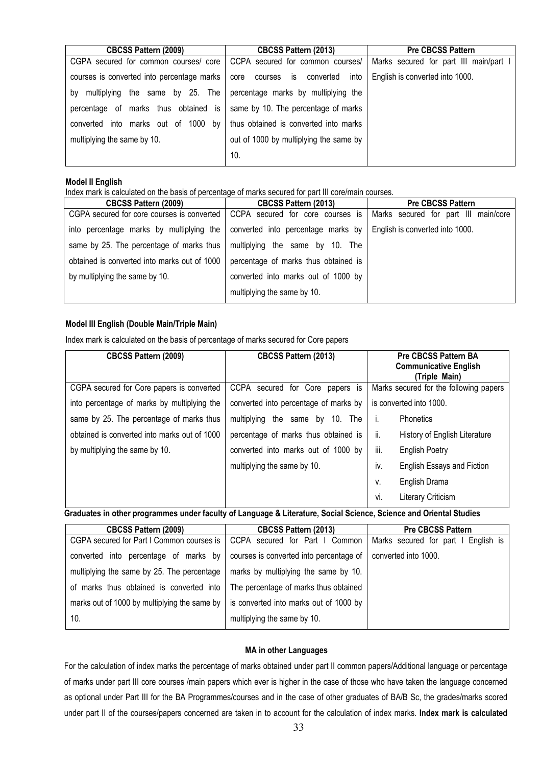| CBCSS Pattern (2009) | CBCSS Pattern (2013) | Pre CBCSS Pattern |
|---|---|---|
| CGPA secured for common courses/ core courses is converted into percentage marks by multiplying the same by 25. The percentage of marks thus obtained is converted into marks out of 1000 by multiplying the same by 10. | CCPA secured for common courses/ core courses is converted into percentage marks by multiplying the same by 10. The percentage of marks thus obtained is converted into marks out of 1000 by multiplying the same by 10. | Marks secured for part III main/part I English is converted into 1000. |

**Model II English**

Index mark is calculated on the basis of percentage of marks secured for part III core/main courses.

| CBCSS Pattern (2009) | CBCSS Pattern (2013) | Pre CBCSS Pattern |
|---|---|---|
| CGPA secured for core courses is converted into percentage marks by multiplying the same by 25. The percentage of marks thus obtained is converted into marks out of 1000 by multiplying the same by 10. | CCPA secured for core courses is converted into percentage marks by multiplying the same by 10. The percentage of marks thus obtained is converted into marks out of 1000 by multiplying the same by 10. | Marks secured for part III main/core English is converted into 1000. |

**Model III English (Double Main/Triple Main)**

Index mark is calculated on the basis of percentage of marks secured for Core papers

| CBCSS Pattern (2009) | CBCSS Pattern (2013) | Pre CBCSS Pattern BA Communicative English (Triple Main) |
|---|---|---|
| CGPA secured for Core papers is converted into percentage of marks by multiplying the same by 25. The percentage of marks thus obtained is converted into marks out of 1000 by multiplying the same by 10. | CCPA secured for Core papers is converted into percentage of marks by multiplying the same by 10. The percentage of marks thus obtained is converted into marks out of 1000 by multiplying the same by 10. | Marks secured for the following papers is converted into 1000.<br>i. Phonetics<br>ii. History of English Literature<br>iii. English Poetry<br>iv. English Essays and Fiction<br>v. English Drama<br>vi. Literary Criticism |

**Graduates in other programmes under faculty of Language & Literature, Social Science, Science and Oriental Studies**

| CBCSS Pattern (2009) | CBCSS Pattern (2013) | Pre CBCSS Pattern |
|---|---|---|
| CGPA secured for Part I Common courses is converted into percentage of marks by multiplying the same by 25. The percentage of marks thus obtained is converted into marks out of 1000 by multiplying the same by 10. | CCPA secured for Part I Common courses is converted into percentage of marks by multiplying the same by 10. The percentage of marks thus obtained is converted into marks out of 1000 by multiplying the same by 10. | Marks secured for part I English is converted into 1000. |

**MA in other Languages**

For the calculation of index marks the percentage of marks obtained under part II common papers/Additional language or percentage of marks under part III core courses /main papers which ever is higher in the case of those who have taken the language concerned as optional under Part III for the BA Programmes/courses and in the case of other graduates of BA/B Sc, the grades/marks scored under part II of the courses/papers concerned are taken in to account for the calculation of index marks. **Index mark is calculated**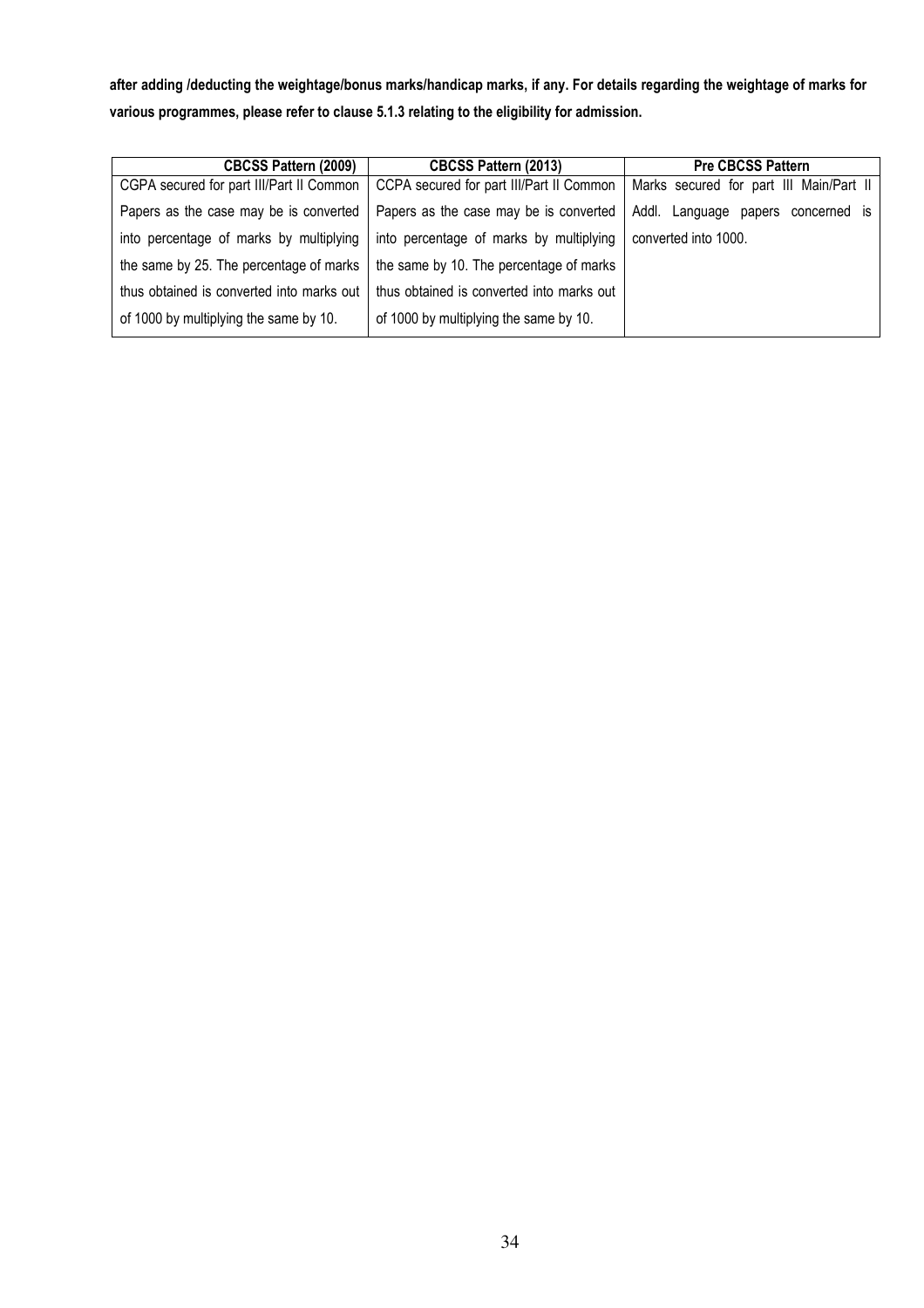**after adding /deducting the weightage/bonus marks/handicap marks, if any. For details regarding the weightage of marks for various programmes, please refer to clause 5.1.3 relating to the eligibility for admission.**

| CBCSS Pattern (2009) | CBCSS Pattern (2013) | Pre CBCSS Pattern |
|---|---|---|
| CGPA secured for part III/Part II Common Papers as the case may be is converted into percentage of marks by multiplying the same by 25. The percentage of marks thus obtained is converted into marks out of 1000 by multiplying the same by 10. | CCPA secured for part III/Part II Common Papers as the case may be is converted into percentage of marks by multiplying the same by 10. The percentage of marks thus obtained is converted into marks out of 1000 by multiplying the same by 10. | Marks secured for part III Main/Part II Addl. Language papers concerned is converted into 1000. |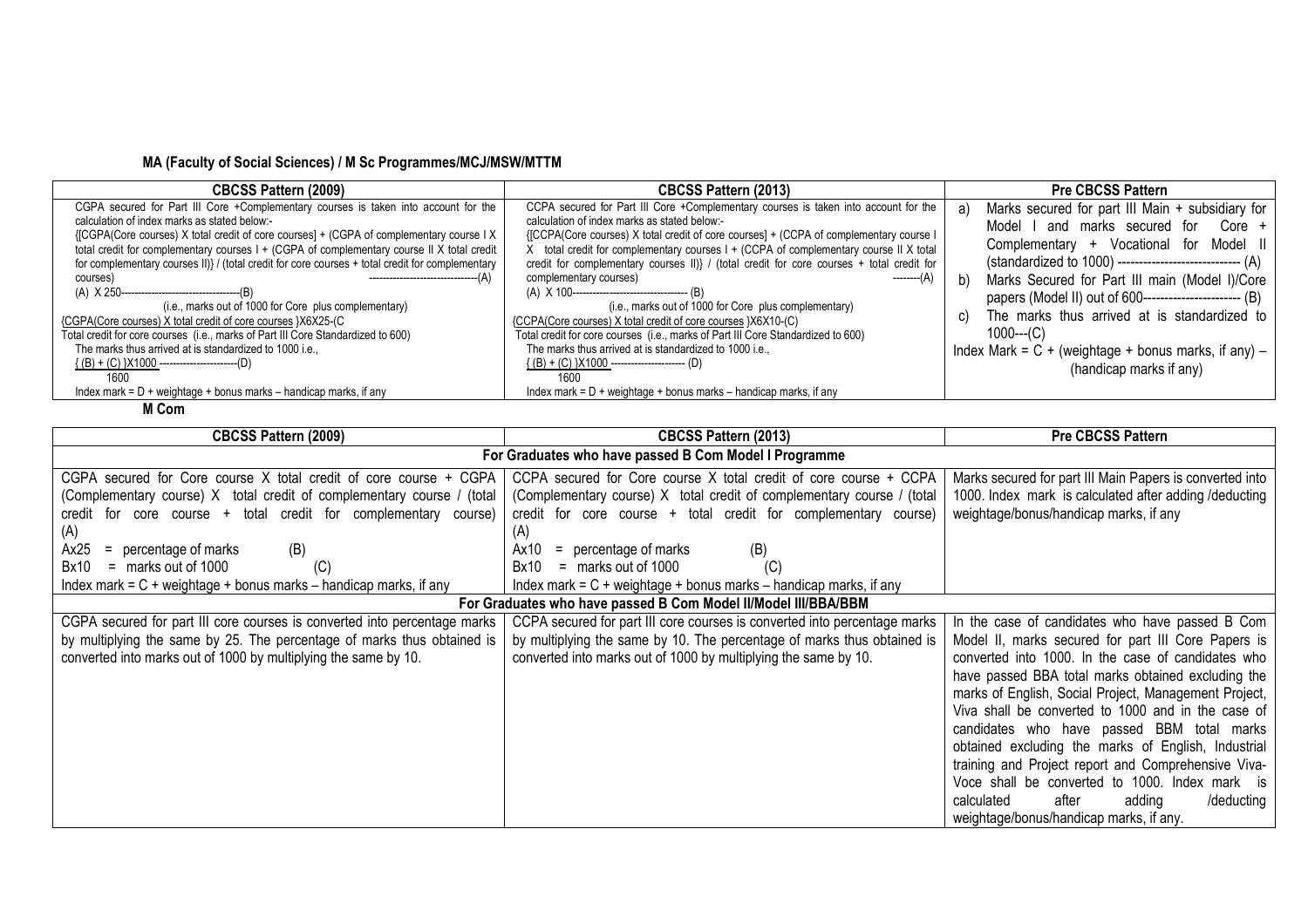**MA (Faculty of Social Sciences) / M Sc Programmes/MCJ/MSW/MTTM**

| CBCSS Pattern (2009) | CBCSS Pattern (2013) | Pre CBCSS Pattern |
|---|---|---|
| CGPA secured for Part III Core +Complementary courses is taken into account for the calculation of index marks as stated below:- {[CGPA(Core courses) X total credit of core courses] + (CGPA of complementary course I X total credit for complementary courses I + (CGPA of complementary course II X total credit for complementary courses II)} / (total credit for core courses + total credit for complementary courses) -----------------------------------(A) (A) X 250-----------------------------------(B) (i.e., marks out of 1000 for Core plus complementary) {CGPA(Core courses) X total credit of core courses }X6X25-(C Total credit for core courses (i.e., marks of Part III Core Standardized to 600) The marks thus arrived at is standardized to 1000 i.e., { (B) + (C) }X1000 -----------------------(D) / 1600 Index mark = D + weightage + bonus marks – handicap marks, if any | CCPA secured for Part III Core +Complementary courses is taken into account for the calculation of index marks as stated below:- {[CCPA(Core courses) X total credit of core courses] + (CCPA of complementary course I X total credit for complementary courses I + (CCPA of complementary course II X total credit for complementary courses II)} / (total credit for core courses + total credit for complementary courses) --------(A) (A) X 100---------------------------------- (B) (i.e., marks out of 1000 for Core plus complementary) {CCPA(Core courses) X total credit of core courses }X6X10-(C) Total credit for core courses (i.e., marks of Part III Core Standardized to 600) The marks thus arrived at is standardized to 1000 i.e., { (B) + (C) }X1000 ---------------------- (D) / 1600 Index mark = D + weightage + bonus marks – handicap marks, if any | a) Marks secured for part III Main + subsidiary for Model I and marks secured for Core + Complementary + Vocational for Model II (standardized to 1000) ------------------------------ (A) b) Marks Secured for Part III main (Model I)/Core papers (Model II) out of 600------------------------ (B) c) The marks thus arrived at is standardized to 1000---(C) Index Mark = C + (weightage + bonus marks, if any) – (handicap marks if any) |

**M Com**

| CBCSS Pattern (2009) | CBCSS Pattern (2013) | Pre CBCSS Pattern |
|---|---|---|
| **For Graduates who have passed B Com Model I Programme** | | |
| CGPA secured for Core course X total credit of core course + CGPA (Complementary course) X total credit of complementary course / (total credit for core course + total credit for complementary course) (A) Ax25 = percentage of marks (B) Bx10 = marks out of 1000 (C) Index mark = C + weightage + bonus marks – handicap marks, if any | CCPA secured for Core course X total credit of core course + CCPA (Complementary course) X total credit of complementary course / (total credit for core course + total credit for complementary course) (A) Ax10 = percentage of marks (B) Bx10 = marks out of 1000 (C) Index mark = C + weightage + bonus marks – handicap marks, if any | Marks secured for part III Main Papers is converted into 1000. Index mark is calculated after adding /deducting weightage/bonus/handicap marks, if any |
| **For Graduates who have passed B Com Model II/Model III/BBA/BBM** | | |
| CGPA secured for part III core courses is converted into percentage marks by multiplying the same by 25. The percentage of marks thus obtained is converted into marks out of 1000 by multiplying the same by 10. | CCPA secured for part III core courses is converted into percentage marks by multiplying the same by 10. The percentage of marks thus obtained is converted into marks out of 1000 by multiplying the same by 10. | In the case of candidates who have passed B Com Model II, marks secured for part III Core Papers is converted into 1000. In the case of candidates who have passed BBA total marks obtained excluding the marks of English, Social Project, Management Project, Viva shall be converted to 1000 and in the case of candidates who have passed BBM total marks obtained excluding the marks of English, Industrial training and Project report and Comprehensive Viva-Voce shall be converted to 1000. Index mark is calculated after adding /deducting weightage/bonus/handicap marks, if any. |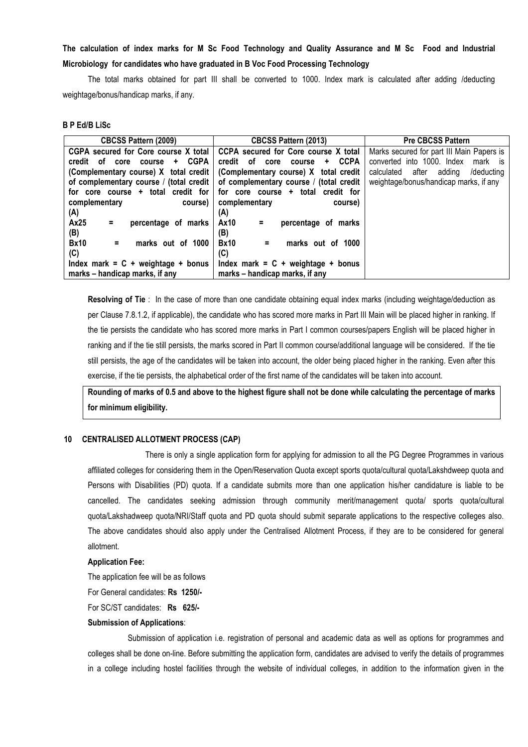**The calculation of index marks for M Sc Food Technology and Quality Assurance and M Sc Food and Industrial Microbiology for candidates who have graduated in B Voc Food Processing Technology**

The total marks obtained for part III shall be converted to 1000. Index mark is calculated after adding /deducting weightage/bonus/handicap marks, if any.

**B P Ed/B LiSc**

| CBCSS Pattern (2009) | CBCSS Pattern (2013) | Pre CBCSS Pattern |
|---|---|---|
| **CGPA secured for Core course X total credit of core course + CGPA (Complementary course) X total credit of complementary course / (total credit for core course + total credit for complementary course) (A)**<br>**Ax25 = percentage of marks (B)**<br>**Bx10 = marks out of 1000 (C)**<br>**Index mark = C + weightage + bonus marks – handicap marks, if any** | **CCPA secured for Core course X total credit of core course + CCPA (Complementary course) X total credit of complementary course / (total credit for core course + total credit for complementary course) (A)**<br>**Ax10 = percentage of marks (B)**<br>**Bx10 = marks out of 1000 (C)**<br>**Index mark = C + weightage + bonus marks – handicap marks, if any** | Marks secured for part III Main Papers is converted into 1000. Index mark is calculated after adding /deducting weightage/bonus/handicap marks, if any |

**Resolving of Tie** : In the case of more than one candidate obtaining equal index marks (including weightage/deduction as per Clause 7.8.1.2, if applicable), the candidate who has scored more marks in Part III Main will be placed higher in ranking. If the tie persists the candidate who has scored more marks in Part I common courses/papers English will be placed higher in ranking and if the tie still persists, the marks scored in Part II common course/additional language will be considered. If the tie still persists, the age of the candidates will be taken into account, the older being placed higher in the ranking. Even after this exercise, if the tie persists, the alphabetical order of the first name of the candidates will be taken into account.

**Rounding of marks of 0.5 and above to the highest figure shall not be done while calculating the percentage of marks for minimum eligibility.**

## 10 CENTRALISED ALLOTMENT PROCESS (CAP)

There is only a single application form for applying for admission to all the PG Degree Programmes in various affiliated colleges for considering them in the Open/Reservation Quota except sports quota/cultural quota/Lakshdweep quota and Persons with Disabilities (PD) quota. If a candidate submits more than one application his/her candidature is liable to be cancelled. The candidates seeking admission through community merit/management quota/ sports quota/cultural quota/Lakshadweep quota/NRI/Staff quota and PD quota should submit separate applications to the respective colleges also. The above candidates should also apply under the Centralised Allotment Process, if they are to be considered for general allotment.

**Application Fee:**

The application fee will be as follows

For General candidates: **Rs 1250/-**

For SC/ST candidates: **Rs 625/-**

**Submission of Applications**:

Submission of application i.e. registration of personal and academic data as well as options for programmes and colleges shall be done on-line. Before submitting the application form, candidates are advised to verify the details of programmes in a college including hostel facilities through the website of individual colleges, in addition to the information given in the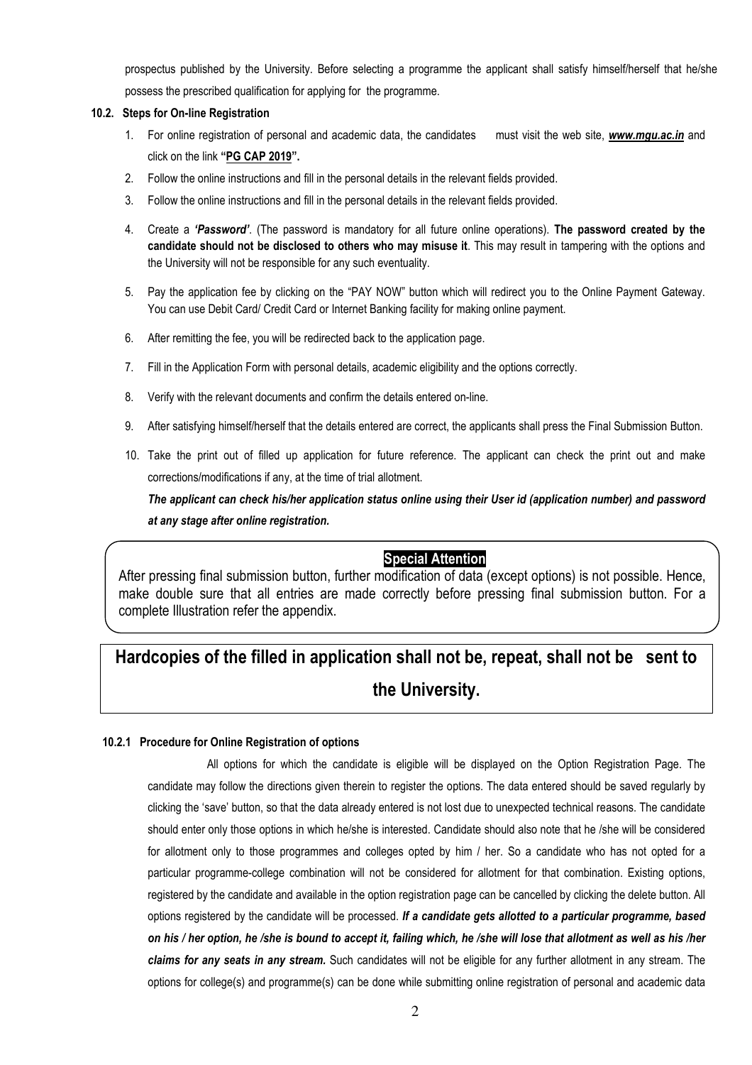prospectus published by the University. Before selecting a programme the applicant shall satisfy himself/herself that he/she possess the prescribed qualification for applying for the programme.

### 10.2. Steps for On-line Registration

1. For online registration of personal and academic data, the candidates must visit the web site, ***www.mgu.ac.in*** and click on the link **"PG CAP 2019".**
2. Follow the online instructions and fill in the personal details in the relevant fields provided.
3. Follow the online instructions and fill in the personal details in the relevant fields provided.
4. Create a ***'Password'***. (The password is mandatory for all future online operations). **The password created by the candidate should not be disclosed to others who may misuse it**. This may result in tampering with the options and the University will not be responsible for any such eventuality.
5. Pay the application fee by clicking on the "PAY NOW" button which will redirect you to the Online Payment Gateway. You can use Debit Card/ Credit Card or Internet Banking facility for making online payment.
6. After remitting the fee, you will be redirected back to the application page.
7. Fill in the Application Form with personal details, academic eligibility and the options correctly.
8. Verify with the relevant documents and confirm the details entered on-line.
9. After satisfying himself/herself that the details entered are correct, the applicants shall press the Final Submission Button.
10. Take the print out of filled up application for future reference. The applicant can check the print out and make corrections/modifications if any, at the time of trial allotment.

***The applicant can check his/her application status online using their User id (application number) and password at any stage after online registration.***

**Special Attention**

After pressing final submission button, further modification of data (except options) is not possible. Hence, make double sure that all entries are made correctly before pressing final submission button. For a complete Illustration refer the appendix.

## Hardcopies of the filled in application shall not be, repeat, shall not be sent to the University.

#### 10.2.1 Procedure for Online Registration of options

All options for which the candidate is eligible will be displayed on the Option Registration Page. The candidate may follow the directions given therein to register the options. The data entered should be saved regularly by clicking the 'save' button, so that the data already entered is not lost due to unexpected technical reasons. The candidate should enter only those options in which he/she is interested. Candidate should also note that he /she will be considered for allotment only to those programmes and colleges opted by him / her. So a candidate who has not opted for a particular programme-college combination will not be considered for allotment for that combination. Existing options, registered by the candidate and available in the option registration page can be cancelled by clicking the delete button. All options registered by the candidate will be processed. ***If a candidate gets allotted to a particular programme, based on his / her option, he /she is bound to accept it, failing which, he /she will lose that allotment as well as his /her claims for any seats in any stream.*** Such candidates will not be eligible for any further allotment in any stream. The options for college(s) and programme(s) can be done while submitting online registration of personal and academic data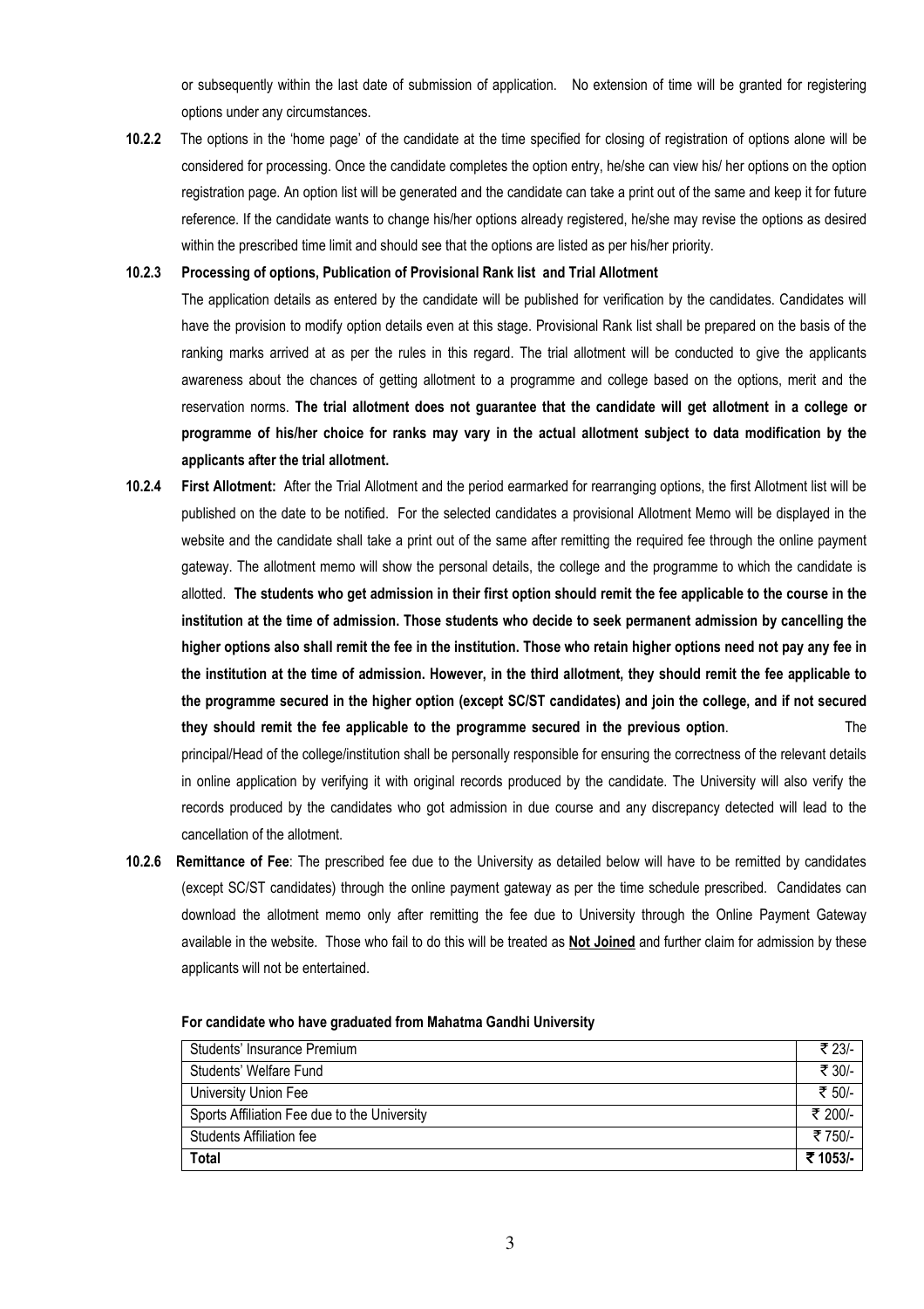or subsequently within the last date of submission of application. No extension of time will be granted for registering options under any circumstances.

**10.2.2** The options in the 'home page' of the candidate at the time specified for closing of registration of options alone will be considered for processing. Once the candidate completes the option entry, he/she can view his/ her options on the option registration page. An option list will be generated and the candidate can take a print out of the same and keep it for future reference. If the candidate wants to change his/her options already registered, he/she may revise the options as desired within the prescribed time limit and should see that the options are listed as per his/her priority.

**10.2.3 Processing of options, Publication of Provisional Rank list and Trial Allotment**

The application details as entered by the candidate will be published for verification by the candidates. Candidates will have the provision to modify option details even at this stage. Provisional Rank list shall be prepared on the basis of the ranking marks arrived at as per the rules in this regard. The trial allotment will be conducted to give the applicants awareness about the chances of getting allotment to a programme and college based on the options, merit and the reservation norms. **The trial allotment does not guarantee that the candidate will get allotment in a college or programme of his/her choice for ranks may vary in the actual allotment subject to data modification by the applicants after the trial allotment.**

**10.2.4 First Allotment:** After the Trial Allotment and the period earmarked for rearranging options, the first Allotment list will be published on the date to be notified. For the selected candidates a provisional Allotment Memo will be displayed in the website and the candidate shall take a print out of the same after remitting the required fee through the online payment gateway. The allotment memo will show the personal details, the college and the programme to which the candidate is allotted. **The students who get admission in their first option should remit the fee applicable to the course in the institution at the time of admission. Those students who decide to seek permanent admission by cancelling the higher options also shall remit the fee in the institution. Those who retain higher options need not pay any fee in the institution at the time of admission. However, in the third allotment, they should remit the fee applicable to the programme secured in the higher option (except SC/ST candidates) and join the college, and if not secured they should remit the fee applicable to the programme secured in the previous option**. The principal/Head of the college/institution shall be personally responsible for ensuring the correctness of the relevant details in online application by verifying it with original records produced by the candidate. The University will also verify the records produced by the candidates who got admission in due course and any discrepancy detected will lead to the cancellation of the allotment.

**10.2.6 Remittance of Fee**: The prescribed fee due to the University as detailed below will have to be remitted by candidates (except SC/ST candidates) through the online payment gateway as per the time schedule prescribed. Candidates can download the allotment memo only after remitting the fee due to University through the Online Payment Gateway available in the website. Those who fail to do this will be treated as **<u>Not Joined</u>** and further claim for admission by these applicants will not be entertained.

**For candidate who have graduated from Mahatma Gandhi University**

| | |
|---|---|
| Students' Insurance Premium | ₹ 23/- |
| Students' Welfare Fund | ₹ 30/- |
| University Union Fee | ₹ 50/- |
| Sports Affiliation Fee due to the University | ₹ 200/- |
| Students Affiliation fee | ₹ 750/- |
| **Total** | **₹ 1053/-** |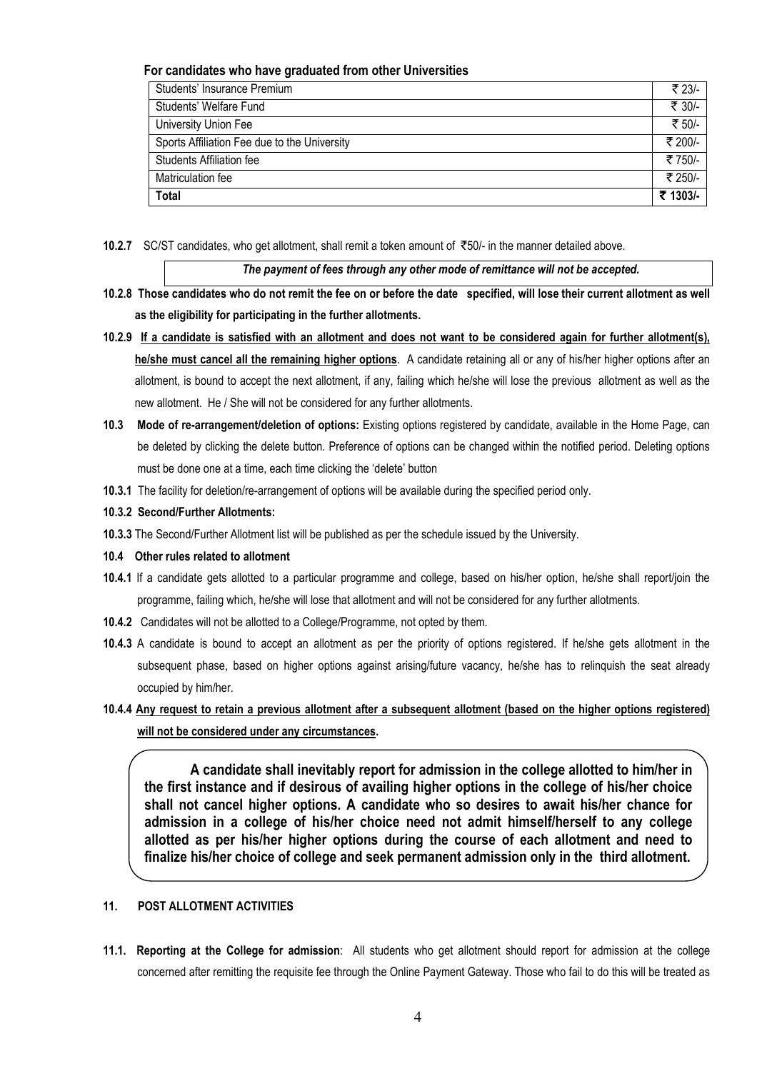**For candidates who have graduated from other Universities**

| | |
|---|---|
| Students' Insurance Premium | ₹ 23/- |
| Students' Welfare Fund | ₹ 30/- |
| University Union Fee | ₹ 50/- |
| Sports Affiliation Fee due to the University | ₹ 200/- |
| Students Affiliation fee | ₹ 750/- |
| Matriculation fee | ₹ 250/- |
| **Total** | **₹ 1303/-** |

**10.2.7** SC/ST candidates, who get allotment, shall remit a token amount of ₹50/- in the manner detailed above.

***The payment of fees through any other mode of remittance will not be accepted.***

**10.2.8 Those candidates who do not remit the fee on or before the date specified, will lose their current allotment as well as the eligibility for participating in the further allotments.**

**10.2.9 <u>If a candidate is satisfied with an allotment and does not want to be considered again for further allotment(s), he/she must cancel all the remaining higher options</u>**. A candidate retaining all or any of his/her higher options after an allotment, is bound to accept the next allotment, if any, failing which he/she will lose the previous allotment as well as the new allotment. He / She will not be considered for any further allotments.

**10.3 Mode of re-arrangement/deletion of options:** Existing options registered by candidate, available in the Home Page, can be deleted by clicking the delete button. Preference of options can be changed within the notified period. Deleting options must be done one at a time, each time clicking the 'delete' button

**10.3.1** The facility for deletion/re-arrangement of options will be available during the specified period only.

**10.3.2 Second/Further Allotments:**

**10.3.3** The Second/Further Allotment list will be published as per the schedule issued by the University.

**10.4 Other rules related to allotment**

**10.4.1** If a candidate gets allotted to a particular programme and college, based on his/her option, he/she shall report/join the programme, failing which, he/she will lose that allotment and will not be considered for any further allotments.

**10.4.2** Candidates will not be allotted to a College/Programme, not opted by them.

**10.4.3** A candidate is bound to accept an allotment as per the priority of options registered. If he/she gets allotment in the subsequent phase, based on higher options against arising/future vacancy, he/she has to relinquish the seat already occupied by him/her.

**10.4.4 <u>Any request to retain a previous allotment after a subsequent allotment (based on the higher options registered) will not be considered under any circumstances</u>.**

**A candidate shall inevitably report for admission in the college allotted to him/her in the first instance and if desirous of availing higher options in the college of his/her choice shall not cancel higher options. A candidate who so desires to await his/her chance for admission in a college of his/her choice need not admit himself/herself to any college allotted as per his/her higher options during the course of each allotment and need to finalize his/her choice of college and seek permanent admission only in the third allotment.**

## 11. POST ALLOTMENT ACTIVITIES

**11.1. Reporting at the College for admission**: All students who get allotment should report for admission at the college concerned after remitting the requisite fee through the Online Payment Gateway. Those who fail to do this will be treated as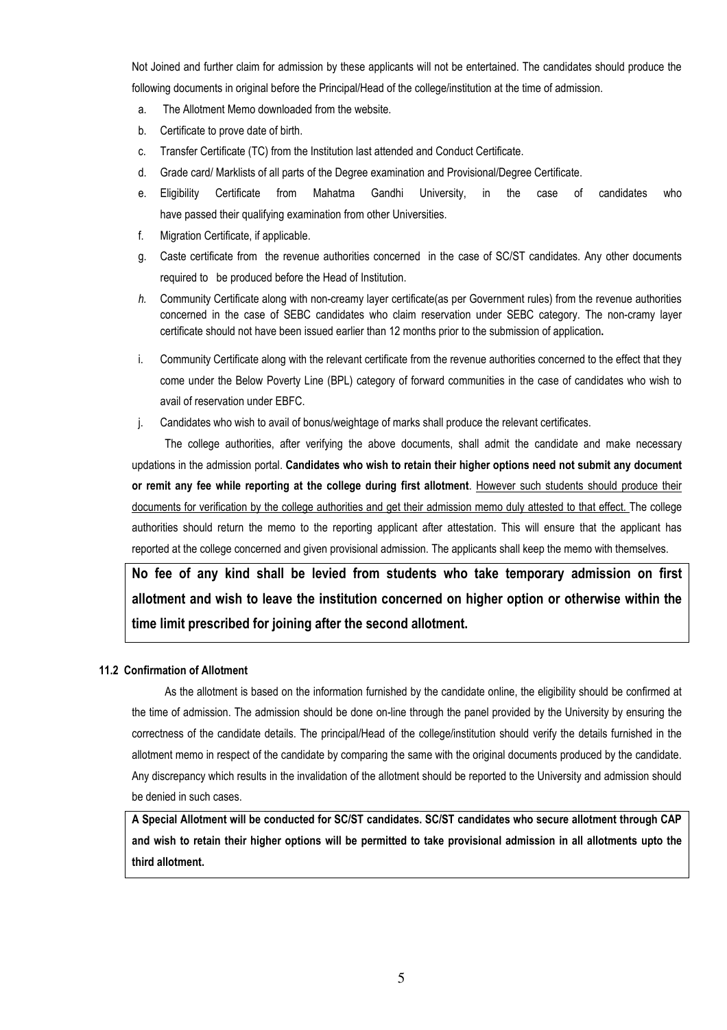Not Joined and further claim for admission by these applicants will not be entertained. The candidates should produce the following documents in original before the Principal/Head of the college/institution at the time of admission.

a. The Allotment Memo downloaded from the website.
b. Certificate to prove date of birth.
c. Transfer Certificate (TC) from the Institution last attended and Conduct Certificate.
d. Grade card/ Marklists of all parts of the Degree examination and Provisional/Degree Certificate.
e. Eligibility Certificate from Mahatma Gandhi University, in the case of candidates who have passed their qualifying examination from other Universities.
f. Migration Certificate, if applicable.
g. Caste certificate from the revenue authorities concerned in the case of SC/ST candidates. Any other documents required to be produced before the Head of Institution.
h. Community Certificate along with non-creamy layer certificate(as per Government rules) from the revenue authorities concerned in the case of SEBC candidates who claim reservation under SEBC category. The non-cramy layer certificate should not have been issued earlier than 12 months prior to the submission of application**.**
i. Community Certificate along with the relevant certificate from the revenue authorities concerned to the effect that they come under the Below Poverty Line (BPL) category of forward communities in the case of candidates who wish to avail of reservation under EBFC.
j. Candidates who wish to avail of bonus/weightage of marks shall produce the relevant certificates.

The college authorities, after verifying the above documents, shall admit the candidate and make necessary updations in the admission portal. **Candidates who wish to retain their higher options need not submit any document or remit any fee while reporting at the college during first allotment**. However such students should produce their documents for verification by the college authorities and get their admission memo duly attested to that effect. The college authorities should return the memo to the reporting applicant after attestation. This will ensure that the applicant has reported at the college concerned and given provisional admission. The applicants shall keep the memo with themselves.

**No fee of any kind shall be levied from students who take temporary admission on first allotment and wish to leave the institution concerned on higher option or otherwise within the time limit prescribed for joining after the second allotment.**

#### 11.2 Confirmation of Allotment

As the allotment is based on the information furnished by the candidate online, the eligibility should be confirmed at the time of admission. The admission should be done on-line through the panel provided by the University by ensuring the correctness of the candidate details. The principal/Head of the college/institution should verify the details furnished in the allotment memo in respect of the candidate by comparing the same with the original documents produced by the candidate. Any discrepancy which results in the invalidation of the allotment should be reported to the University and admission should be denied in such cases.

**A Special Allotment will be conducted for SC/ST candidates. SC/ST candidates who secure allotment through CAP and wish to retain their higher options will be permitted to take provisional admission in all allotments upto the third allotment.**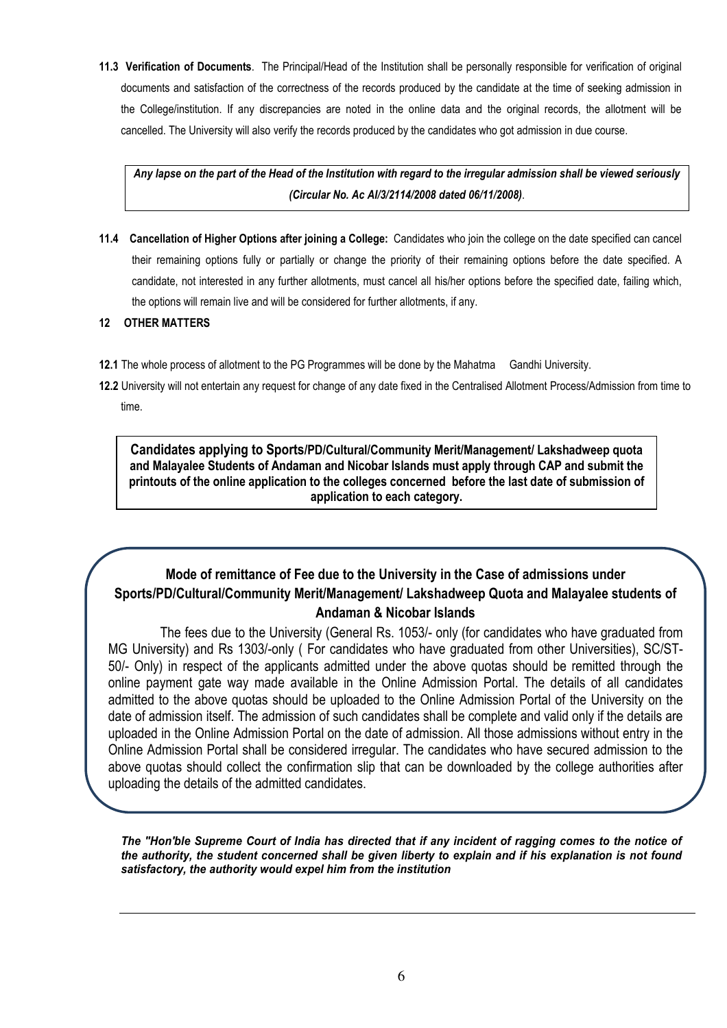**11.3 Verification of Documents**. The Principal/Head of the Institution shall be personally responsible for verification of original documents and satisfaction of the correctness of the records produced by the candidate at the time of seeking admission in the College/institution. If any discrepancies are noted in the online data and the original records, the allotment will be cancelled. The University will also verify the records produced by the candidates who got admission in due course.

***Any lapse on the part of the Head of the Institution with regard to the irregular admission shall be viewed seriously (Circular No. Ac AI/3/2114/2008 dated 06/11/2008)***.

**11.4 Cancellation of Higher Options after joining a College:** Candidates who join the college on the date specified can cancel their remaining options fully or partially or change the priority of their remaining options before the date specified. A candidate, not interested in any further allotments, must cancel all his/her options before the specified date, failing which, the options will remain live and will be considered for further allotments, if any.

**12 OTHER MATTERS**

**12.1** The whole process of allotment to the PG Programmes will be done by the Mahatma Gandhi University.

**12.2** University will not entertain any request for change of any date fixed in the Centralised Allotment Process/Admission from time to time.

**Candidates applying to Sports/PD/Cultural/Community Merit/Management/ Lakshadweep quota and Malayalee Students of Andaman and Nicobar Islands must apply through CAP and submit the printouts of the online application to the colleges concerned before the last date of submission of application to each category.**

**Mode of remittance of Fee due to the University in the Case of admissions under Sports/PD/Cultural/Community Merit/Management/ Lakshadweep Quota and Malayalee students of Andaman & Nicobar Islands**

The fees due to the University (General Rs. 1053/- only (for candidates who have graduated from MG University) and Rs 1303/-only ( For candidates who have graduated from other Universities), SC/ST- 50/- Only) in respect of the applicants admitted under the above quotas should be remitted through the online payment gate way made available in the Online Admission Portal. The details of all candidates admitted to the above quotas should be uploaded to the Online Admission Portal of the University on the date of admission itself. The admission of such candidates shall be complete and valid only if the details are uploaded in the Online Admission Portal on the date of admission. All those admissions without entry in the Online Admission Portal shall be considered irregular. The candidates who have secured admission to the above quotas should collect the confirmation slip that can be downloaded by the college authorities after uploading the details of the admitted candidates.

***The "Hon'ble Supreme Court of India has directed that if any incident of ragging comes to the notice of the authority, the student concerned shall be given liberty to explain and if his explanation is not found satisfactory, the authority would expel him from the institution***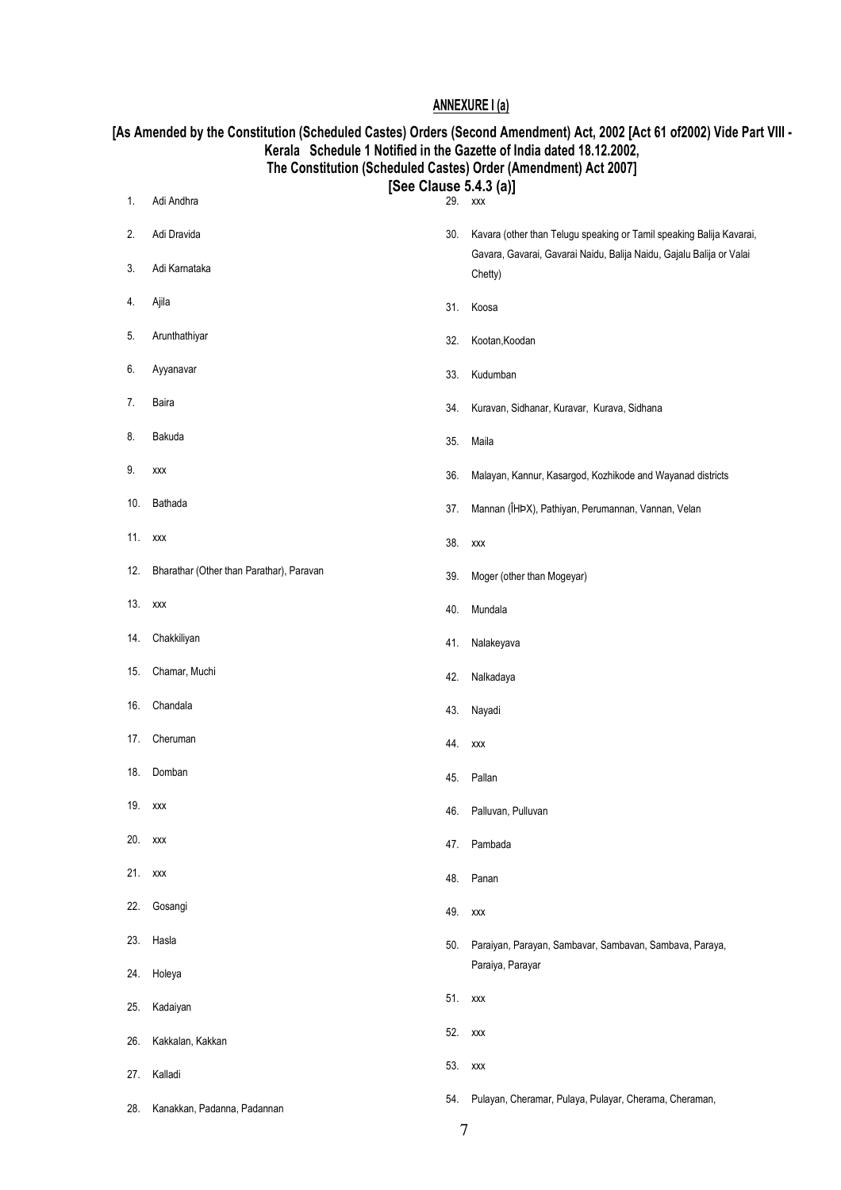## ANNEXURE I (a)

**[As Amended by the Constitution (Scheduled Castes) Orders (Second Amendment) Act, 2002 [Act 61 of2002) Vide Part VIII - Kerala Schedule 1 Notified in the Gazette of India dated 18.12.2002, The Constitution (Scheduled Castes) Order (Amendment) Act 2007]**

**[See Clause 5.4.3 (a)]**

1. Adi Andhra
2. Adi Dravida
3. Adi Karnataka
4. Ajila
5. Arunthathiyar
6. Ayyanavar
7. Baira
8. Bakuda
9. xxx
10. Bathada
11. xxx
12. Bharathar (Other than Parathar), Paravan
13. xxx
14. Chakkiliyan
15. Chamar, Muchi
16. Chandala
17. Cheruman
18. Domban
19. xxx
20. xxx
21. xxx
22. Gosangi
23. Hasla
24. Holeya
25. Kadaiyan
26. Kakkalan, Kakkan
27. Kalladi
28. Kanakkan, Padanna, Padannan
29. xxx
30. Kavara (other than Telugu speaking or Tamil speaking Balija Kavarai, Gavara, Gavarai, Gavarai Naidu, Balija Naidu, Gajalu Balija or Valai Chetty)
31. Koosa
32. Kootan,Koodan
33. Kudumban
34. Kuravan, Sidhanar, Kuravar, Kurava, Sidhana
35. Maila
36. Malayan, Kannur, Kasargod, Kozhikode and Wayanad districts
37. Mannan (ÎHÞX), Pathiyan, Perumannan, Vannan, Velan
38. xxx
39. Moger (other than Mogeyar)
40. Mundala
41. Nalakeyava
42. Nalkadaya
43. Nayadi
44. xxx
45. Pallan
46. Palluvan, Pulluvan
47. Pambada
48. Panan
49. xxx
50. Paraiyan, Parayan, Sambavar, Sambavan, Sambava, Paraya, Paraiya, Parayar
51. xxx
52. xxx
53. xxx
54. Pulayan, Cheramar, Pulaya, Pulayar, Cherama, Cheraman,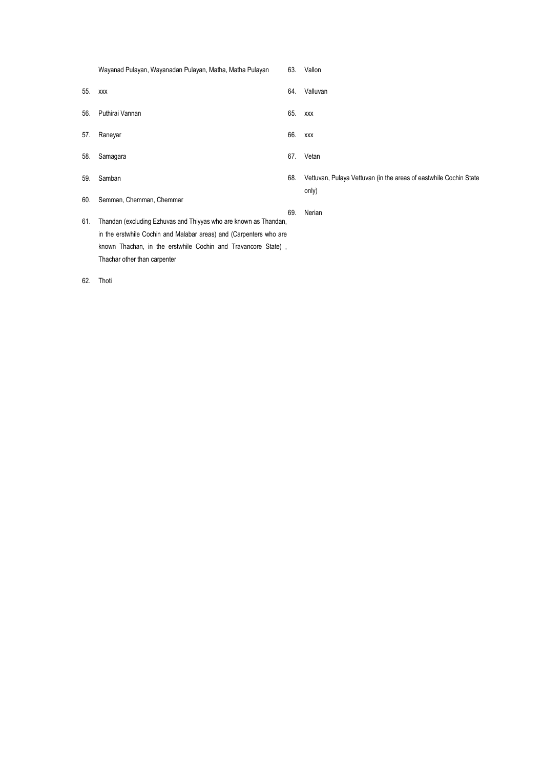Wayanad Pulayan, Wayanadan Pulayan, Matha, Matha Pulayan

55. xxx

56. Puthirai Vannan

57. Raneyar

58. Samagara

59. Samban

60. Semman, Chemman, Chemmar

61. Thandan (excluding Ezhuvas and Thiyyas who are known as Thandan, in the erstwhile Cochin and Malabar areas) and (Carpenters who are known Thachan, in the erstwhile Cochin and Travancore State) , Thachar other than carpenter

62. Thoti

63. Vallon

64. Valluvan

65. xxx

66. xxx

67. Vetan

68. Vettuvan, Pulaya Vettuvan (in the areas of eastwhile Cochin State only)

69. Nerian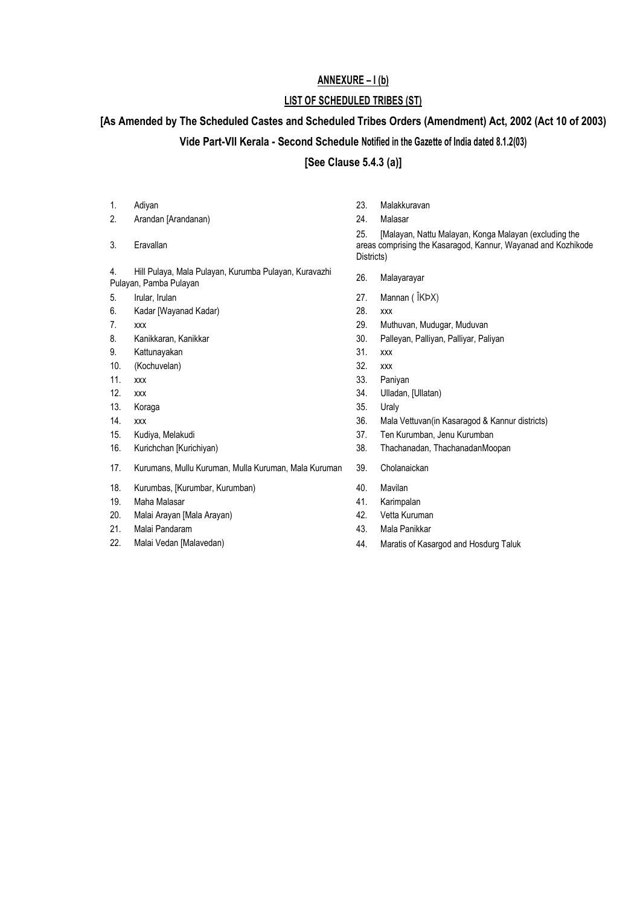## ANNEXURE – I (b)

## LIST OF SCHEDULED TRIBES (ST)

### [As Amended by The Scheduled Castes and Scheduled Tribes Orders (Amendment) Act, 2002 (Act 10 of 2003)

### Vide Part-VII Kerala - Second Schedule Notified in the Gazette of India dated 8.1.2(03)

### [See Clause 5.4.3 (a)]

1. Adiyan
2. Arandan [Arandanan)
3. Eravallan
4. Hill Pulaya, Mala Pulayan, Kurumba Pulayan, Kuravazhi Pulayan, Pamba Pulayan
5. Irular, Irulan
6. Kadar [Wayanad Kadar)
7. xxx
8. Kanikkaran, Kanikkar
9. Kattunayakan
10. (Kochuvelan)
11. xxx
12. xxx
13. Koraga
14. xxx
15. Kudiya, Melakudi
16. Kurichchan [Kurichiyan)
17. Kurumans, Mullu Kuruman, Mulla Kuruman, Mala Kuruman
18. Kurumbas, [Kurumbar, Kurumban)
19. Maha Malasar
20. Malai Arayan [Mala Arayan)
21. Malai Pandaram
22. Malai Vedan [Malavedan)
23. Malakkuravan
24. Malasar
25. [Malayan, Nattu Malayan, Konga Malayan (excluding the areas comprising the Kasaragod, Kannur, Wayanad and Kozhikode Districts)
26. Malayarayar
27. Mannan ( ÎKÞX)
28. xxx
29. Muthuvan, Mudugar, Muduvan
30. Palleyan, Palliyan, Palliyar, Paliyan
31. xxx
32. xxx
33. Paniyan
34. Ulladan, [Ullatan)
35. Uraly
36. Mala Vettuvan(in Kasaragod & Kannur districts)
37. Ten Kurumban, Jenu Kurumban
38. Thachanadan, ThachanadanMoopan
39. Cholanaickan
40. Mavilan
41. Karimpalan
42. Vetta Kuruman
43. Mala Panikkar
44. Maratis of Kasargod and Hosdurg Taluk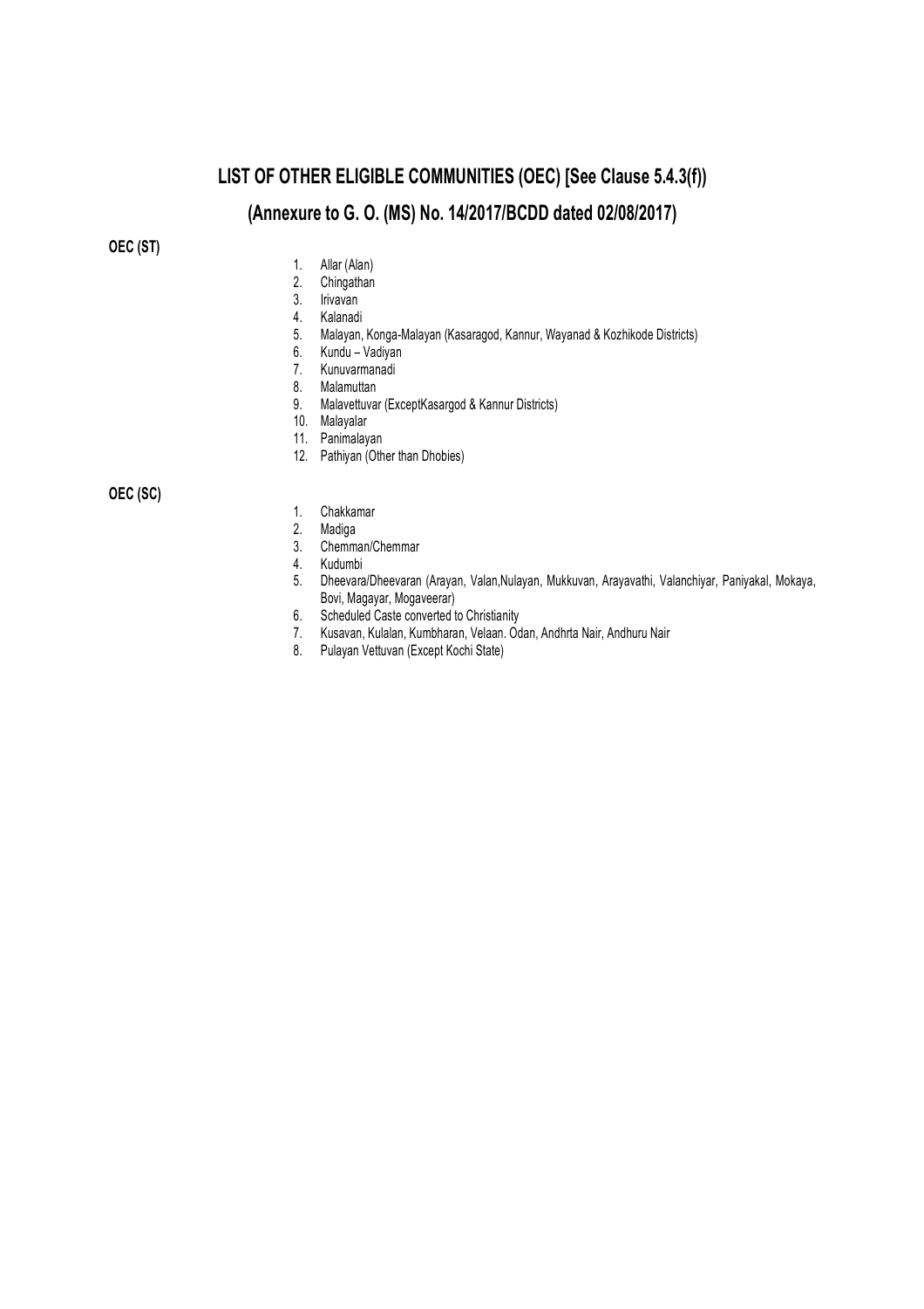## LIST OF OTHER ELIGIBLE COMMUNITIES (OEC) [See Clause 5.4.3(f))

## (Annexure to G. O. (MS) No. 14/2017/BCDD dated 02/08/2017)

**OEC (ST)**

1. Allar (Alan)
2. Chingathan
3. Irivavan
4. Kalanadi
5. Malayan, Konga-Malayan (Kasaragod, Kannur, Wayanad & Kozhikode Districts)
6. Kundu – Vadiyan
7. Kunuvarmanadi
8. Malamuttan
9. Malavettuvar (ExceptKasargod & Kannur Districts)
10. Malayalar
11. Panimalayan
12. Pathiyan (Other than Dhobies)

**OEC (SC)**

1. Chakkamar
2. Madiga
3. Chemman/Chemmar
4. Kudumbi
5. Dheevara/Dheevaran (Arayan, Valan,Nulayan, Mukkuvan, Arayavathi, Valanchiyar, Paniyakal, Mokaya, Bovi, Magayar, Mogaveerar)
6. Scheduled Caste converted to Christianity
7. Kusavan, Kulalan, Kumbharan, Velaan. Odan, Andhrta Nair, Andhuru Nair
8. Pulayan Vettuvan (Except Kochi State)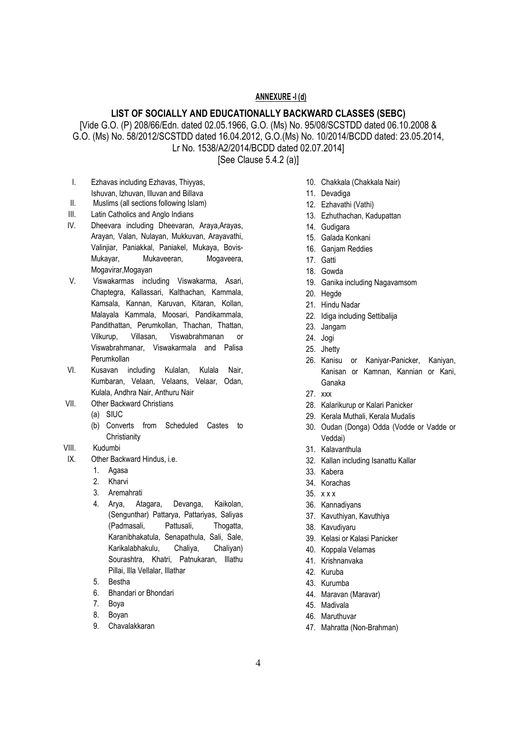**ANNEXURE -I (d)**

## LIST OF SOCIALLY AND EDUCATIONALLY BACKWARD CLASSES (SEBC)

[Vide G.O. (P) 208/66/Edn. dated 02.05.1966, G.O. (Ms) No. 95/08/SCSTDD dated 06.10.2008 & G.O. (Ms) No. 58/2012/SCSTDD dated 16.04.2012, G.O.(Ms) No. 10/2014/BCDD dated: 23.05.2014, Lr No. 1538/A2/2014/BCDD dated 02.07.2014]

[See Clause 5.4.2 (a)]

I. Ezhavas including Ezhavas, Thiyyas, Ishuvan, Izhuvan, Illuvan and Billava

II. Muslims (all sections following Islam)

III. Latin Catholics and Anglo Indians

IV. Dheevara including Dheevaran, Araya,Arayas, Arayan, Valan, Nulayan, Mukkuvan, Arayavathi, Valinjiar, Paniakkal, Paniakel, Mukaya, Bovis-Mukayar, Mukaveeran, Mogaveera, Mogavirar,Mogayan

V. Viswakarmas including Viswakarma, Asari, Chaptegra, Kallassari, Kalthachan, Kammala, Kamsala, Kannan, Karuvan, Kitaran, Kollan, Malayala Kammala, Moosari, Pandikammala, Pandithattan, Perumkollan, Thachan, Thattan, Vilkurup, Villasan, Viswabrahmanan or Viswabrahmanar, Viswakarmala and Palisa Perumkollan

VI. Kusavan including Kulalan, Kulala Nair, Kumbaran, Velaan, Velaans, Velaar, Odan, Kulala, Andhra Nair, Anthuru Nair

VII. Other Backward Christians
   (a) SIUC
   (b) Converts from Scheduled Castes to Christianity

VIII. Kudumbi

IX. Other Backward Hindus, i.e.

1. Agasa
2. Kharvi
3. Aremahrati
4. Arya, Atagara, Devanga, Kaikolan, (Sengunthar) Pattarya, Pattariyas, Saliyas (Padmasali, Pattusali, Thogatta, Karanibhakatula, Senapathula, Sali, Sale, Karikalabhakulu, Chaliya, Chaliyan) Sourashtra, Khatri, Patnukaran, Illathu Pillai, Illa Vellalar, Illathar
5. Bestha
6. Bhandari or Bhondari
7. Boya
8. Boyan
9. Chavalakkaran
10. Chakkala (Chakkala Nair)
11. Devadiga
12. Ezhavathi (Vathi)
13. Ezhuthachan, Kadupattan
14. Gudigara
15. Galada Konkani
16. Ganjam Reddies
17. Gatti
18. Gowda
19. Ganika including Nagavamsom
20. Hegde
21. Hindu Nadar
22. Idiga including Settibalija
23. Jangam
24. Jogi
25. Jhetty
26. Kanisu or Kaniyar-Panicker, Kaniyan, Kanisan or Kamnan, Kannian or Kani, Ganaka
27. xxx
28. Kalarikurup or Kalari Panicker
29. Kerala Muthali, Kerala Mudalis
30. Oudan (Donga) Odda (Vodde or Vadde or Veddai)
31. Kalavanthula
32. Kallan including Isanattu Kallar
33. Kabera
34. Korachas
35. x x x
36. Kannadiyans
37. Kavuthiyan, Kavuthiya
38. Kavudiyaru
39. Kelasi or Kalasi Panicker
40. Koppala Velamas
41. Krishnanvaka
42. Kuruba
43. Kurumba
44. Maravan (Maravar)
45. Madivala
46. Maruthuvar
47. Mahratta (Non-Brahman)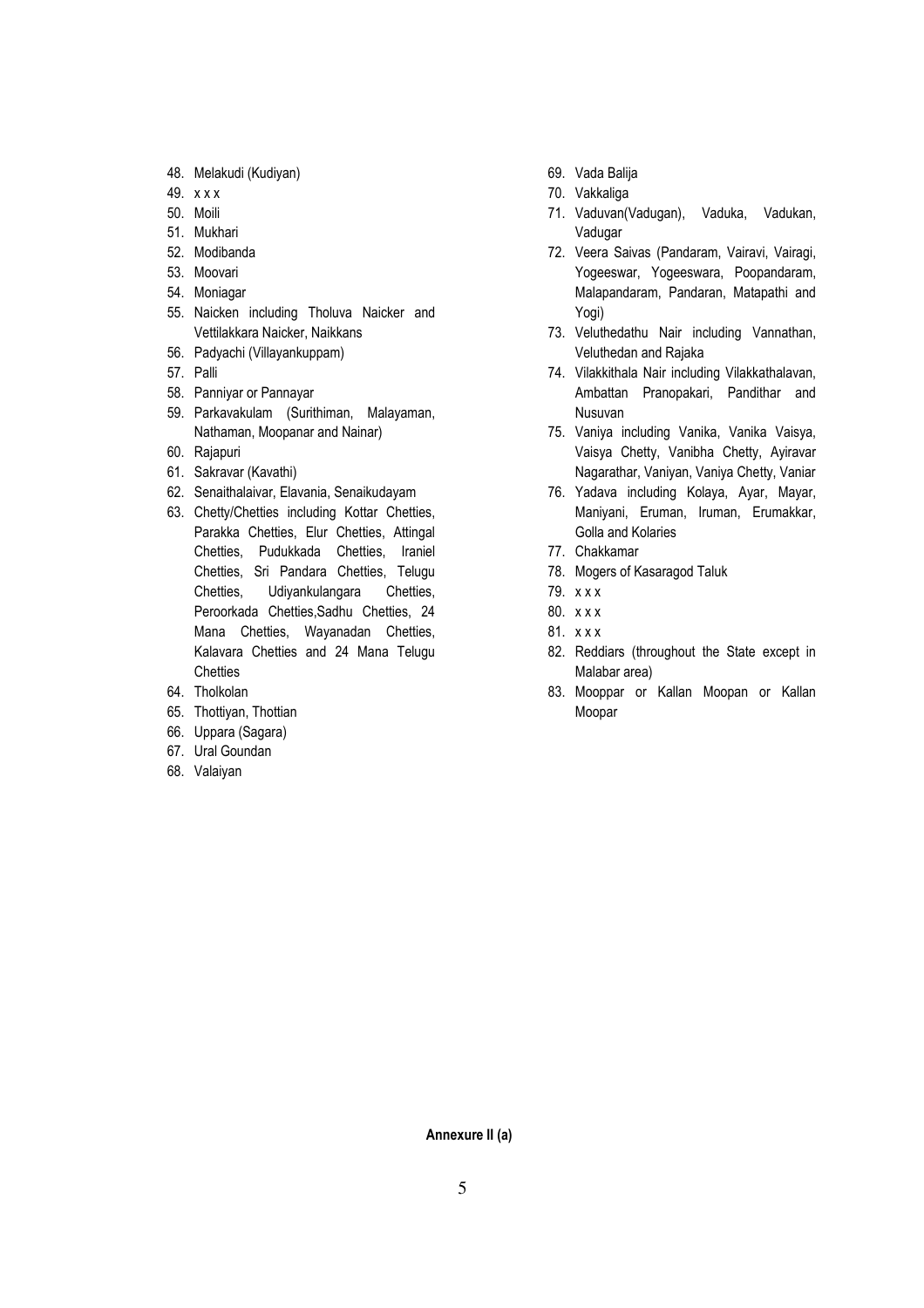48. Melakudi (Kudiyan)
49. x x x
50. Moili
51. Mukhari
52. Modibanda
53. Moovari
54. Moniagar
55. Naicken including Tholuva Naicker and Vettilakkara Naicker, Naikkans
56. Padyachi (Villayankuppam)
57. Palli
58. Panniyar or Pannayar
59. Parkavakulam (Surithiman, Malayaman, Nathaman, Moopanar and Nainar)
60. Rajapuri
61. Sakravar (Kavathi)
62. Senaithalaivar, Elavania, Senaikudayam
63. Chetty/Chetties including Kottar Chetties, Parakka Chetties, Elur Chetties, Attingal Chetties, Pudukkada Chetties, Iraniel Chetties, Sri Pandara Chetties, Telugu Chetties, Udiyankulangara Chetties, Peroorkada Chetties,Sadhu Chetties, 24 Mana Chetties, Wayanadan Chetties, Kalavara Chetties and 24 Mana Telugu Chetties
64. Tholkolan
65. Thottiyan, Thottian
66. Uppara (Sagara)
67. Ural Goundan
68. Valaiyan
69. Vada Balija
70. Vakkaliga
71. Vaduvan(Vadugan), Vaduka, Vadukan, Vadugar
72. Veera Saivas (Pandaram, Vairavi, Vairagi, Yogeeswar, Yogeeswara, Poopandaram, Malapandaram, Pandaran, Matapathi and Yogi)
73. Veluthedathu Nair including Vannathan, Veluthedan and Rajaka
74. Vilakkithala Nair including Vilakkathalavan, Ambattan Pranopakari, Pandithar and Nusuvan
75. Vaniya including Vanika, Vanika Vaisya, Vaisya Chetty, Vanibha Chetty, Ayiravar Nagarathar, Vaniyan, Vaniya Chetty, Vaniar
76. Yadava including Kolaya, Ayar, Mayar, Maniyani, Eruman, Iruman, Erumakkar, Golla and Kolaries
77. Chakkamar
78. Mogers of Kasaragod Taluk
79. x x x
80. x x x
81. x x x
82. Reddiars (throughout the State except in Malabar area)
83. Mooppar or Kallan Moopan or Kallan Moopar

**Annexure II (a)**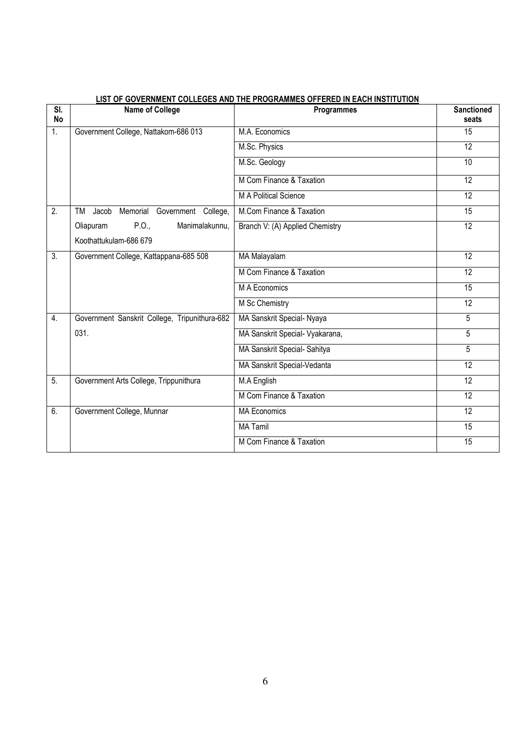**LIST OF GOVERNMENT COLLEGES AND THE PROGRAMMES OFFERED IN EACH INSTITUTION**

| Sl. No | Name of College | Programmes | Sanctioned seats |
|---|---|---|---|
| 1. | Government College, Nattakom-686 013 | M.A. Economics | 15 |
| | | M.Sc. Physics | 12 |
| | | M.Sc. Geology | 10 |
| | | M Com Finance & Taxation | 12 |
| | | M A Political Science | 12 |
| 2. | TM Jacob Memorial Government College, Oliapuram P.O., Manimalakunnu, Koothattukulam-686 679 | M.Com Finance & Taxation | 15 |
| | | Branch V: (A) Applied Chemistry | 12 |
| 3. | Government College, Kattappana-685 508 | MA Malayalam | 12 |
| | | M Com Finance & Taxation | 12 |
| | | M A Economics | 15 |
| | | M Sc Chemistry | 12 |
| 4. | Government Sanskrit College, Tripunithura-682 031. | MA Sanskrit Special- Nyaya | 5 |
| | | MA Sanskrit Special- Vyakarana, | 5 |
| | | MA Sanskrit Special- Sahitya | 5 |
| | | MA Sanskrit Special-Vedanta | 12 |
| 5. | Government Arts College, Trippunithura | M.A English | 12 |
| | | M Com Finance & Taxation | 12 |
| 6. | Government College, Munnar | MA Economics | 12 |
| | | MA Tamil | 15 |
| | | M Com Finance & Taxation | 15 |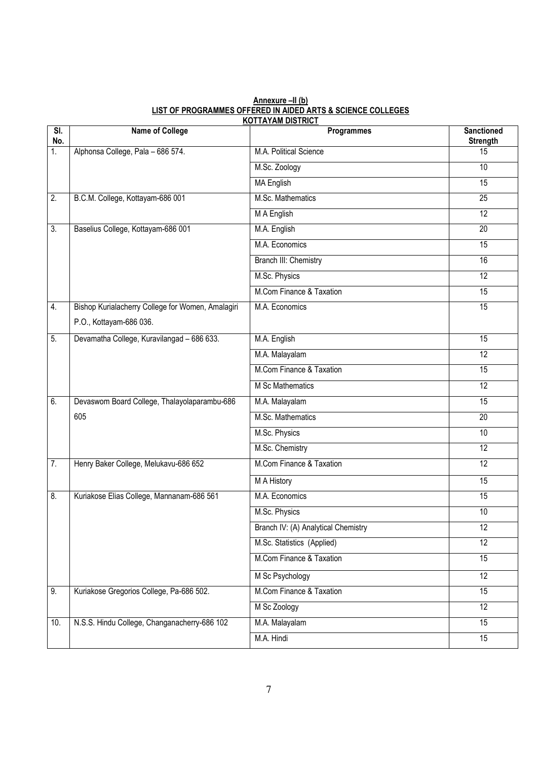**Annexure –II (b)**
**LIST OF PROGRAMMES OFFERED IN AIDED ARTS & SCIENCE COLLEGES**
**KOTTAYAM DISTRICT**

| Sl. No. | Name of College | Programmes | Sanctioned Strength |
|---|---|---|---|
| 1. | Alphonsa College, Pala – 686 574. | M.A. Political Science | 15 |
| | | M.Sc. Zoology | 10 |
| | | MA English | 15 |
| 2. | B.C.M. College, Kottayam-686 001 | M.Sc. Mathematics | 25 |
| | | M A English | 12 |
| 3. | Baselius College, Kottayam-686 001 | M.A. English | 20 |
| | | M.A. Economics | 15 |
| | | Branch III: Chemistry | 16 |
| | | M.Sc. Physics | 12 |
| | | M.Com Finance & Taxation | 15 |
| 4. | Bishop Kurialacherry College for Women, Amalagiri P.O., Kottayam-686 036. | M.A. Economics | 15 |
| 5. | Devamatha College, Kuravilangad – 686 633. | M.A. English | 15 |
| | | M.A. Malayalam | 12 |
| | | M.Com Finance & Taxation | 15 |
| | | M Sc Mathematics | 12 |
| 6. | Devaswom Board College, Thalayolaparambu-686 605 | M.A. Malayalam | 15 |
| | | M.Sc. Mathematics | 20 |
| | | M.Sc. Physics | 10 |
| | | M.Sc. Chemistry | 12 |
| 7. | Henry Baker College, Melukavu-686 652 | M.Com Finance & Taxation | 12 |
| | | M A History | 15 |
| 8. | Kuriakose Elias College, Mannanam-686 561 | M.A. Economics | 15 |
| | | M.Sc. Physics | 10 |
| | | Branch IV: (A) Analytical Chemistry | 12 |
| | | M.Sc. Statistics (Applied) | 12 |
| | | M.Com Finance & Taxation | 15 |
| | | M Sc Psychology | 12 |
| 9. | Kuriakose Gregorios College, Pa-686 502. | M.Com Finance & Taxation | 15 |
| | | M Sc Zoology | 12 |
| 10. | N.S.S. Hindu College, Changanacherry-686 102 | M.A. Malayalam | 15 |
| | | M.A. Hindi | 15 |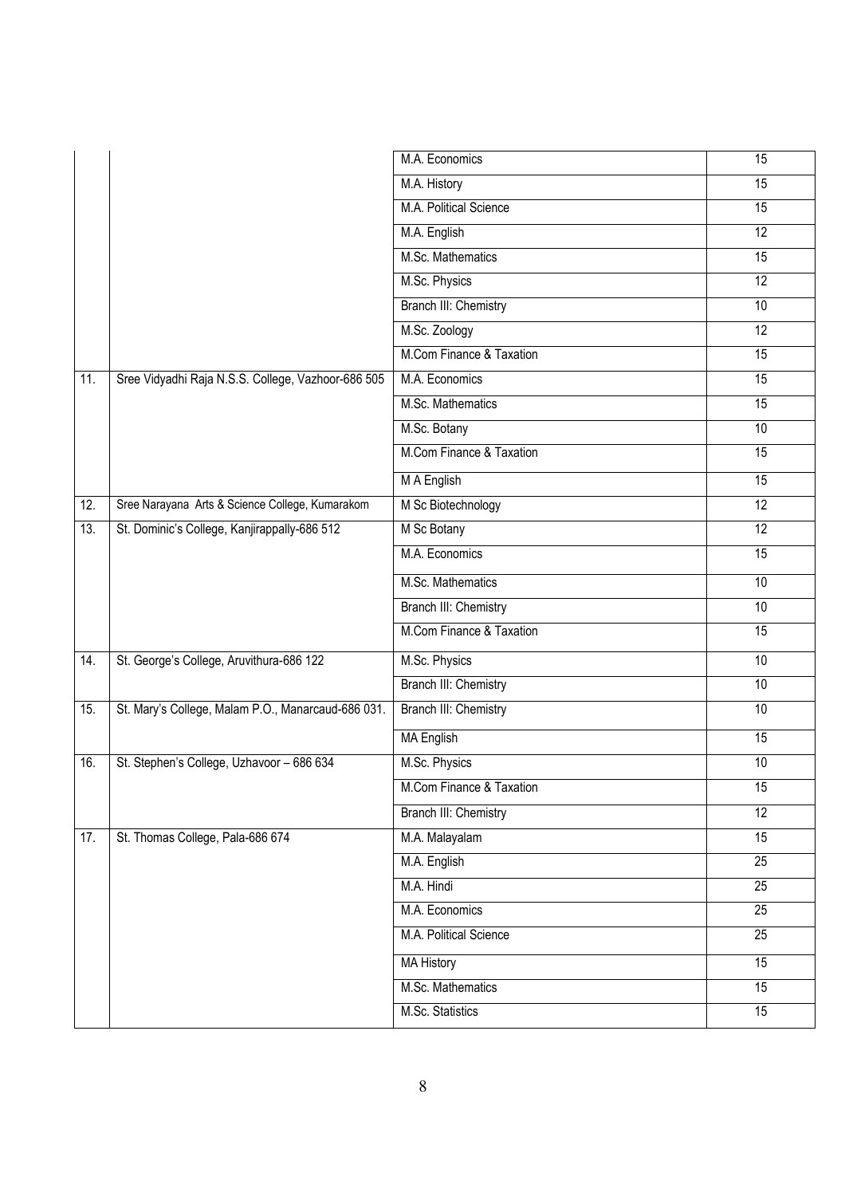| | | | |
|---|---|---|---|
| | | M.A. Economics | 15 |
| | | M.A. History | 15 |
| | | M.A. Political Science | 15 |
| | | M.A. English | 12 |
| | | M.Sc. Mathematics | 15 |
| | | M.Sc. Physics | 12 |
| | | Branch III: Chemistry | 10 |
| | | M.Sc. Zoology | 12 |
| | | M.Com Finance & Taxation | 15 |
| 11. | Sree Vidyadhi Raja N.S.S. College, Vazhoor-686 505 | M.A. Economics | 15 |
| | | M.Sc. Mathematics | 15 |
| | | M.Sc. Botany | 10 |
| | | M.Com Finance & Taxation | 15 |
| | | M A English | 15 |
| 12. | Sree Narayana Arts & Science College, Kumarakom | M Sc Biotechnology | 12 |
| 13. | St. Dominic's College, Kanjirappally-686 512 | M Sc Botany | 12 |
| | | M.A. Economics | 15 |
| | | M.Sc. Mathematics | 10 |
| | | Branch III: Chemistry | 10 |
| | | M.Com Finance & Taxation | 15 |
| 14. | St. George's College, Aruvithura-686 122 | M.Sc. Physics | 10 |
| | | Branch III: Chemistry | 10 |
| 15. | St. Mary's College, Malam P.O., Manarcaud-686 031. | Branch III: Chemistry | 10 |
| | | MA English | 15 |
| 16. | St. Stephen's College, Uzhavoor – 686 634 | M.Sc. Physics | 10 |
| | | M.Com Finance & Taxation | 15 |
| | | Branch III: Chemistry | 12 |
| 17. | St. Thomas College, Pala-686 674 | M.A. Malayalam | 15 |
| | | M.A. English | 25 |
| | | M.A. Hindi | 25 |
| | | M.A. Economics | 25 |
| | | M.A. Political Science | 25 |
| | | MA History | 15 |
| | | M.Sc. Mathematics | 15 |
| | | M.Sc. Statistics | 15 |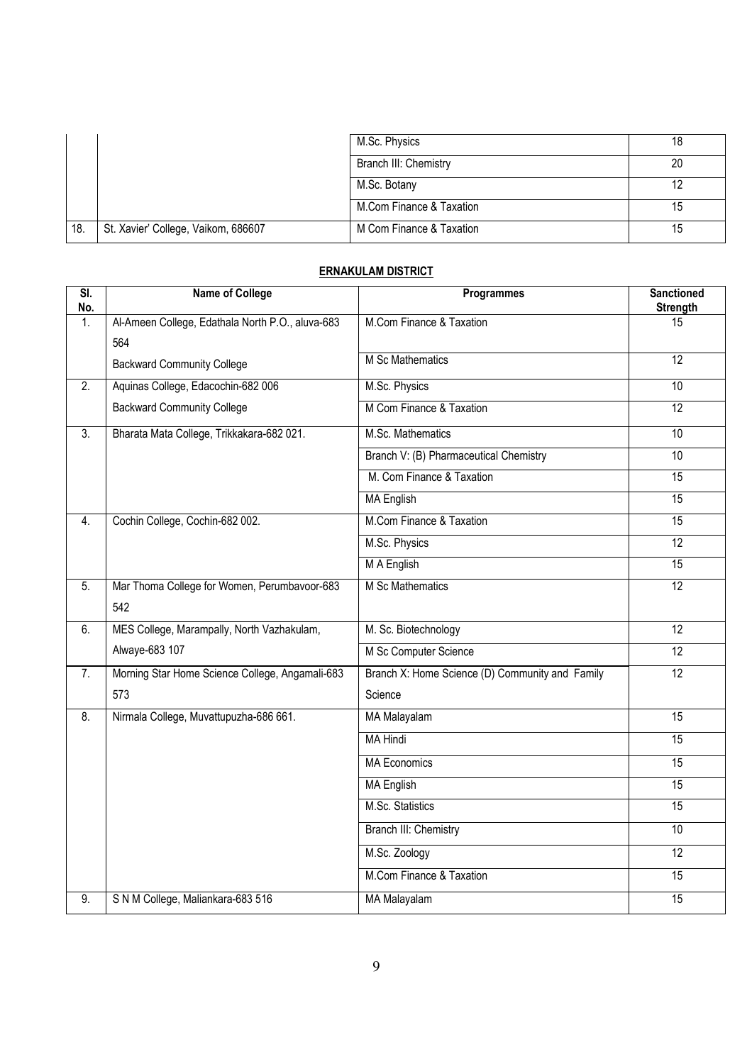| | | | |
|---|---|---|---|
| | | M.Sc. Physics | 18 |
| | | Branch III: Chemistry | 20 |
| | | M.Sc. Botany | 12 |
| | | M.Com Finance & Taxation | 15 |
| 18. | St. Xavier' College, Vaikom, 686607 | M Com Finance & Taxation | 15 |

**ERNAKULAM DISTRICT**

| Sl. No. | Name of College | Programmes | Sanctioned Strength |
|---|---|---|---|
| 1. | Al-Ameen College, Edathala North P.O., aluva-683 564 | M.Com Finance & Taxation | 15 |
| | Backward Community College | M Sc Mathematics | 12 |
| 2. | Aquinas College, Edacochin-682 006 | M.Sc. Physics | 10 |
| | Backward Community College | M Com Finance & Taxation | 12 |
| 3. | Bharata Mata College, Trikkakara-682 021. | M.Sc. Mathematics | 10 |
| | | Branch V: (B) Pharmaceutical Chemistry | 10 |
| | | M. Com Finance & Taxation | 15 |
| | | MA English | 15 |
| 4. | Cochin College, Cochin-682 002. | M.Com Finance & Taxation | 15 |
| | | M.Sc. Physics | 12 |
| | | M A English | 15 |
| 5. | Mar Thoma College for Women, Perumbavoor-683 542 | M Sc Mathematics | 12 |
| 6. | MES College, Marampally, North Vazhakulam, Alwaye-683 107 | M. Sc. Biotechnology | 12 |
| | | M Sc Computer Science | 12 |
| 7. | Morning Star Home Science College, Angamali-683 573 | Branch X: Home Science (D) Community and Family Science | 12 |
| 8. | Nirmala College, Muvattupuzha-686 661. | MA Malayalam | 15 |
| | | MA Hindi | 15 |
| | | MA Economics | 15 |
| | | MA English | 15 |
| | | M.Sc. Statistics | 15 |
| | | Branch III: Chemistry | 10 |
| | | M.Sc. Zoology | 12 |
| | | M.Com Finance & Taxation | 15 |
| 9. | S N M College, Maliankara-683 516 | MA Malayalam | 15 |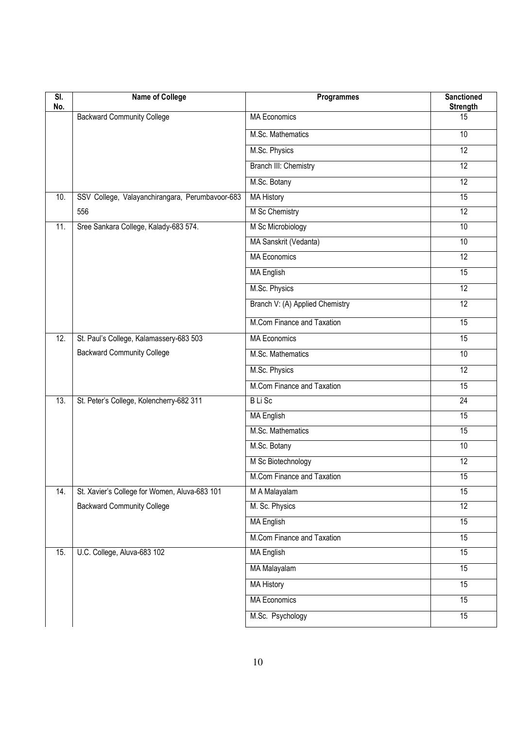| Sl. No. | Name of College | Programmes | Sanctioned Strength |
|---|---|---|---|
| | Backward Community College | MA Economics | 15 |
| | | M.Sc. Mathematics | 10 |
| | | M.Sc. Physics | 12 |
| | | Branch III: Chemistry | 12 |
| | | M.Sc. Botany | 12 |
| 10. | SSV College, Valayanchirangara, Perumbavoor-683 556 | MA History | 15 |
| | | M Sc Chemistry | 12 |
| 11. | Sree Sankara College, Kalady-683 574. | M Sc Microbiology | 10 |
| | | MA Sanskrit (Vedanta) | 10 |
| | | MA Economics | 12 |
| | | MA English | 15 |
| | | M.Sc. Physics | 12 |
| | | Branch V: (A) Applied Chemistry | 12 |
| | | M.Com Finance and Taxation | 15 |
| 12. | St. Paul's College, Kalamassery-683 503 | MA Economics | 15 |
| | Backward Community College | M.Sc. Mathematics | 10 |
| | | M.Sc. Physics | 12 |
| | | M.Com Finance and Taxation | 15 |
| 13. | St. Peter's College, Kolencherry-682 311 | B Li Sc | 24 |
| | | MA English | 15 |
| | | M.Sc. Mathematics | 15 |
| | | M.Sc. Botany | 10 |
| | | M Sc Biotechnology | 12 |
| | | M.Com Finance and Taxation | 15 |
| 14. | St. Xavier's College for Women, Aluva-683 101 | M A Malayalam | 15 |
| | Backward Community College | M. Sc. Physics | 12 |
| | | MA English | 15 |
| | | M.Com Finance and Taxation | 15 |
| 15. | U.C. College, Aluva-683 102 | MA English | 15 |
| | | MA Malayalam | 15 |
| | | MA History | 15 |
| | | MA Economics | 15 |
| | | M.Sc. Psychology | 15 |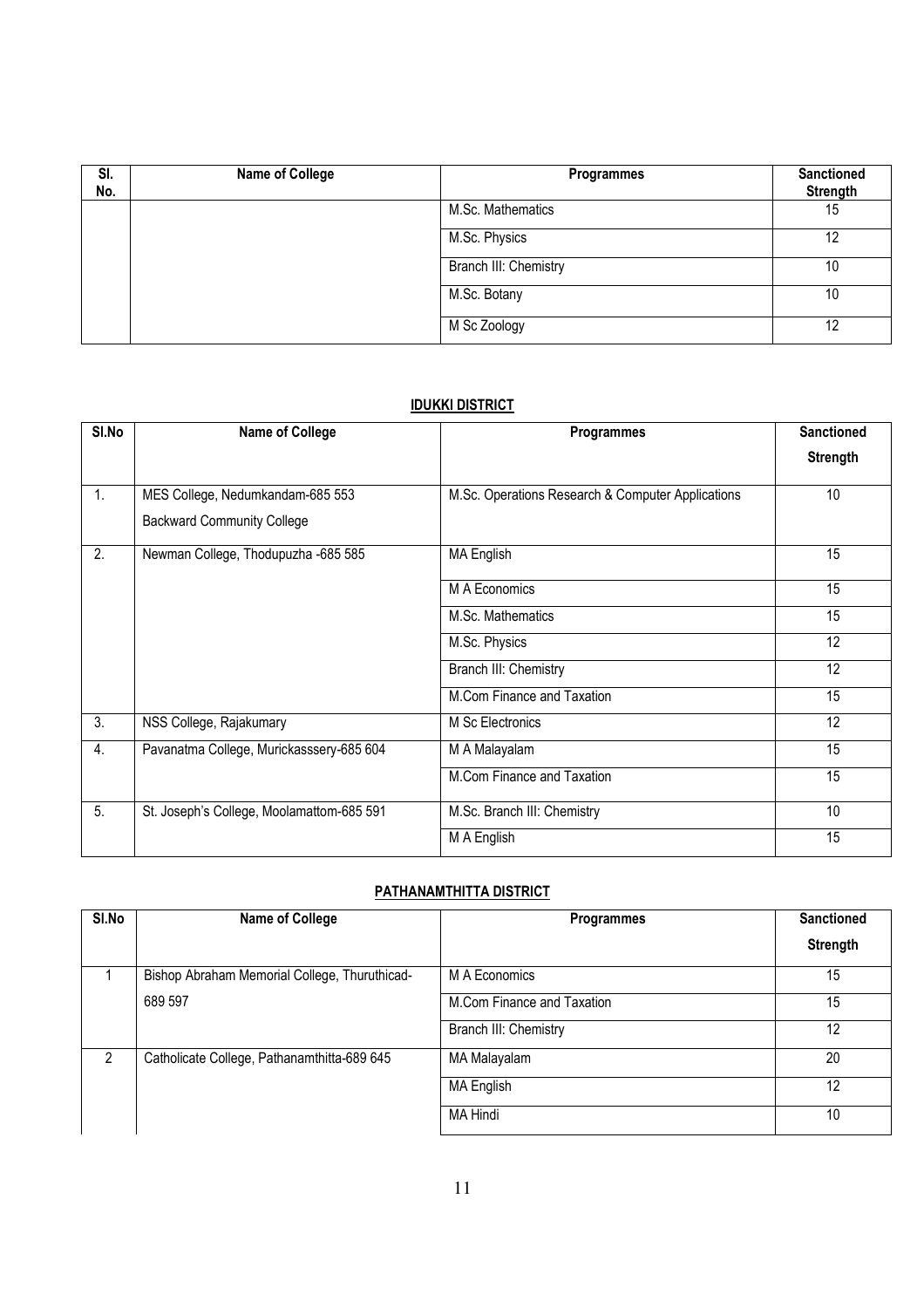| Sl. No. | Name of College | Programmes | Sanctioned Strength |
|---|---|---|---|
| | | M.Sc. Mathematics | 15 |
| | | M.Sc. Physics | 12 |
| | | Branch III: Chemistry | 10 |
| | | M.Sc. Botany | 10 |
| | | M Sc Zoology | 12 |

## IDUKKI DISTRICT

| Sl.No | Name of College | Programmes | Sanctioned Strength |
|---|---|---|---|
| 1. | MES College, Nedumkandam-685 553 Backward Community College | M.Sc. Operations Research & Computer Applications | 10 |
| 2. | Newman College, Thodupuzha -685 585 | MA English | 15 |
| | | M A Economics | 15 |
| | | M.Sc. Mathematics | 15 |
| | | M.Sc. Physics | 12 |
| | | Branch III: Chemistry | 12 |
| | | M.Com Finance and Taxation | 15 |
| 3. | NSS College, Rajakumary | M Sc Electronics | 12 |
| 4. | Pavanatma College, Murickasssery-685 604 | M A Malayalam | 15 |
| | | M.Com Finance and Taxation | 15 |
| 5. | St. Joseph's College, Moolamattom-685 591 | M.Sc. Branch III: Chemistry | 10 |
| | | M A English | 15 |

## PATHANAMTHITTA DISTRICT

| Sl.No | Name of College | Programmes | Sanctioned Strength |
|---|---|---|---|
| 1 | Bishop Abraham Memorial College, Thuruthicad-689 597 | M A Economics | 15 |
| | | M.Com Finance and Taxation | 15 |
| | | Branch III: Chemistry | 12 |
| 2 | Catholicate College, Pathanamthitta-689 645 | MA Malayalam | 20 |
| | | MA English | 12 |
| | | MA Hindi | 10 |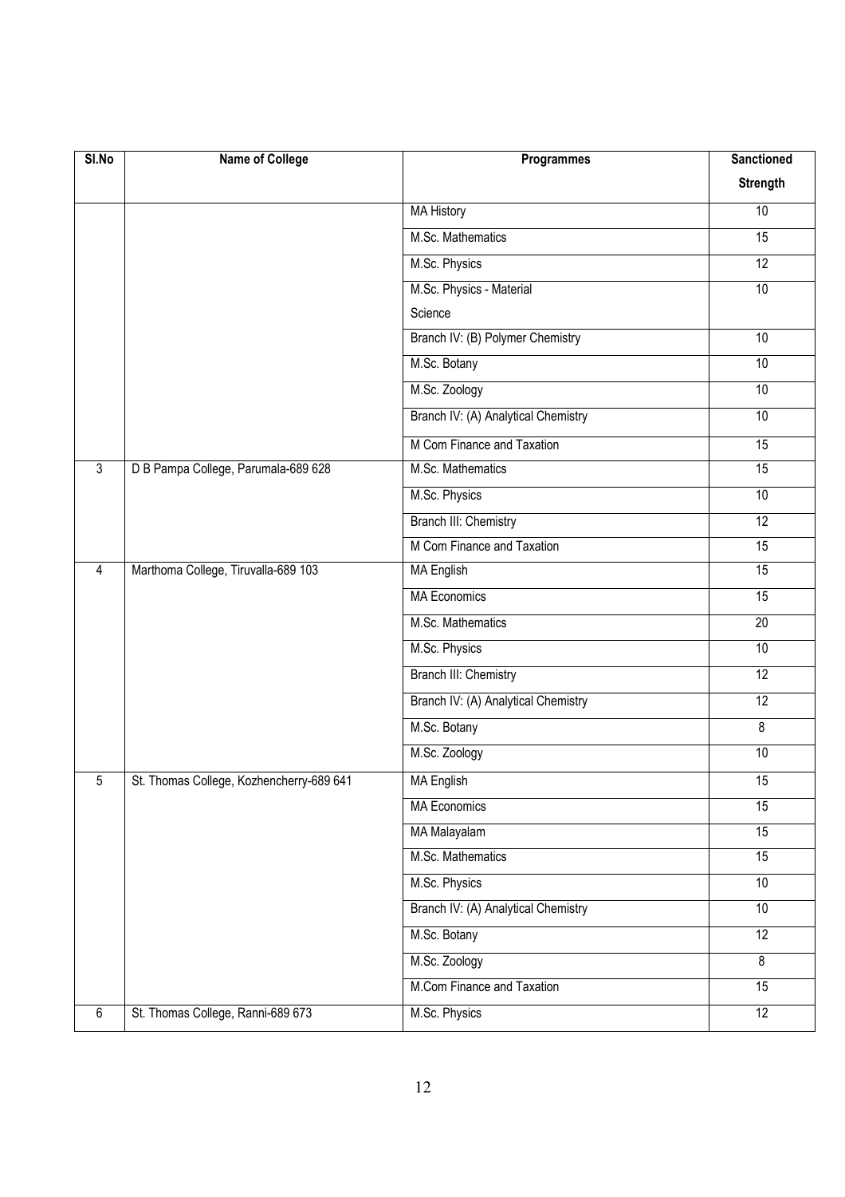| Sl.No | Name of College | Programmes | Sanctioned Strength |
|---|---|---|---|
| | | MA History | 10 |
| | | M.Sc. Mathematics | 15 |
| | | M.Sc. Physics | 12 |
| | | M.Sc. Physics - Material Science | 10 |
| | | Branch IV: (B) Polymer Chemistry | 10 |
| | | M.Sc. Botany | 10 |
| | | M.Sc. Zoology | 10 |
| | | Branch IV: (A) Analytical Chemistry | 10 |
| | | M Com Finance and Taxation | 15 |
| 3 | D B Pampa College, Parumala-689 628 | M.Sc. Mathematics | 15 |
| | | M.Sc. Physics | 10 |
| | | Branch III: Chemistry | 12 |
| | | M Com Finance and Taxation | 15 |
| 4 | Marthoma College, Tiruvalla-689 103 | MA English | 15 |
| | | MA Economics | 15 |
| | | M.Sc. Mathematics | 20 |
| | | M.Sc. Physics | 10 |
| | | Branch III: Chemistry | 12 |
| | | Branch IV: (A) Analytical Chemistry | 12 |
| | | M.Sc. Botany | 8 |
| | | M.Sc. Zoology | 10 |
| 5 | St. Thomas College, Kozhencherry-689 641 | MA English | 15 |
| | | MA Economics | 15 |
| | | MA Malayalam | 15 |
| | | M.Sc. Mathematics | 15 |
| | | M.Sc. Physics | 10 |
| | | Branch IV: (A) Analytical Chemistry | 10 |
| | | M.Sc. Botany | 12 |
| | | M.Sc. Zoology | 8 |
| | | M.Com Finance and Taxation | 15 |
| 6 | St. Thomas College, Ranni-689 673 | M.Sc. Physics | 12 |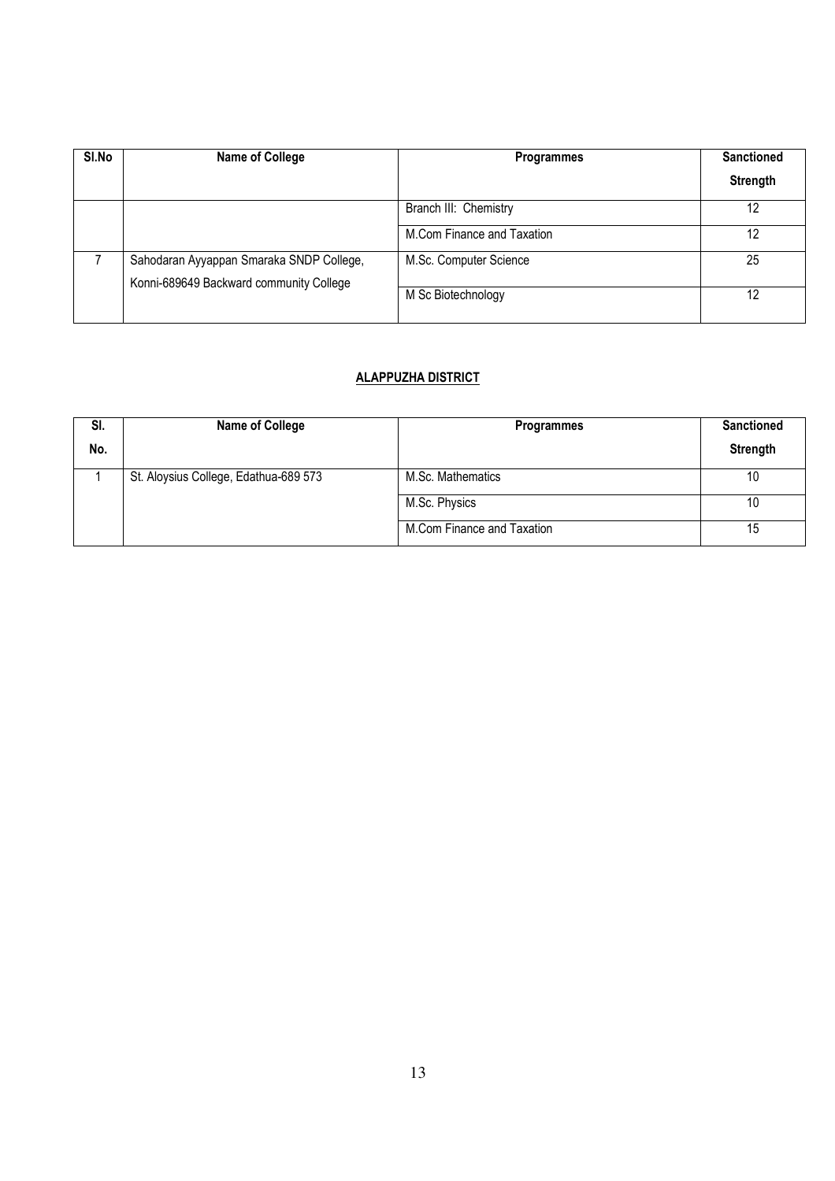| Sl.No | Name of College | Programmes | Sanctioned Strength |
|---|---|---|---|
| | | Branch III: Chemistry | 12 |
| | | M.Com Finance and Taxation | 12 |
| 7 | Sahodaran Ayyappan Smaraka SNDP College, Konni-689649 Backward community College | M.Sc. Computer Science | 25 |
| | | M Sc Biotechnology | 12 |

**ALAPPUZHA DISTRICT**

| Sl. No. | Name of College | Programmes | Sanctioned Strength |
|---|---|---|---|
| 1 | St. Aloysius College, Edathua-689 573 | M.Sc. Mathematics | 10 |
| | | M.Sc. Physics | 10 |
| | | M.Com Finance and Taxation | 15 |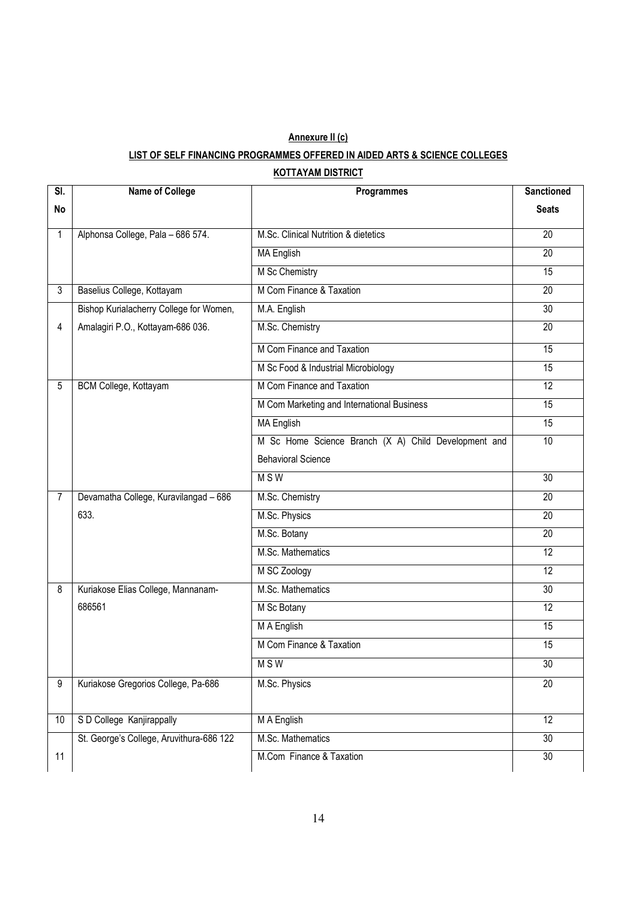**Annexure II (c)**

**LIST OF SELF FINANCING PROGRAMMES OFFERED IN AIDED ARTS & SCIENCE COLLEGES**

**KOTTAYAM DISTRICT**

| Sl. No | Name of College | Programmes | Sanctioned Seats |
|---|---|---|---|
| 1 | Alphonsa College, Pala – 686 574. | M.Sc. Clinical Nutrition & dietetics | 20 |
| | | MA English | 20 |
| | | M Sc Chemistry | 15 |
| 3 | Baselius College, Kottayam | M Com Finance & Taxation | 20 |
| 4 | Bishop Kurialacherry College for Women, Amalagiri P.O., Kottayam-686 036. | M.A. English | 30 |
| | | M.Sc. Chemistry | 20 |
| | | M Com Finance and Taxation | 15 |
| | | M Sc Food & Industrial Microbiology | 15 |
| 5 | BCM College, Kottayam | M Com Finance and Taxation | 12 |
| | | M Com Marketing and International Business | 15 |
| | | MA English | 15 |
| | | M Sc Home Science Branch (X A) Child Development and Behavioral Science | 10 |
| | | M S W | 30 |
| 7 | Devamatha College, Kuravilangad – 686 633. | M.Sc. Chemistry | 20 |
| | | M.Sc. Physics | 20 |
| | | M.Sc. Botany | 20 |
| | | M.Sc. Mathematics | 12 |
| | | M SC Zoology | 12 |
| 8 | Kuriakose Elias College, Mannanam-686561 | M.Sc. Mathematics | 30 |
| | | M Sc Botany | 12 |
| | | M A English | 15 |
| | | M Com Finance & Taxation | 15 |
| | | M S W | 30 |
| 9 | Kuriakose Gregorios College, Pa-686 | M.Sc. Physics | 20 |
| 10 | S D College Kanjirappally | M A English | 12 |
| 11 | St. George's College, Aruvithura-686 122 | M.Sc. Mathematics | 30 |
| | | M.Com Finance & Taxation | 30 |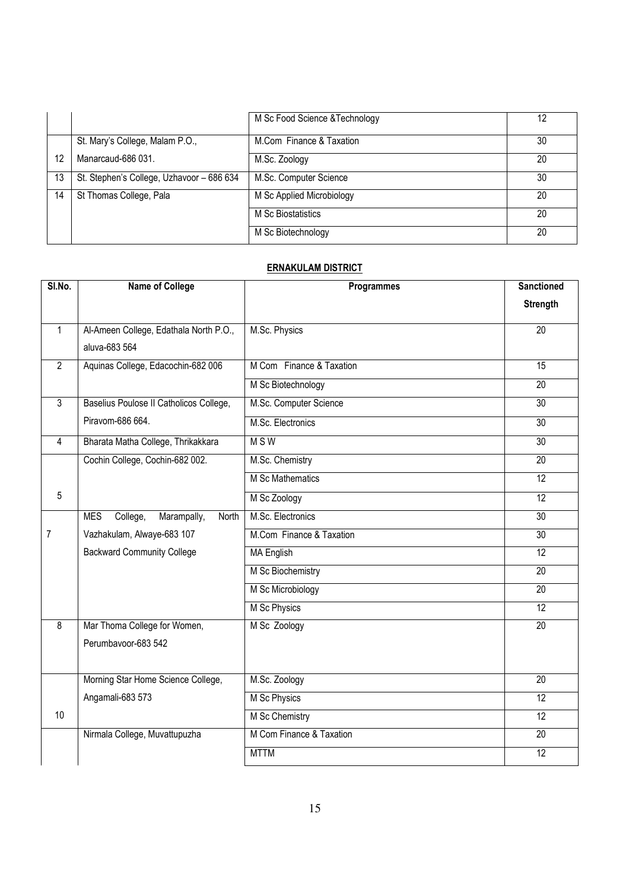| | | | |
|---|---|---|---|
| | | M Sc Food Science &Technology | 12 |
| 12 | St. Mary's College, Malam P.O., Manarcaud-686 031. | M.Com Finance & Taxation | 30 |
| | | M.Sc. Zoology | 20 |
| 13 | St. Stephen's College, Uzhavoor – 686 634 | M.Sc. Computer Science | 30 |
| 14 | St Thomas College, Pala | M Sc Applied Microbiology | 20 |
| | | M Sc Biostatistics | 20 |
| | | M Sc Biotechnology | 20 |

## ERNAKULAM DISTRICT

| Sl.No. | Name of College | Programmes | Sanctioned Strength |
|---|---|---|---|
| 1 | Al-Ameen College, Edathala North P.O., aluva-683 564 | M.Sc. Physics | 20 |
| 2 | Aquinas College, Edacochin-682 006 | M Com Finance & Taxation | 15 |
| | | M Sc Biotechnology | 20 |
| 3 | Baselius Poulose II Catholicos College, Piravom-686 664. | M.Sc. Computer Science | 30 |
| | | M.Sc. Electronics | 30 |
| 4 | Bharata Matha College, Thrikakkara | M S W | 30 |
| 5 | Cochin College, Cochin-682 002. | M.Sc. Chemistry | 20 |
| | | M Sc Mathematics | 12 |
| | | M Sc Zoology | 12 |
| 7 | MES College, Marampally, North Vazhakulam, Alwaye-683 107 Backward Community College | M.Sc. Electronics | 30 |
| | | M.Com Finance & Taxation | 30 |
| | | MA English | 12 |
| | | M Sc Biochemistry | 20 |
| | | M Sc Microbiology | 20 |
| | | M Sc Physics | 12 |
| 8 | Mar Thoma College for Women, Perumbavoor-683 542 | M Sc Zoology | 20 |
| 10 | Morning Star Home Science College, Angamali-683 573 | M.Sc. Zoology | 20 |
| | | M Sc Physics | 12 |
| | | M Sc Chemistry | 12 |
| | Nirmala College, Muvattupuzha | M Com Finance & Taxation | 20 |
| | | MTTM | 12 |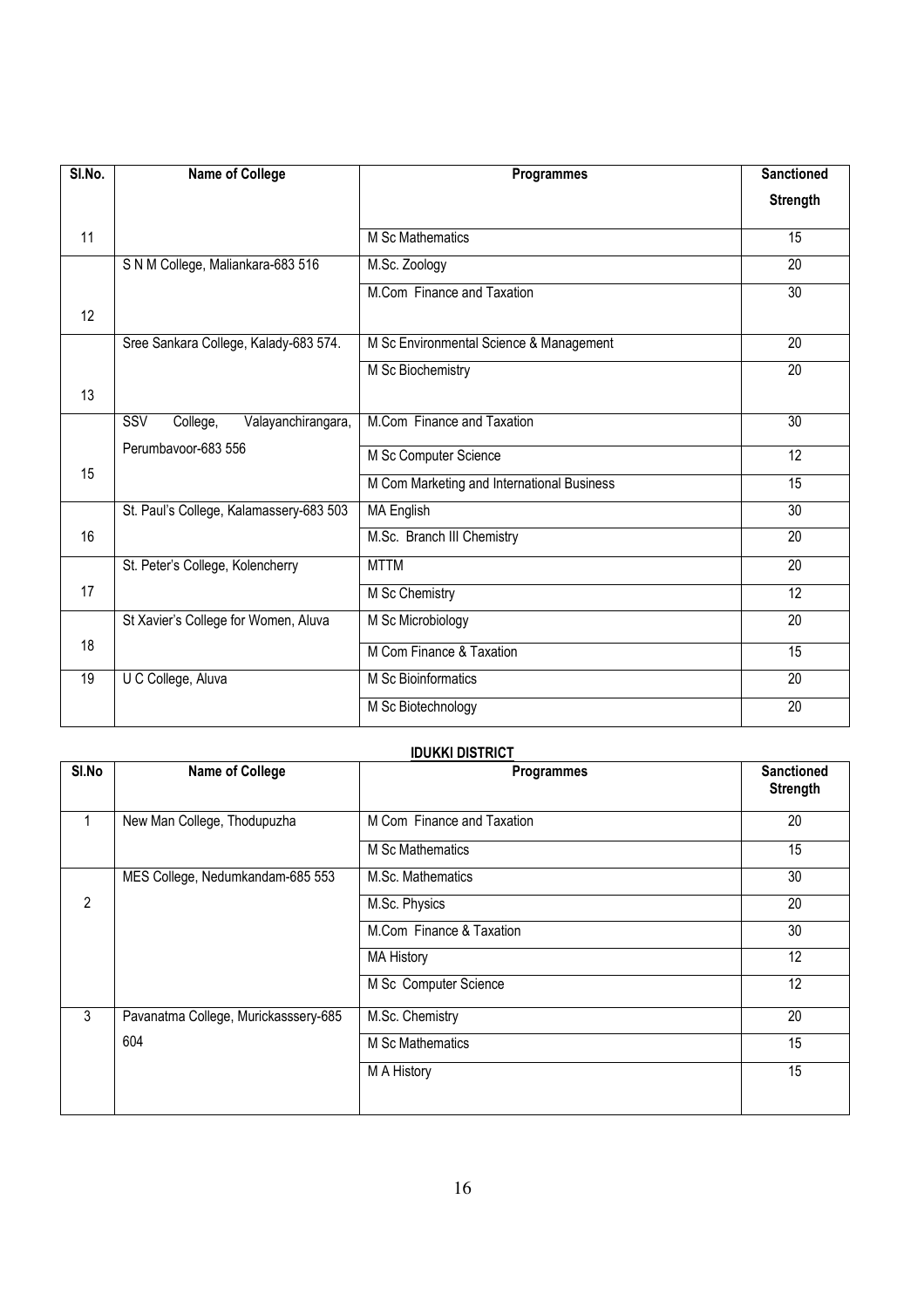| Sl.No. | Name of College | Programmes | Sanctioned Strength |
|---|---|---|---|
| 11 | | M Sc Mathematics | 15 |
| 12 | S N M College, Maliankara-683 516 | M.Sc. Zoology | 20 |
| | | M.Com Finance and Taxation | 30 |
| 13 | Sree Sankara College, Kalady-683 574. | M Sc Environmental Science & Management | 20 |
| | | M Sc Biochemistry | 20 |
| 15 | SSV College, Valayanchirangara, Perumbavoor-683 556 | M.Com Finance and Taxation | 30 |
| | | M Sc Computer Science | 12 |
| | | M Com Marketing and International Business | 15 |
| 16 | St. Paul's College, Kalamassery-683 503 | MA English | 30 |
| | | M.Sc. Branch III Chemistry | 20 |
| 17 | St. Peter's College, Kolencherry | MTTM | 20 |
| | | M Sc Chemistry | 12 |
| 18 | St Xavier's College for Women, Aluva | M Sc Microbiology | 20 |
| | | M Com Finance & Taxation | 15 |
| 19 | U C College, Aluva | M Sc Bioinformatics | 20 |
| | | M Sc Biotechnology | 20 |

**IDUKKI DISTRICT**

| Sl.No | Name of College | Programmes | Sanctioned Strength |
|---|---|---|---|
| 1 | New Man College, Thodupuzha | M Com Finance and Taxation | 20 |
| | | M Sc Mathematics | 15 |
| 2 | MES College, Nedumkandam-685 553 | M.Sc. Mathematics | 30 |
| | | M.Sc. Physics | 20 |
| | | M.Com Finance & Taxation | 30 |
| | | MA History | 12 |
| | | M Sc Computer Science | 12 |
| 3 | Pavanatma College, Murickasssery-685 604 | M.Sc. Chemistry | 20 |
| | | M Sc Mathematics | 15 |
| | | M A History | 15 |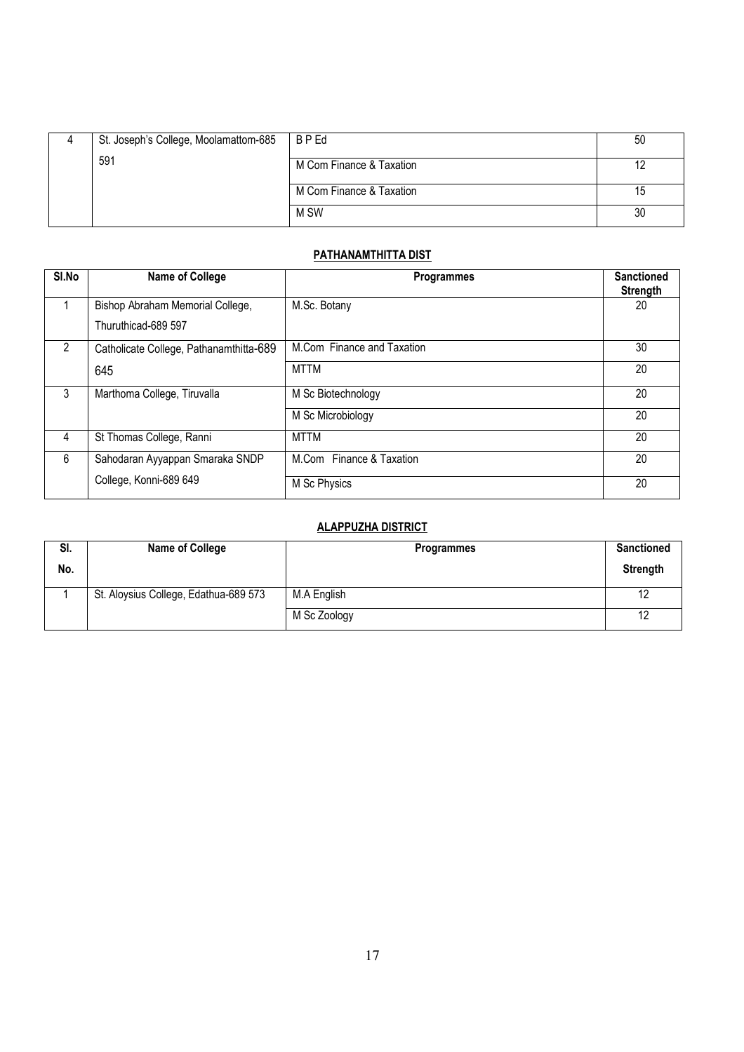| | | | |
|---|---|---|---|
| 4 | St. Joseph's College, Moolamattom-685 591 | B P Ed | 50 |
| | | M Com Finance & Taxation | 12 |
| | | M Com Finance & Taxation | 15 |
| | | M SW | 30 |

**PATHANAMTHITTA DIST**

| Sl.No | Name of College | Programmes | Sanctioned Strength |
|---|---|---|---|
| 1 | Bishop Abraham Memorial College, Thuruthicad-689 597 | M.Sc. Botany | 20 |
| 2 | Catholicate College, Pathanamthitta-689 645 | M.Com Finance and Taxation | 30 |
| | | MTTM | 20 |
| 3 | Marthoma College, Tiruvalla | M Sc Biotechnology | 20 |
| | | M Sc Microbiology | 20 |
| 4 | St Thomas College, Ranni | MTTM | 20 |
| 6 | Sahodaran Ayyappan Smaraka SNDP College, Konni-689 649 | M.Com Finance & Taxation | 20 |
| | | M Sc Physics | 20 |

**ALAPPUZHA DISTRICT**

| Sl. No. | Name of College | Programmes | Sanctioned Strength |
|---|---|---|---|
| 1 | St. Aloysius College, Edathua-689 573 | M.A English | 12 |
| | | M Sc Zoology | 12 |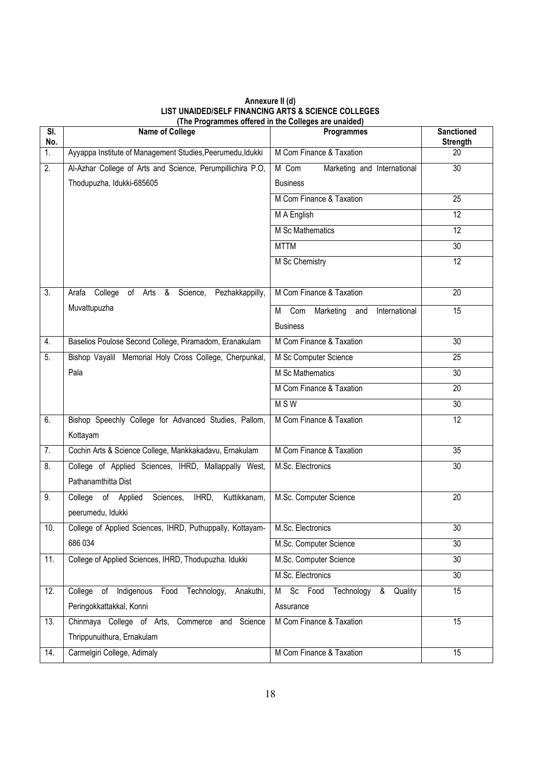**Annexure II (d)**
**LIST UNAIDED/SELF FINANCING ARTS & SCIENCE COLLEGES**
**(The Programmes offered in the Colleges are unaided)**

| Sl. No. | Name of College | Programmes | Sanctioned Strength |
|---|---|---|---|
| 1. | Ayyappa Institute of Management Studies,Peerumedu,Idukki | M Com Finance & Taxation | 20 |
| 2. | Al-Azhar College of Arts and Science, Perumpillichira P.O, Thodupuzha, Idukki-685605 | M Com Marketing and International Business | 30 |
| | | M Com Finance & Taxation | 25 |
| | | M A English | 12 |
| | | M Sc Mathematics | 12 |
| | | MTTM | 30 |
| | | M Sc Chemistry | 12 |
| 3. | Arafa College of Arts & Science, Pezhakkappilly, Muvattupuzha | M Com Finance & Taxation | 20 |
| | | M Com Marketing and International Business | 15 |
| 4. | Baselios Poulose Second College, Piramadom, Eranakulam | M Com Finance & Taxation | 30 |
| 5. | Bishop Vayalil Memorial Holy Cross College, Cherpunkal, Pala | M Sc Computer Science | 25 |
| | | M Sc Mathematics | 30 |
| | | M Com Finance & Taxation | 20 |
| | | M S W | 30 |
| 6. | Bishop Speechly College for Advanced Studies, Pallom, Kottayam | M Com Finance & Taxation | 12 |
| 7. | Cochin Arts & Science College, Mankkakadavu, Ernakulam | M Com Finance & Taxation | 35 |
| 8. | College of Applied Sciences, IHRD, Mallappally West, Pathanamthitta Dist | M.Sc. Electronics | 30 |
| 9. | College of Applied Sciences, IHRD, Kuttikkanam, peerumedu, Idukki | M.Sc. Computer Science | 20 |
| 10. | College of Applied Sciences, IHRD, Puthuppally, Kottayam-686 034 | M.Sc. Electronics | 30 |
| | | M.Sc. Computer Science | 30 |
| 11. | College of Applied Sciences, IHRD, Thodupuzha. Idukki | M.Sc. Computer Science | 30 |
| | | M.Sc. Electronics | 30 |
| 12. | College of Indigenous Food Technology, Anakuthi, Peringokkattakkal, Konni | M Sc Food Technology & Quality Assurance | 15 |
| 13. | Chinmaya College of Arts, Commerce and Science Thrippunuithura, Ernakulam | M Com Finance & Taxation | 15 |
| 14. | Carmelgiri College, Adimaly | M Com Finance & Taxation | 15 |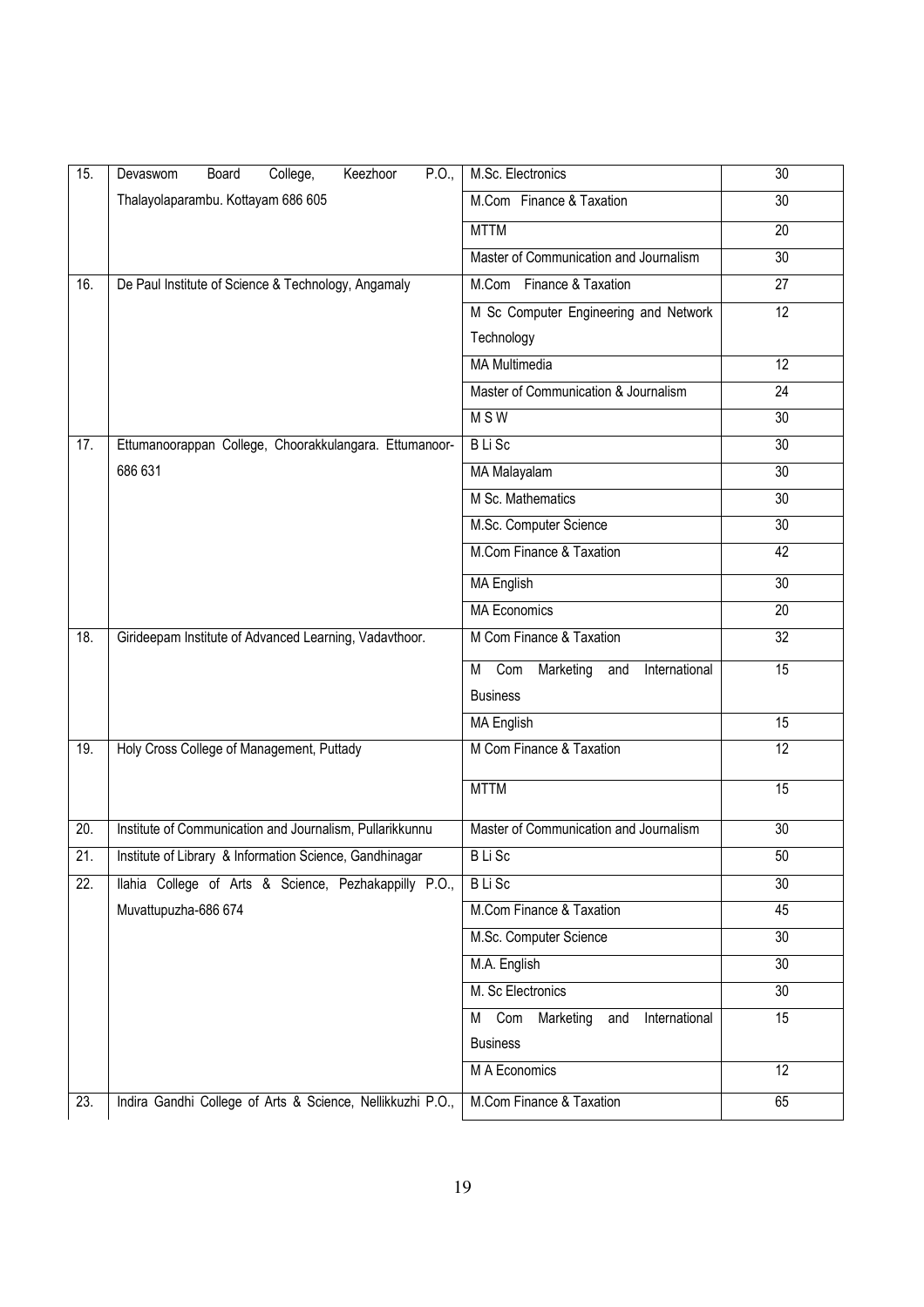| | | | |
|---|---|---|---|
| 15. | Devaswom Board College, Keezhoor P.O., Thalayolaparambu. Kottayam 686 605 | M.Sc. Electronics | 30 |
| | | M.Com Finance & Taxation | 30 |
| | | MTTM | 20 |
| | | Master of Communication and Journalism | 30 |
| 16. | De Paul Institute of Science & Technology, Angamaly | M.Com Finance & Taxation | 27 |
| | | M Sc Computer Engineering and Network Technology | 12 |
| | | MA Multimedia | 12 |
| | | Master of Communication & Journalism | 24 |
| | | M S W | 30 |
| 17. | Ettumanoorappan College, Choorakkulangara. Ettumanoor-686 631 | B Li Sc | 30 |
| | | MA Malayalam | 30 |
| | | M Sc. Mathematics | 30 |
| | | M.Sc. Computer Science | 30 |
| | | M.Com Finance & Taxation | 42 |
| | | MA English | 30 |
| | | MA Economics | 20 |
| 18. | Girideepam Institute of Advanced Learning, Vadavthoor. | M Com Finance & Taxation | 32 |
| | | M Com Marketing and International Business | 15 |
| | | MA English | 15 |
| 19. | Holy Cross College of Management, Puttady | M Com Finance & Taxation | 12 |
| | | MTTM | 15 |
| 20. | Institute of Communication and Journalism, Pullarikkunnu | Master of Communication and Journalism | 30 |
| 21. | Institute of Library & Information Science, Gandhinagar | B Li Sc | 50 |
| 22. | Ilahia College of Arts & Science, Pezhakappilly P.O., Muvattupuzha-686 674 | B Li Sc | 30 |
| | | M.Com Finance & Taxation | 45 |
| | | M.Sc. Computer Science | 30 |
| | | M.A. English | 30 |
| | | M. Sc Electronics | 30 |
| | | M Com Marketing and International Business | 15 |
| | | M A Economics | 12 |
| 23. | Indira Gandhi College of Arts & Science, Nellikkuzhi P.O., | M.Com Finance & Taxation | 65 |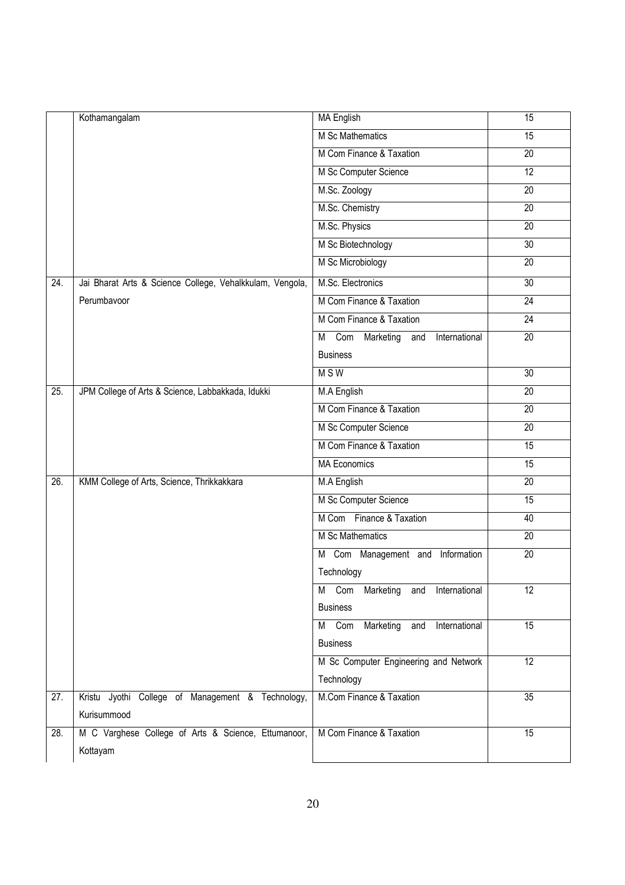| | | | |
|---|---|---|---|
| | Kothamangalam | MA English | 15 |
| | | M Sc Mathematics | 15 |
| | | M Com Finance & Taxation | 20 |
| | | M Sc Computer Science | 12 |
| | | M.Sc. Zoology | 20 |
| | | M.Sc. Chemistry | 20 |
| | | M.Sc. Physics | 20 |
| | | M Sc Biotechnology | 30 |
| | | M Sc Microbiology | 20 |
| 24. | Jai Bharat Arts & Science College, Vehalkkulam, Vengola, Perumbavoor | M.Sc. Electronics | 30 |
| | | M Com Finance & Taxation | 24 |
| | | M Com Finance & Taxation | 24 |
| | | M Com Marketing and International Business | 20 |
| | | M S W | 30 |
| 25. | JPM College of Arts & Science, Labbakkada, Idukki | M.A English | 20 |
| | | M Com Finance & Taxation | 20 |
| | | M Sc Computer Science | 20 |
| | | M Com Finance & Taxation | 15 |
| | | MA Economics | 15 |
| 26. | KMM College of Arts, Science, Thrikkakkara | M.A English | 20 |
| | | M Sc Computer Science | 15 |
| | | M Com Finance & Taxation | 40 |
| | | M Sc Mathematics | 20 |
| | | M Com Management and Information Technology | 20 |
| | | M Com Marketing and International Business | 12 |
| | | M Com Marketing and International Business | 15 |
| | | M Sc Computer Engineering and Network Technology | 12 |
| 27. | Kristu Jyothi College of Management & Technology, Kurisummood | M.Com Finance & Taxation | 35 |
| 28. | M C Varghese College of Arts & Science, Ettumanoor, Kottayam | M Com Finance & Taxation | 15 |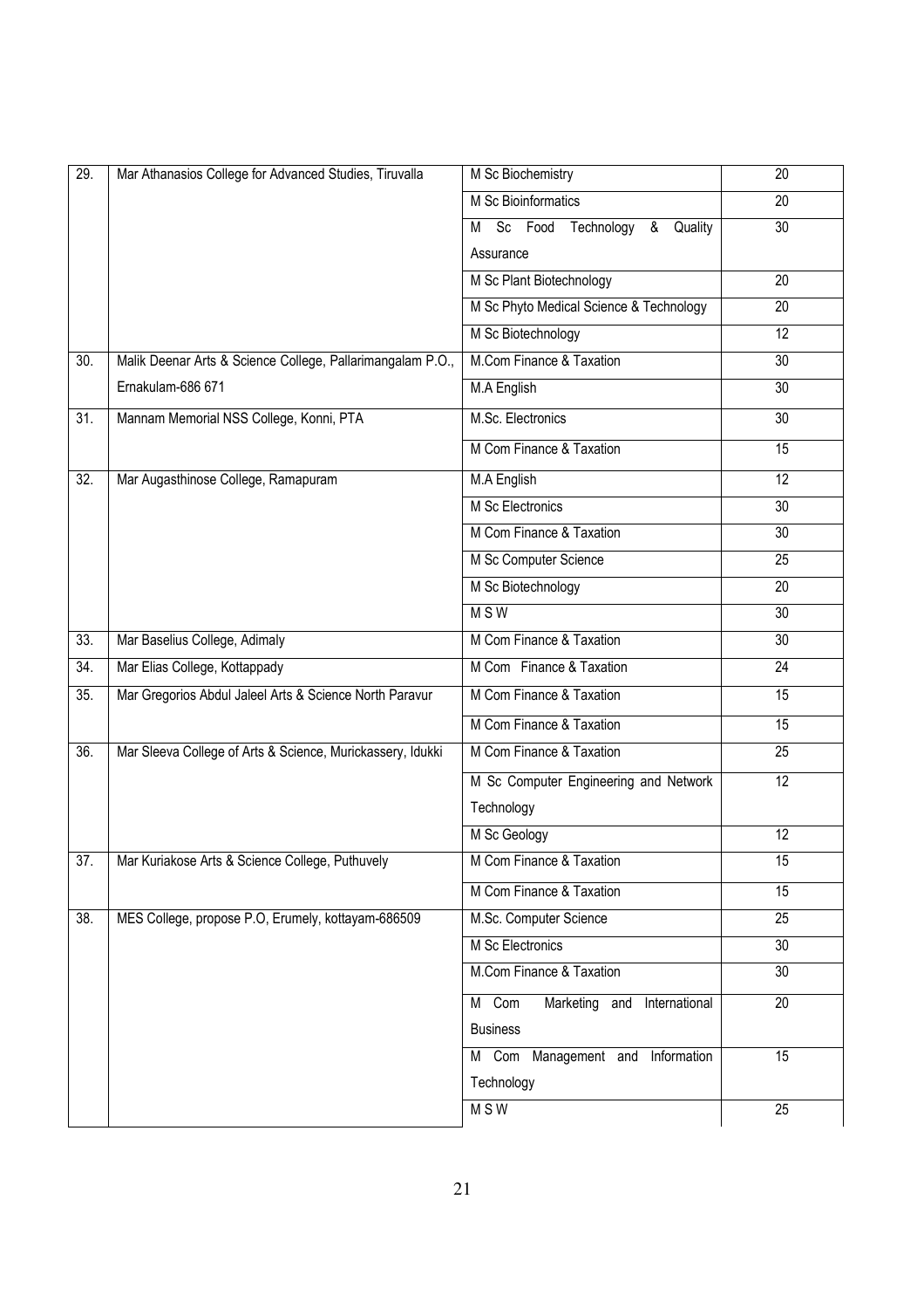| | | | |
|---|---|---|---|
| 29. | Mar Athanasios College for Advanced Studies, Tiruvalla | M Sc Biochemistry | 20 |
| | | M Sc Bioinformatics | 20 |
| | | M Sc Food Technology & Quality Assurance | 30 |
| | | M Sc Plant Biotechnology | 20 |
| | | M Sc Phyto Medical Science & Technology | 20 |
| | | M Sc Biotechnology | 12 |
| 30. | Malik Deenar Arts & Science College, Pallarimangalam P.O., Ernakulam-686 671 | M.Com Finance & Taxation | 30 |
| | | M.A English | 30 |
| 31. | Mannam Memorial NSS College, Konni, PTA | M.Sc. Electronics | 30 |
| | | M Com Finance & Taxation | 15 |
| 32. | Mar Augasthinose College, Ramapuram | M.A English | 12 |
| | | M Sc Electronics | 30 |
| | | M Com Finance & Taxation | 30 |
| | | M Sc Computer Science | 25 |
| | | M Sc Biotechnology | 20 |
| | | M S W | 30 |
| 33. | Mar Baselius College, Adimaly | M Com Finance & Taxation | 30 |
| 34. | Mar Elias College, Kottappady | M Com Finance & Taxation | 24 |
| 35. | Mar Gregorios Abdul Jaleel Arts & Science North Paravur | M Com Finance & Taxation | 15 |
| | | M Com Finance & Taxation | 15 |
| 36. | Mar Sleeva College of Arts & Science, Murickassery, Idukki | M Com Finance & Taxation | 25 |
| | | M Sc Computer Engineering and Network Technology | 12 |
| | | M Sc Geology | 12 |
| 37. | Mar Kuriakose Arts & Science College, Puthuvely | M Com Finance & Taxation | 15 |
| | | M Com Finance & Taxation | 15 |
| 38. | MES College, propose P.O, Erumely, kottayam-686509 | M.Sc. Computer Science | 25 |
| | | M Sc Electronics | 30 |
| | | M.Com Finance & Taxation | 30 |
| | | M Com Marketing and International Business | 20 |
| | | M Com Management and Information Technology | 15 |
| | | M S W | 25 |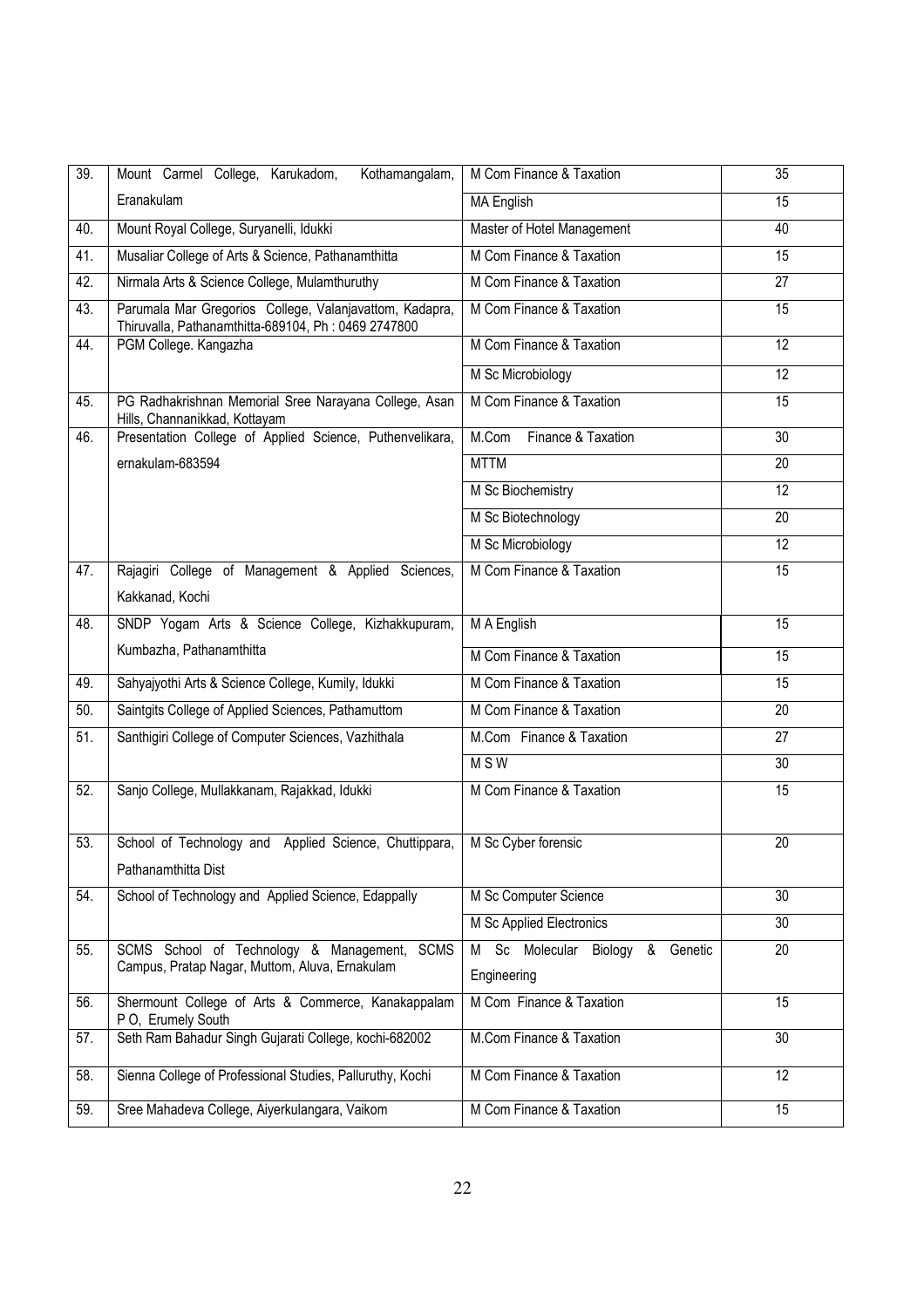| | | | |
|---|---|---|---|
| 39. | Mount Carmel College, Karukadom, Kothamangalam, Eranakulam | M Com Finance & Taxation | 35 |
| | | MA English | 15 |
| 40. | Mount Royal College, Suryanelli, Idukki | Master of Hotel Management | 40 |
| 41. | Musaliar College of Arts & Science, Pathanamthitta | M Com Finance & Taxation | 15 |
| 42. | Nirmala Arts & Science College, Mulamthuruthy | M Com Finance & Taxation | 27 |
| 43. | Parumala Mar Gregorios College, Valanjavattom, Kadapra, Thiruvalla, Pathanamthitta-689104, Ph : 0469 2747800 | M Com Finance & Taxation | 15 |
| 44. | PGM College. Kangazha | M Com Finance & Taxation | 12 |
| | | M Sc Microbiology | 12 |
| 45. | PG Radhakrishnan Memorial Sree Narayana College, Asan Hills, Channanikkad, Kottayam | M Com Finance & Taxation | 15 |
| 46. | Presentation College of Applied Science, Puthenvelikara, ernakulam-683594 | M.Com Finance & Taxation | 30 |
| | | MTTM | 20 |
| | | M Sc Biochemistry | 12 |
| | | M Sc Biotechnology | 20 |
| | | M Sc Microbiology | 12 |
| 47. | Rajagiri College of Management & Applied Sciences, Kakkanad, Kochi | M Com Finance & Taxation | 15 |
| 48. | SNDP Yogam Arts & Science College, Kizhakkupuram, Kumbazha, Pathanamthitta | M A English | 15 |
| | | M Com Finance & Taxation | 15 |
| 49. | Sahyajyothi Arts & Science College, Kumily, Idukki | M Com Finance & Taxation | 15 |
| 50. | Saintgits College of Applied Sciences, Pathamuttom | M Com Finance & Taxation | 20 |
| 51. | Santhigiri College of Computer Sciences, Vazhithala | M.Com Finance & Taxation | 27 |
| | | M S W | 30 |
| 52. | Sanjo College, Mullakkanam, Rajakkad, Idukki | M Com Finance & Taxation | 15 |
| 53. | School of Technology and Applied Science, Chuttippara, Pathanamthitta Dist | M Sc Cyber forensic | 20 |
| 54. | School of Technology and Applied Science, Edappally | M Sc Computer Science | 30 |
| | | M Sc Applied Electronics | 30 |
| 55. | SCMS School of Technology & Management, SCMS Campus, Pratap Nagar, Muttom, Aluva, Ernakulam | M Sc Molecular Biology & Genetic Engineering | 20 |
| 56. | Shermount College of Arts & Commerce, Kanakappalam P O, Erumely South | M Com Finance & Taxation | 15 |
| 57. | Seth Ram Bahadur Singh Gujarati College, kochi-682002 | M.Com Finance & Taxation | 30 |
| 58. | Sienna College of Professional Studies, Palluruthy, Kochi | M Com Finance & Taxation | 12 |
| 59. | Sree Mahadeva College, Aiyerkulangara, Vaikom | M Com Finance & Taxation | 15 |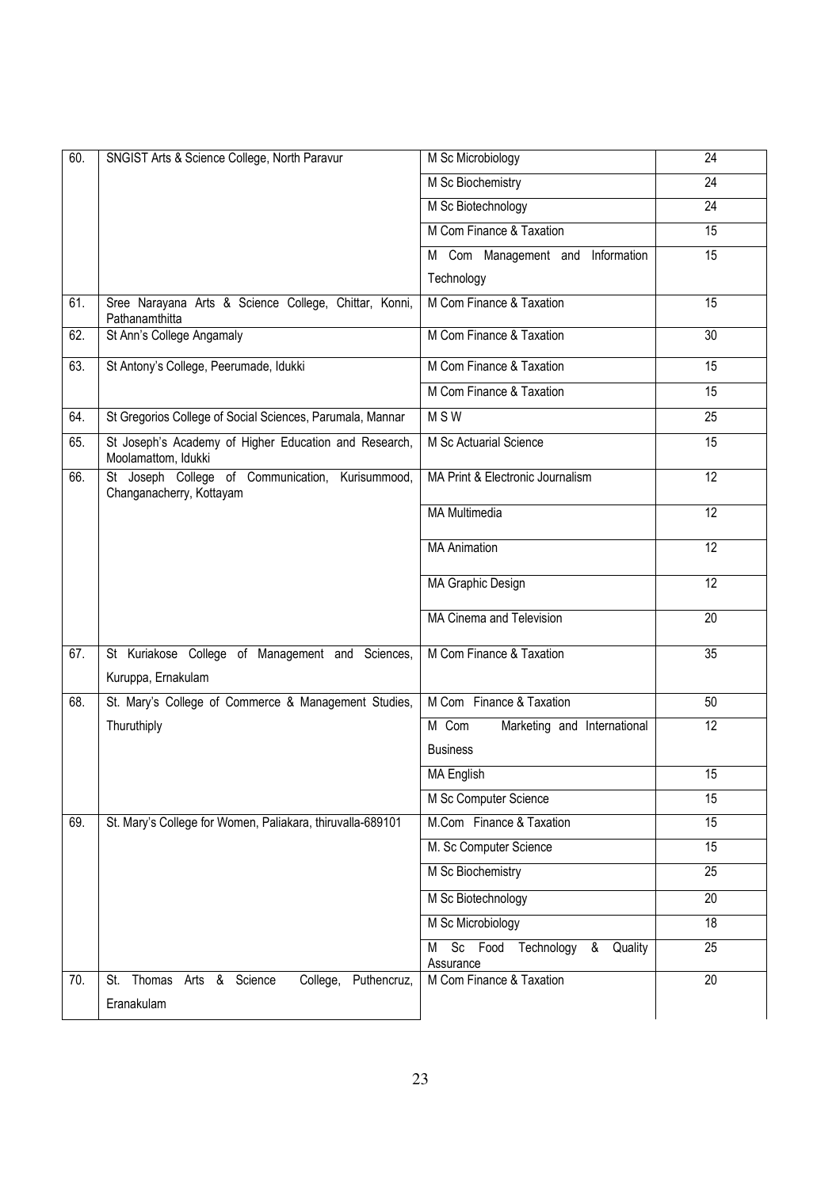| | | | |
|---|---|---|---|
| 60. | SNGIST Arts & Science College, North Paravur | M Sc Microbiology | 24 |
| | | M Sc Biochemistry | 24 |
| | | M Sc Biotechnology | 24 |
| | | M Com Finance & Taxation | 15 |
| | | M Com Management and Information Technology | 15 |
| 61. | Sree Narayana Arts & Science College, Chittar, Konni, Pathanamthitta | M Com Finance & Taxation | 15 |
| 62. | St Ann's College Angamaly | M Com Finance & Taxation | 30 |
| 63. | St Antony's College, Peerumade, Idukki | M Com Finance & Taxation | 15 |
| | | M Com Finance & Taxation | 15 |
| 64. | St Gregorios College of Social Sciences, Parumala, Mannar | M S W | 25 |
| 65. | St Joseph's Academy of Higher Education and Research, Moolamattom, Idukki | M Sc Actuarial Science | 15 |
| 66. | St Joseph College of Communication, Kurisummood, Changanacherry, Kottayam | MA Print & Electronic Journalism | 12 |
| | | MA Multimedia | 12 |
| | | MA Animation | 12 |
| | | MA Graphic Design | 12 |
| | | MA Cinema and Television | 20 |
| 67. | St Kuriakose College of Management and Sciences, Kuruppa, Ernakulam | M Com Finance & Taxation | 35 |
| 68. | St. Mary's College of Commerce & Management Studies, Thuruthiply | M Com Finance & Taxation | 50 |
| | | M Com Marketing and International Business | 12 |
| | | MA English | 15 |
| | | M Sc Computer Science | 15 |
| 69. | St. Mary's College for Women, Paliakara, thiruvalla-689101 | M.Com Finance & Taxation | 15 |
| | | M. Sc Computer Science | 15 |
| | | M Sc Biochemistry | 25 |
| | | M Sc Biotechnology | 20 |
| | | M Sc Microbiology | 18 |
| | | M Sc Food Technology & Quality Assurance | 25 |
| 70. | St. Thomas Arts & Science College, Puthencruz, Eranakulam | M Com Finance & Taxation | 20 |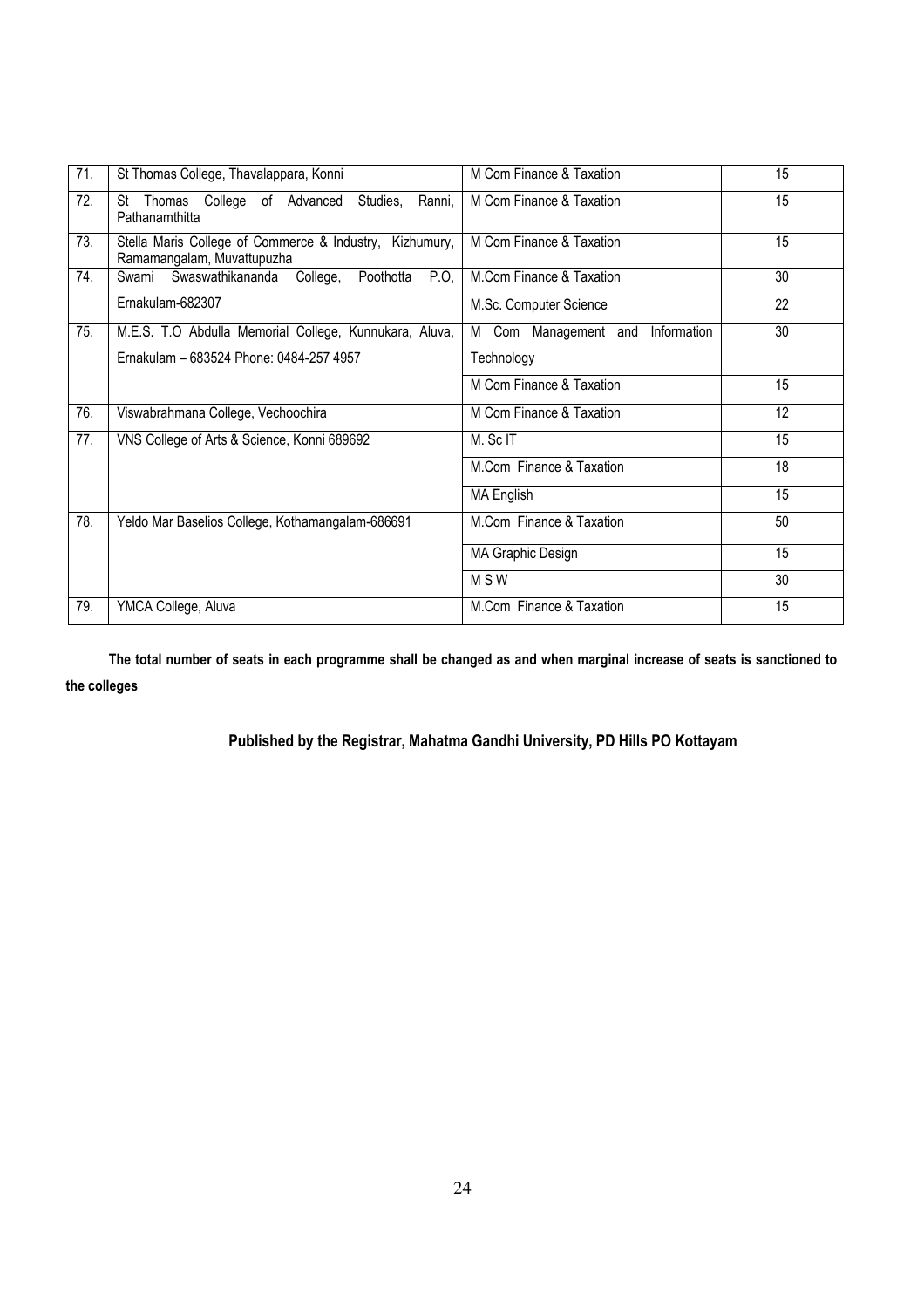| | | | |
|---|---|---|---|
| 71. | St Thomas College, Thavalappara, Konni | M Com Finance & Taxation | 15 |
| 72. | St Thomas College of Advanced Studies, Ranni, Pathanamthitta | M Com Finance & Taxation | 15 |
| 73. | Stella Maris College of Commerce & Industry, Kizhumury, Ramamangalam, Muvattupuzha | M Com Finance & Taxation | 15 |
| 74. | Swami Swaswathikananda College, Poothotta P.O, Ernakulam-682307 | M.Com Finance & Taxation | 30 |
| | | M.Sc. Computer Science | 22 |
| 75. | M.E.S. T.O Abdulla Memorial College, Kunnukara, Aluva, Ernakulam – 683524 Phone: 0484-257 4957 | M Com Management and Information Technology | 30 |
| | | M Com Finance & Taxation | 15 |
| 76. | Viswabrahmana College, Vechoochira | M Com Finance & Taxation | 12 |
| 77. | VNS College of Arts & Science, Konni 689692 | M. Sc IT | 15 |
| | | M.Com Finance & Taxation | 18 |
| | | MA English | 15 |
| 78. | Yeldo Mar Baselios College, Kothamangalam-686691 | M.Com Finance & Taxation | 50 |
| | | MA Graphic Design | 15 |
| | | M S W | 30 |
| 79. | YMCA College, Aluva | M.Com Finance & Taxation | 15 |

**The total number of seats in each programme shall be changed as and when marginal increase of seats is sanctioned to the colleges**

**Published by the Registrar, Mahatma Gandhi University, PD Hills PO Kottayam**